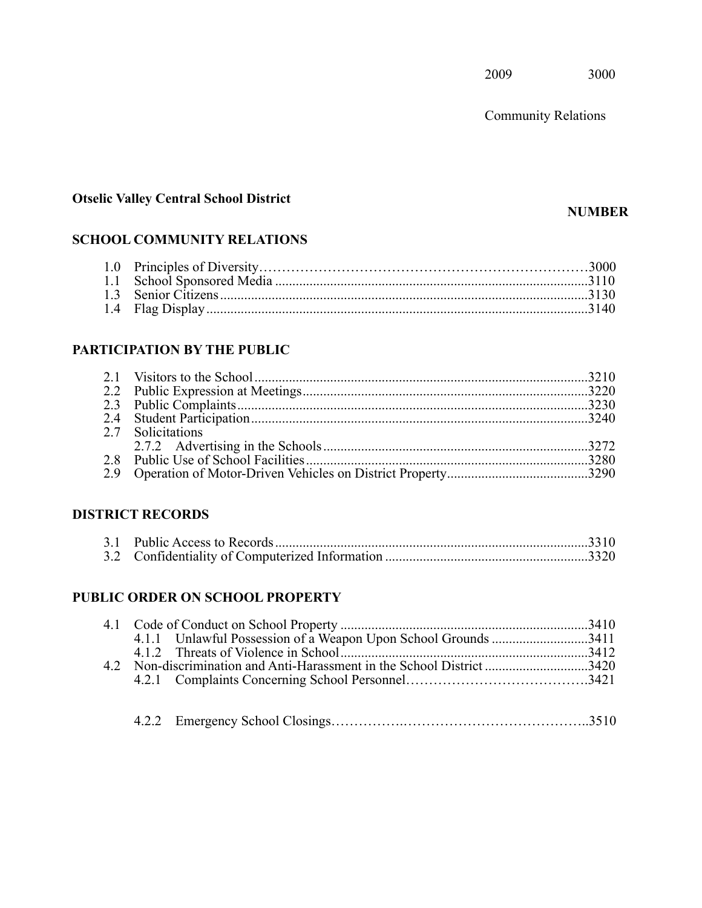2009 3000

Community Relations

**Otselic Valley Central School District**

**NUMBER**

## SCHOOL COMMUNITY RELATIONS

| | | |
|---|---|---|
| 1.0 | Principles of Diversity | 3000 |
| 1.1 | School Sponsored Media | 3110 |
| 1.3 | Senior Citizens | 3130 |
| 1.4 | Flag Display | 3140 |

## PARTICIPATION BY THE PUBLIC

| | | |
|---|---|---|
| 2.1 | Visitors to the School | 3210 |
| 2.2 | Public Expression at Meetings | 3220 |
| 2.3 | Public Complaints | 3230 |
| 2.4 | Student Participation | 3240 |
| 2.7 | Solicitations | |
| 2.7.2 | Advertising in the Schools | 3272 |
| 2.8 | Public Use of School Facilities | 3280 |
| 2.9 | Operation of Motor-Driven Vehicles on District Property | 3290 |

## DISTRICT RECORDS

| | | |
|---|---|---|
| 3.1 | Public Access to Records | 3310 |
| 3.2 | Confidentiality of Computerized Information | 3320 |

## PUBLIC ORDER ON SCHOOL PROPERTY

| | | |
|---|---|---|
| 4.1 | Code of Conduct on School Property | 3410 |
| 4.1.1 | Unlawful Possession of a Weapon Upon School Grounds | 3411 |
| 4.1.2 | Threats of Violence in School | 3412 |
| 4.2 | Non-discrimination and Anti-Harassment in the School District | 3420 |
| 4.2.1 | Complaints Concerning School Personnel | 3421 |
| 4.2.2 | Emergency School Closings | 3510 |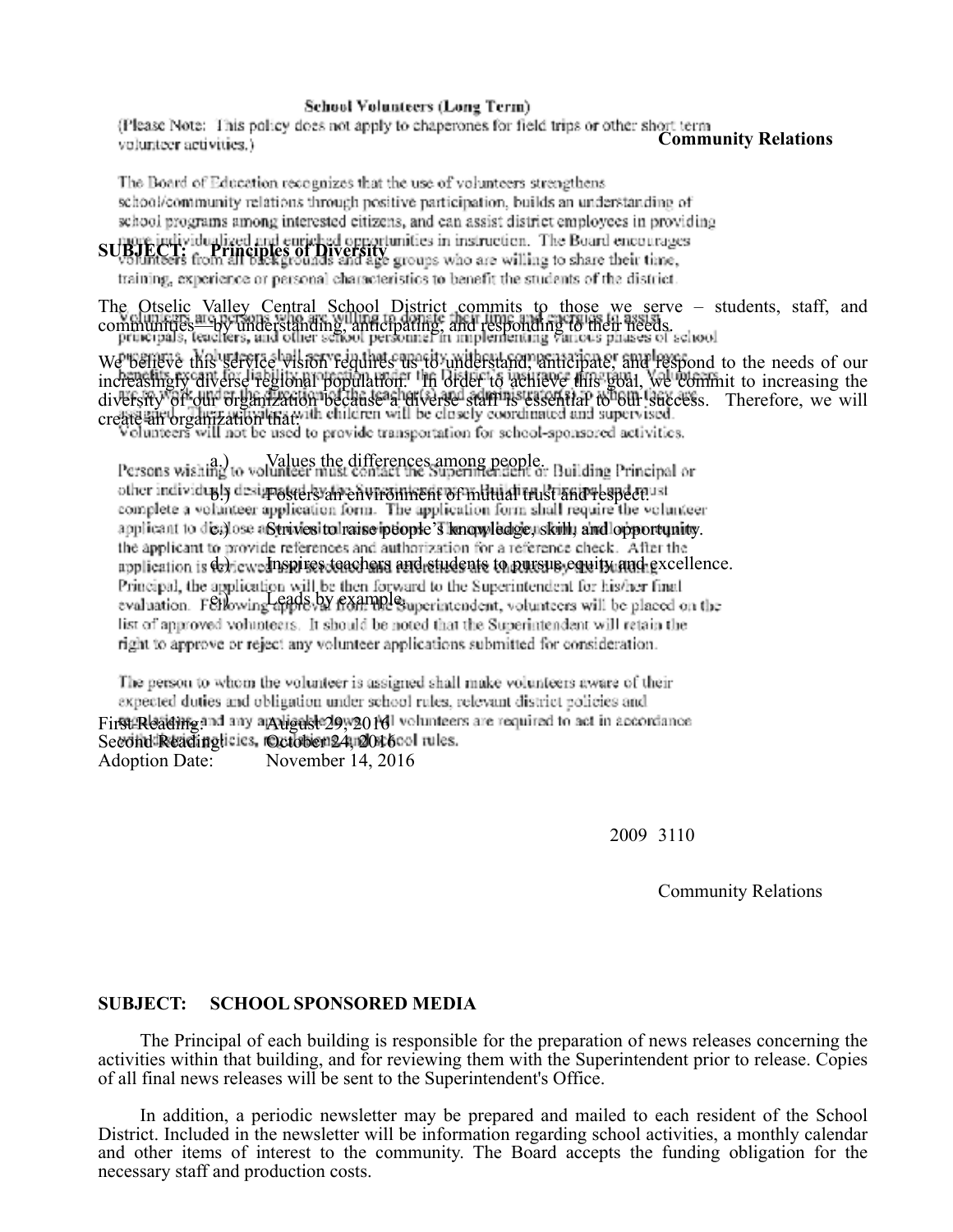**Community Relations**

**SUBJECT: Principles of Diversity**

The Otselic Valley Central School District commits to those we serve – students, staff, and communities—by understanding, anticipating, and responding to their needs.

We believe this service vision requires us to understand, anticipate, and respond to the needs of our increasingly diverse regional population. In order to achieve this goal, we commit to increasing the diversity of our organization because a diverse staff is essential to our success. Therefore, we will create an organization that:

a.) Values the differences among people.

b.) Fosters an environment of mutual trust and respect.

c.) Strives to raise people's knowledge, skill, and opportunity.

d.) Inspires teachers and students to pursue equity and excellence.

e.) Leads by example.

First Reading: August 29, 2016
Second Reading: October 24, 2016
Adoption Date: November 14, 2016

**School Volunteers (Long Term)**

(Please Note: This policy does not apply to chaperones for field trips or other short term volunteer activities.)

The Board of Education recognizes that the use of volunteers strengthens school/community relations through positive participation, builds an understanding of school programs among interested citizens, and can assist district employees in providing more individualized and enriched opportunities in instruction. The Board encourages volunteers from all backgrounds and age groups who are willing to share their time, training, experience or personal characteristics to benefit the students of the district.

Volunteers are persons who are willing to donate their time and energies to assist principals, teachers, and other school personnel in implementing various phases of school programs. Volunteers shall serve in that capacity without compensation or employee benefits except for liability protection under the District's insurance program. Volunteers are to work under the direction of the teacher(s) and administrator(s) to whom they are assigned. Their activities with children will be closely coordinated and supervised. Volunteers will not be used to provide transportation for school-sponsored activities.

Persons wishing to volunteer must contact the Superintendent or Building Principal or other individuals designated by the Superintendent or Building Principal and must complete a volunteer application form. The application form shall require the volunteer applicant to disclose any criminal convictions. The application shall also require the applicant to provide references and authorization for a reference check. After the application is reviewed and references are checked by the Building Principal, the application will be then forward to the Superintendent for his/her final evaluation. Following approval from the Superintendent, volunteers will be placed on the list of approved volunteers. It should be noted that the Superintendent will retain the right to approve or reject any volunteer applications submitted for consideration.

The person to whom the volunteer is assigned shall make volunteers aware of their expected duties and obligation under school rules, relevant district policies and regulations, and any applicable laws. All volunteers are required to act in accordance with district policies, regulations, and school rules.

2009 3110

Community Relations

**SUBJECT: SCHOOL SPONSORED MEDIA**

The Principal of each building is responsible for the preparation of news releases concerning the activities within that building, and for reviewing them with the Superintendent prior to release. Copies of all final news releases will be sent to the Superintendent's Office.

In addition, a periodic newsletter may be prepared and mailed to each resident of the School District. Included in the newsletter will be information regarding school activities, a monthly calendar and other items of interest to the community. The Board accepts the funding obligation for the necessary staff and production costs.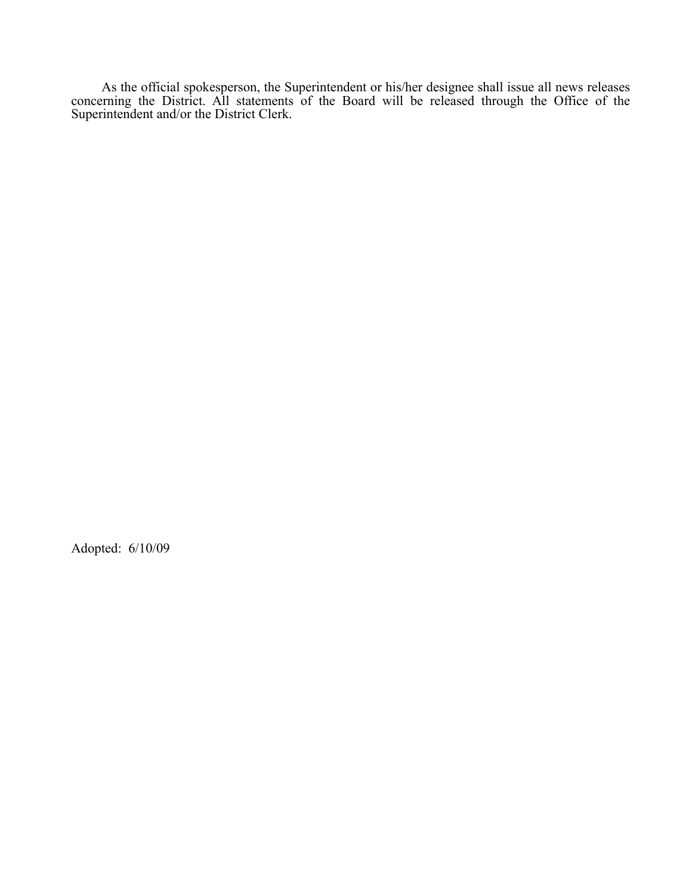As the official spokesperson, the Superintendent or his/her designee shall issue all news releases concerning the District. All statements of the Board will be released through the Office of the Superintendent and/or the District Clerk.

Adopted: 6/10/09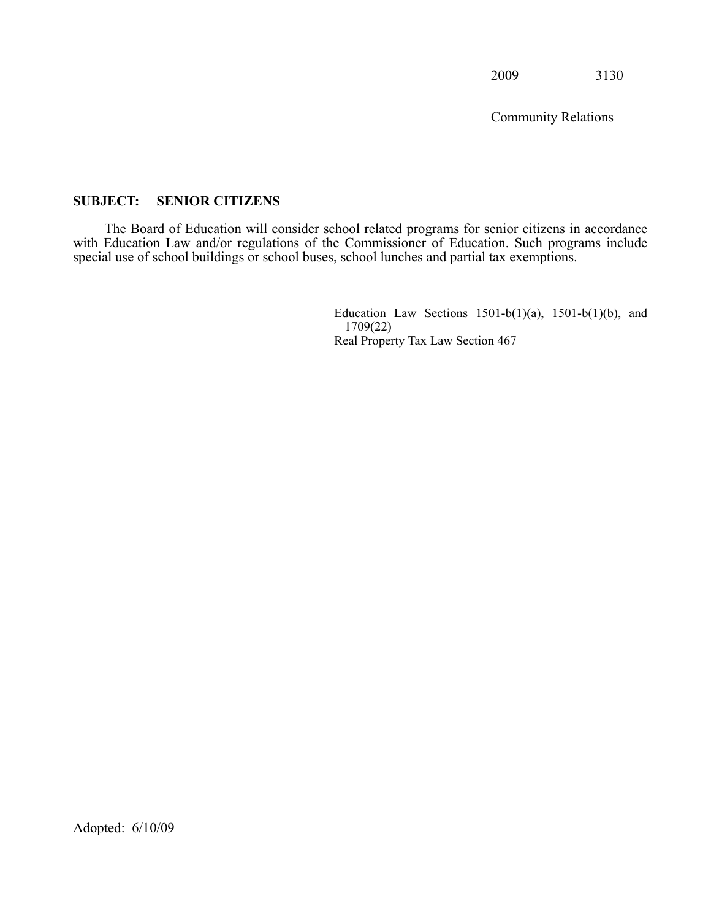2009 3130

Community Relations

**SUBJECT: SENIOR CITIZENS**

The Board of Education will consider school related programs for senior citizens in accordance with Education Law and/or regulations of the Commissioner of Education. Such programs include special use of school buildings or school buses, school lunches and partial tax exemptions.

Education Law Sections 1501-b(1)(a), 1501-b(1)(b), and 1709(22)
Real Property Tax Law Section 467

Adopted: 6/10/09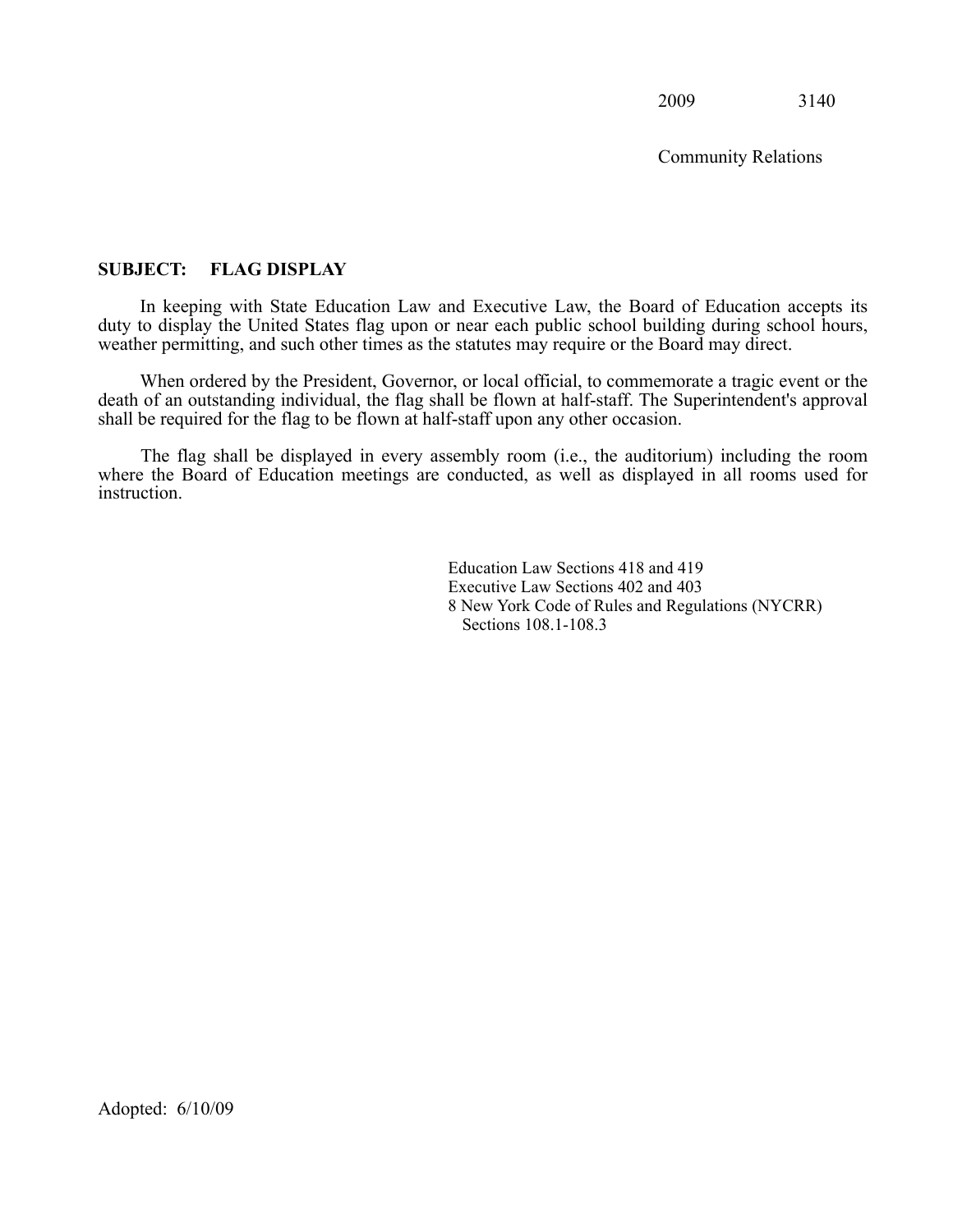2009 3140

Community Relations

**SUBJECT: FLAG DISPLAY**

In keeping with State Education Law and Executive Law, the Board of Education accepts its duty to display the United States flag upon or near each public school building during school hours, weather permitting, and such other times as the statutes may require or the Board may direct.

When ordered by the President, Governor, or local official, to commemorate a tragic event or the death of an outstanding individual, the flag shall be flown at half-staff. The Superintendent's approval shall be required for the flag to be flown at half-staff upon any other occasion.

The flag shall be displayed in every assembly room (i.e., the auditorium) including the room where the Board of Education meetings are conducted, as well as displayed in all rooms used for instruction.

Education Law Sections 418 and 419
Executive Law Sections 402 and 403
8 New York Code of Rules and Regulations (NYCRR)
Sections 108.1-108.3

Adopted: 6/10/09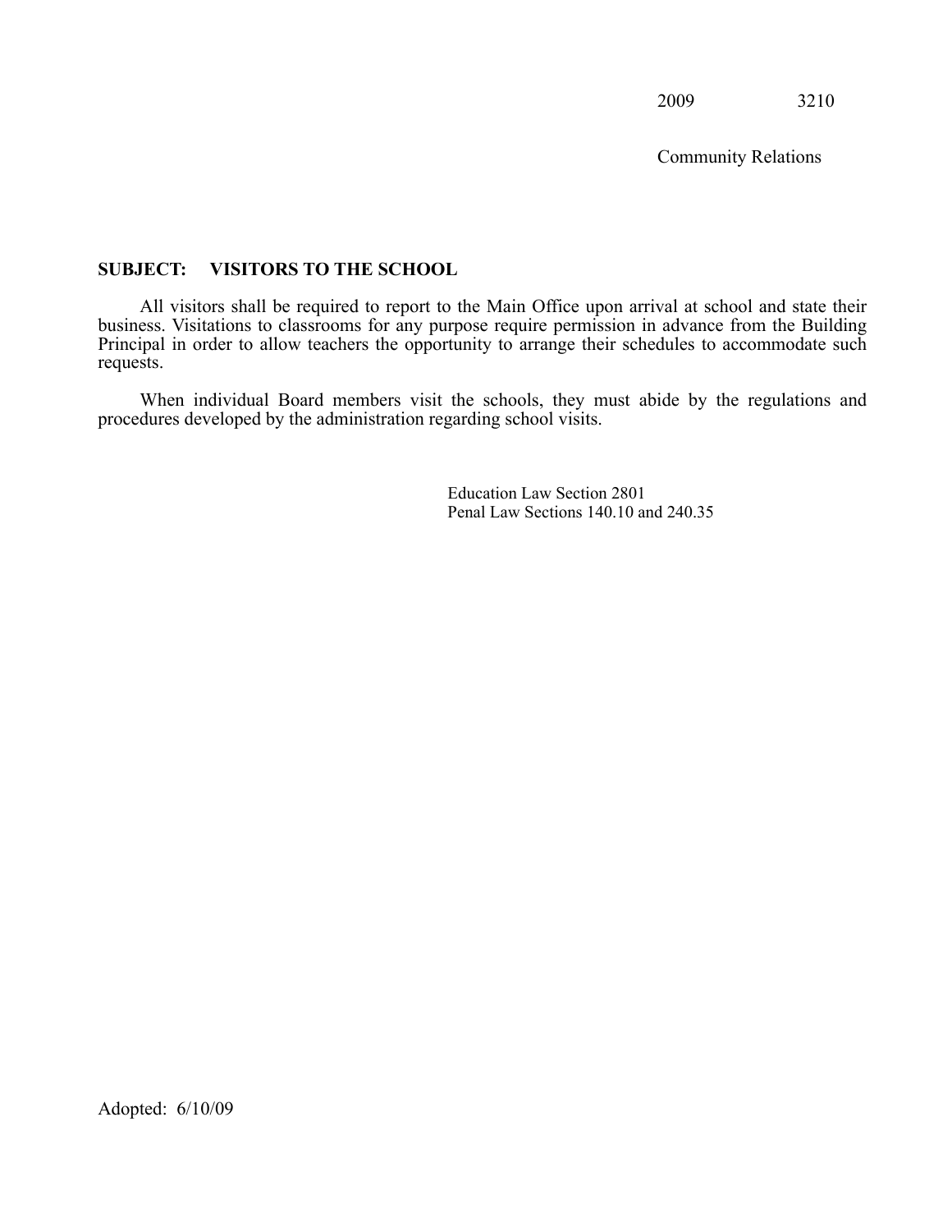2009 3210

Community Relations

**SUBJECT: VISITORS TO THE SCHOOL**

All visitors shall be required to report to the Main Office upon arrival at school and state their business. Visitations to classrooms for any purpose require permission in advance from the Building Principal in order to allow teachers the opportunity to arrange their schedules to accommodate such requests.

When individual Board members visit the schools, they must abide by the regulations and procedures developed by the administration regarding school visits.

Education Law Section 2801
Penal Law Sections 140.10 and 240.35

Adopted: 6/10/09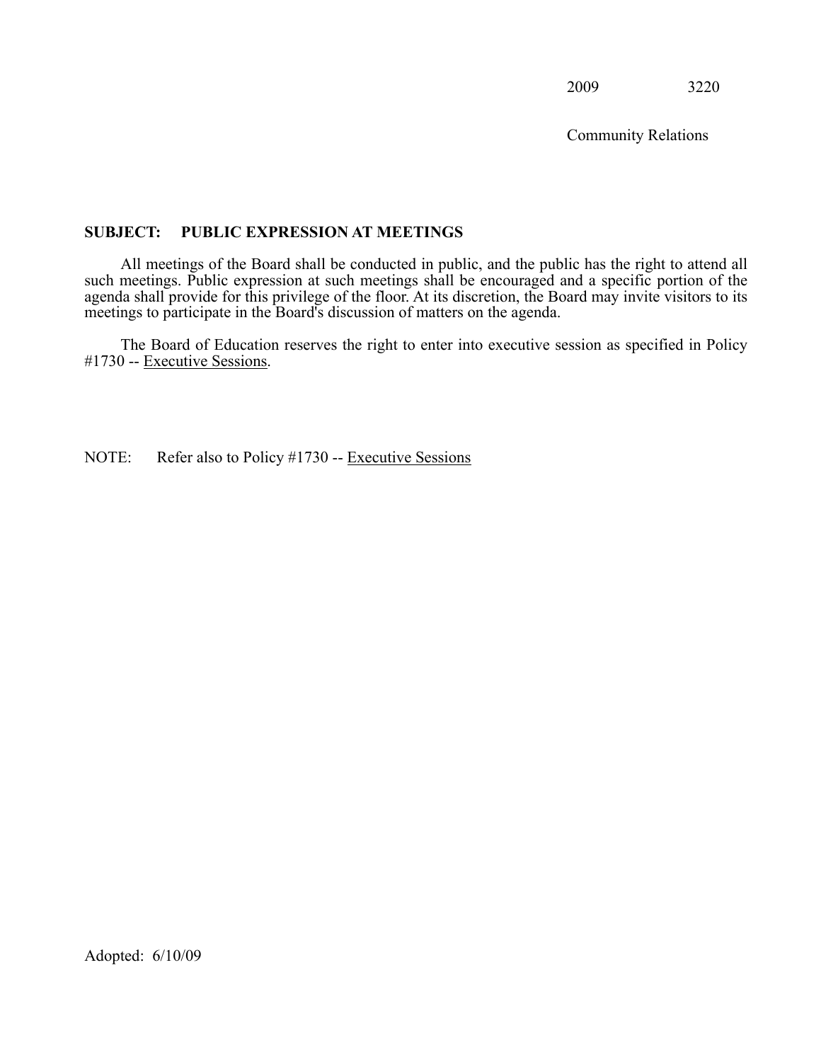2009 3220

Community Relations

**SUBJECT: PUBLIC EXPRESSION AT MEETINGS**

All meetings of the Board shall be conducted in public, and the public has the right to attend all such meetings. Public expression at such meetings shall be encouraged and a specific portion of the agenda shall provide for this privilege of the floor. At its discretion, the Board may invite visitors to its meetings to participate in the Board's discussion of matters on the agenda.

The Board of Education reserves the right to enter into executive session as specified in Policy #1730 -- Executive Sessions.

NOTE: Refer also to Policy #1730 -- Executive Sessions

Adopted: 6/10/09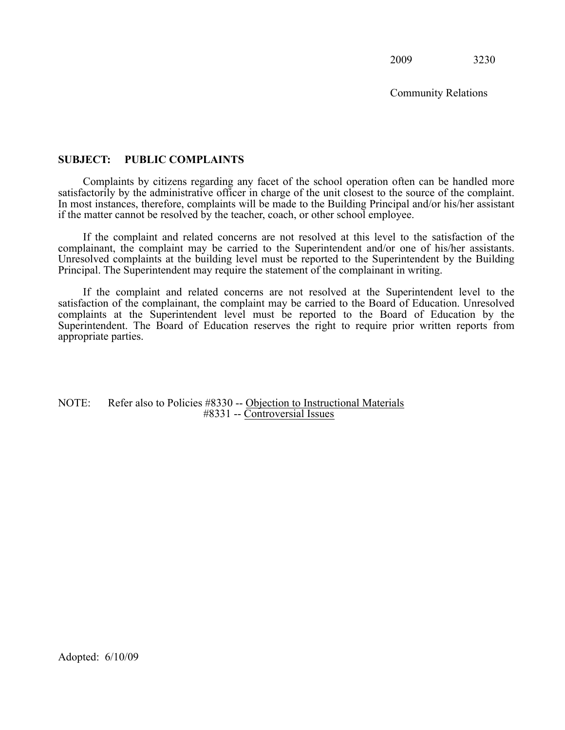2009 3230

Community Relations

**SUBJECT: PUBLIC COMPLAINTS**

Complaints by citizens regarding any facet of the school operation often can be handled more satisfactorily by the administrative officer in charge of the unit closest to the source of the complaint. In most instances, therefore, complaints will be made to the Building Principal and/or his/her assistant if the matter cannot be resolved by the teacher, coach, or other school employee.

If the complaint and related concerns are not resolved at this level to the satisfaction of the complainant, the complaint may be carried to the Superintendent and/or one of his/her assistants. Unresolved complaints at the building level must be reported to the Superintendent by the Building Principal. The Superintendent may require the statement of the complainant in writing.

If the complaint and related concerns are not resolved at the Superintendent level to the satisfaction of the complainant, the complaint may be carried to the Board of Education. Unresolved complaints at the Superintendent level must be reported to the Board of Education by the Superintendent. The Board of Education reserves the right to require prior written reports from appropriate parties.

NOTE: Refer also to Policies #8330 -- Objection to Instructional Materials
#8331 -- Controversial Issues

Adopted: 6/10/09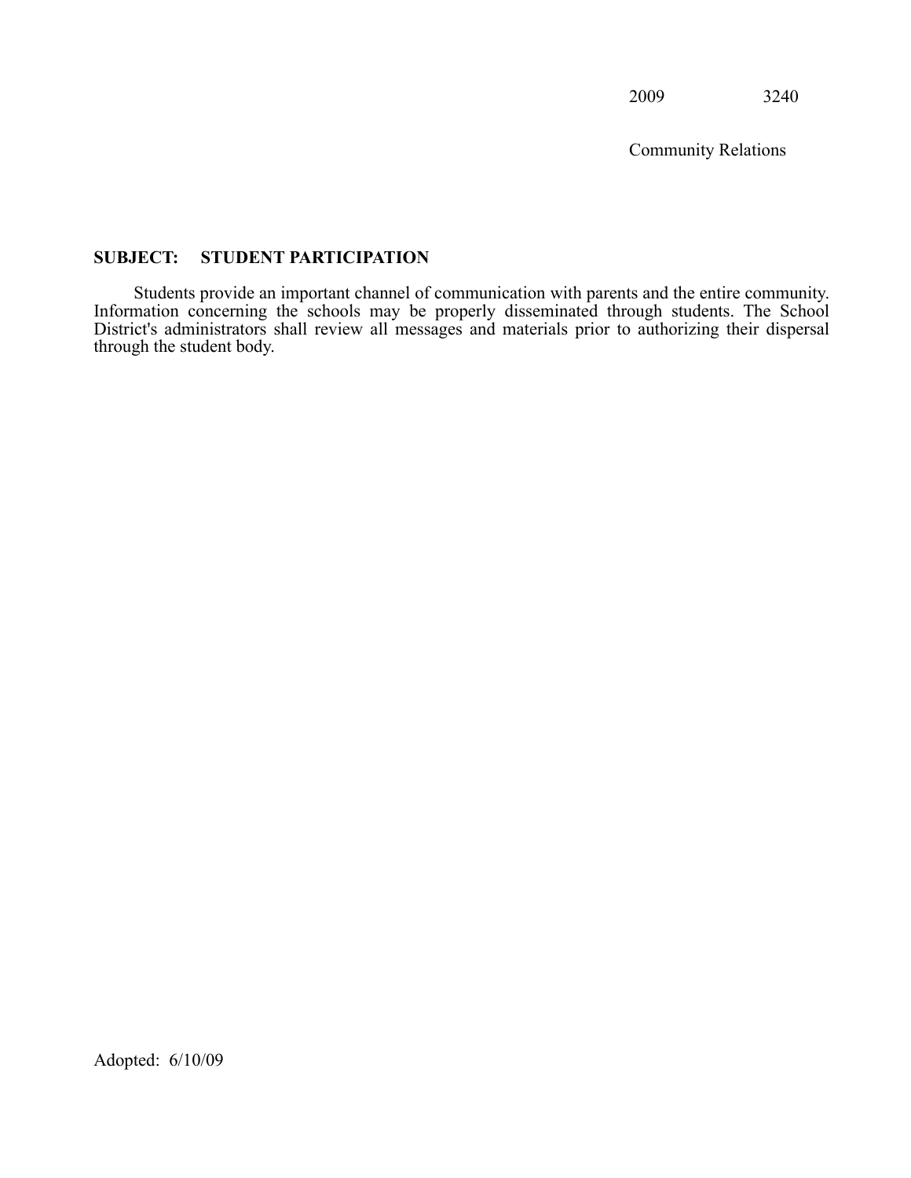2009 3240

Community Relations

**SUBJECT: STUDENT PARTICIPATION**

Students provide an important channel of communication with parents and the entire community. Information concerning the schools may be properly disseminated through students. The School District's administrators shall review all messages and materials prior to authorizing their dispersal through the student body.

Adopted: 6/10/09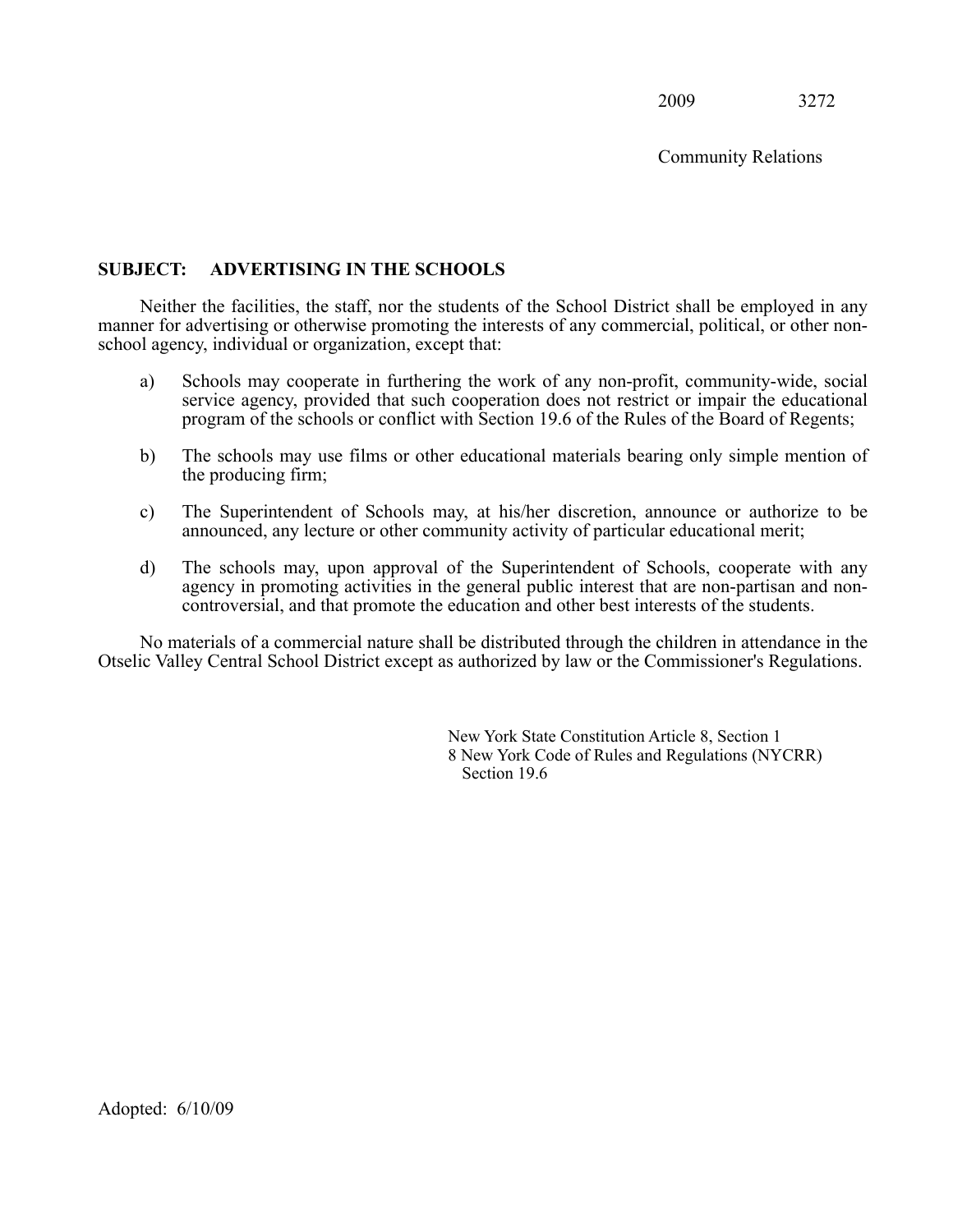2009 3272

Community Relations

**SUBJECT: ADVERTISING IN THE SCHOOLS**

Neither the facilities, the staff, nor the students of the School District shall be employed in any manner for advertising or otherwise promoting the interests of any commercial, political, or other non-school agency, individual or organization, except that:

a) Schools may cooperate in furthering the work of any non-profit, community-wide, social service agency, provided that such cooperation does not restrict or impair the educational program of the schools or conflict with Section 19.6 of the Rules of the Board of Regents;

b) The schools may use films or other educational materials bearing only simple mention of the producing firm;

c) The Superintendent of Schools may, at his/her discretion, announce or authorize to be announced, any lecture or other community activity of particular educational merit;

d) The schools may, upon approval of the Superintendent of Schools, cooperate with any agency in promoting activities in the general public interest that are non-partisan and non-controversial, and that promote the education and other best interests of the students.

No materials of a commercial nature shall be distributed through the children in attendance in the Otselic Valley Central School District except as authorized by law or the Commissioner's Regulations.

New York State Constitution Article 8, Section 1
8 New York Code of Rules and Regulations (NYCRR) Section 19.6

Adopted: 6/10/09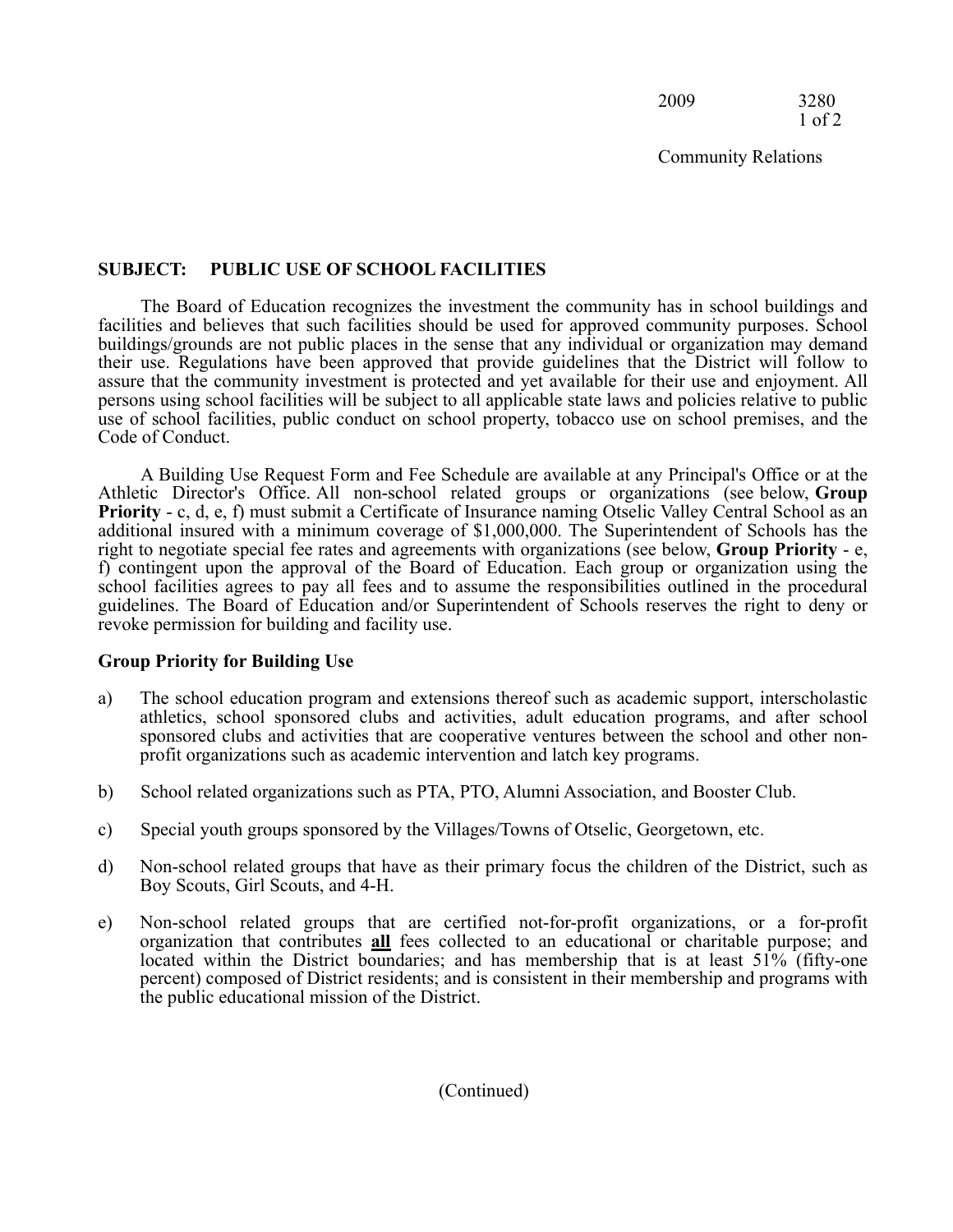**SUBJECT: PUBLIC USE OF SCHOOL FACILITIES**

The Board of Education recognizes the investment the community has in school buildings and facilities and believes that such facilities should be used for approved community purposes. School buildings/grounds are not public places in the sense that any individual or organization may demand their use. Regulations have been approved that provide guidelines that the District will follow to assure that the community investment is protected and yet available for their use and enjoyment. All persons using school facilities will be subject to all applicable state laws and policies relative to public use of school facilities, public conduct on school property, tobacco use on school premises, and the Code of Conduct.

A Building Use Request Form and Fee Schedule are available at any Principal's Office or at the Athletic Director's Office. All non-school related groups or organizations (see below, **Group Priority** - c, d, e, f) must submit a Certificate of Insurance naming Otselic Valley Central School as an additional insured with a minimum coverage of $1,000,000. The Superintendent of Schools has the right to negotiate special fee rates and agreements with organizations (see below, **Group Priority** - e, f) contingent upon the approval of the Board of Education. Each group or organization using the school facilities agrees to pay all fees and to assume the responsibilities outlined in the procedural guidelines. The Board of Education and/or Superintendent of Schools reserves the right to deny or revoke permission for building and facility use.

**Group Priority for Building Use**

a) The school education program and extensions thereof such as academic support, interscholastic athletics, school sponsored clubs and activities, adult education programs, and after school sponsored clubs and activities that are cooperative ventures between the school and other non-profit organizations such as academic intervention and latch key programs.

b) School related organizations such as PTA, PTO, Alumni Association, and Booster Club.

c) Special youth groups sponsored by the Villages/Towns of Otselic, Georgetown, etc.

d) Non-school related groups that have as their primary focus the children of the District, such as Boy Scouts, Girl Scouts, and 4-H.

e) Non-school related groups that are certified not-for-profit organizations, or a for-profit organization that contributes **<u>all</u>** fees collected to an educational or charitable purpose; and located within the District boundaries; and has membership that is at least 51% (fifty-one percent) composed of District residents; and is consistent in their membership and programs with the public educational mission of the District.

(Continued)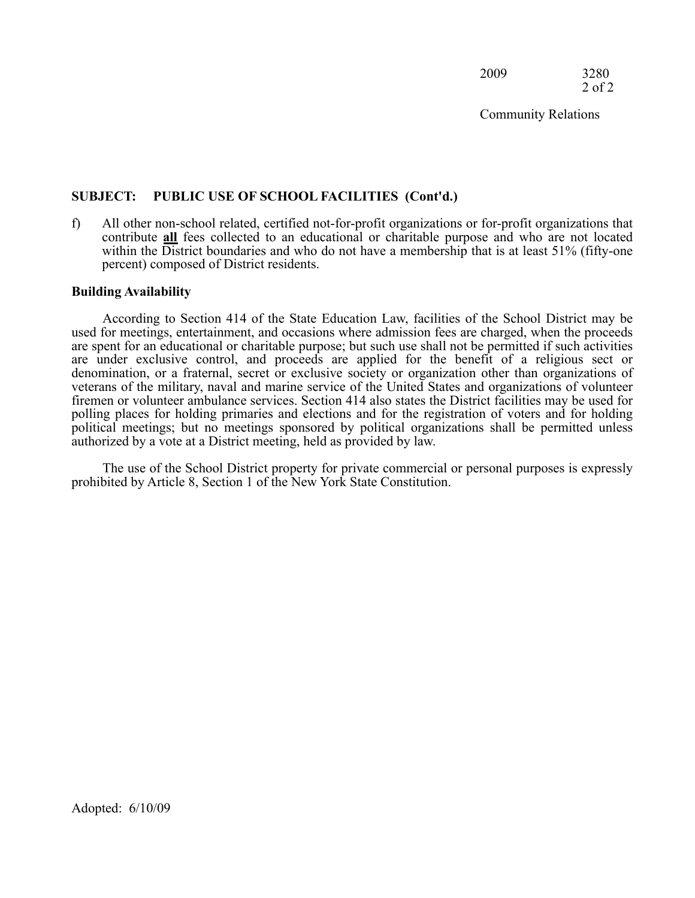## SUBJECT: PUBLIC USE OF SCHOOL FACILITIES (Cont'd.)

f) All other non-school related, certified not-for-profit organizations or for-profit organizations that contribute **all** fees collected to an educational or charitable purpose and who are not located within the District boundaries and who do not have a membership that is at least 51% (fifty-one percent) composed of District residents.

### Building Availability

According to Section 414 of the State Education Law, facilities of the School District may be used for meetings, entertainment, and occasions where admission fees are charged, when the proceeds are spent for an educational or charitable purpose; but such use shall not be permitted if such activities are under exclusive control, and proceeds are applied for the benefit of a religious sect or denomination, or a fraternal, secret or exclusive society or organization other than organizations of veterans of the military, naval and marine service of the United States and organizations of volunteer firemen or volunteer ambulance services. Section 414 also states the District facilities may be used for polling places for holding primaries and elections and for the registration of voters and for holding political meetings; but no meetings sponsored by political organizations shall be permitted unless authorized by a vote at a District meeting, held as provided by law.

The use of the School District property for private commercial or personal purposes is expressly prohibited by Article 8, Section 1 of the New York State Constitution.

Adopted: 6/10/09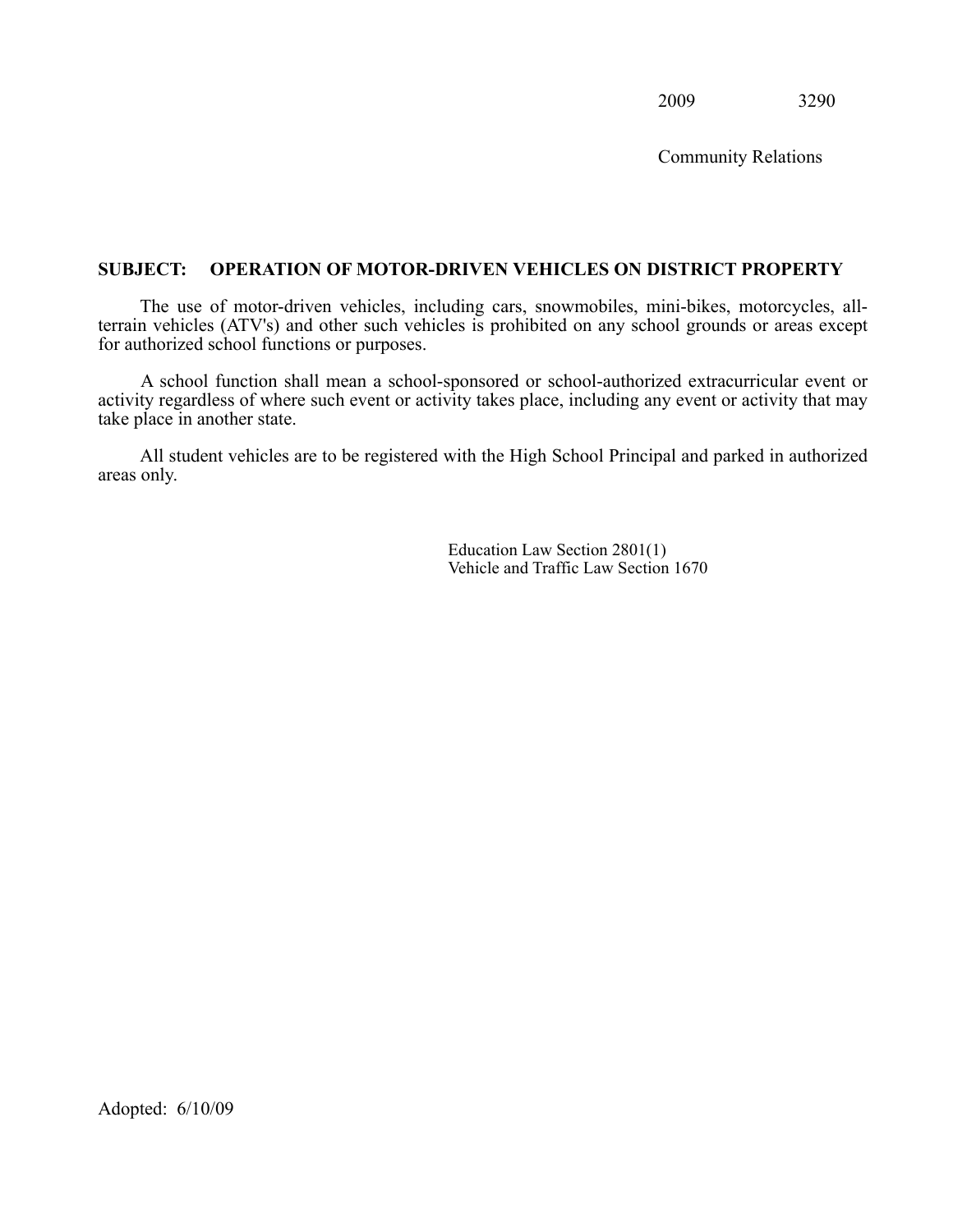2009 3290

Community Relations

## SUBJECT: OPERATION OF MOTOR-DRIVEN VEHICLES ON DISTRICT PROPERTY

The use of motor-driven vehicles, including cars, snowmobiles, mini-bikes, motorcycles, all-terrain vehicles (ATV's) and other such vehicles is prohibited on any school grounds or areas except for authorized school functions or purposes.

A school function shall mean a school-sponsored or school-authorized extracurricular event or activity regardless of where such event or activity takes place, including any event or activity that may take place in another state.

All student vehicles are to be registered with the High School Principal and parked in authorized areas only.

Education Law Section 2801(1)
Vehicle and Traffic Law Section 1670

Adopted: 6/10/09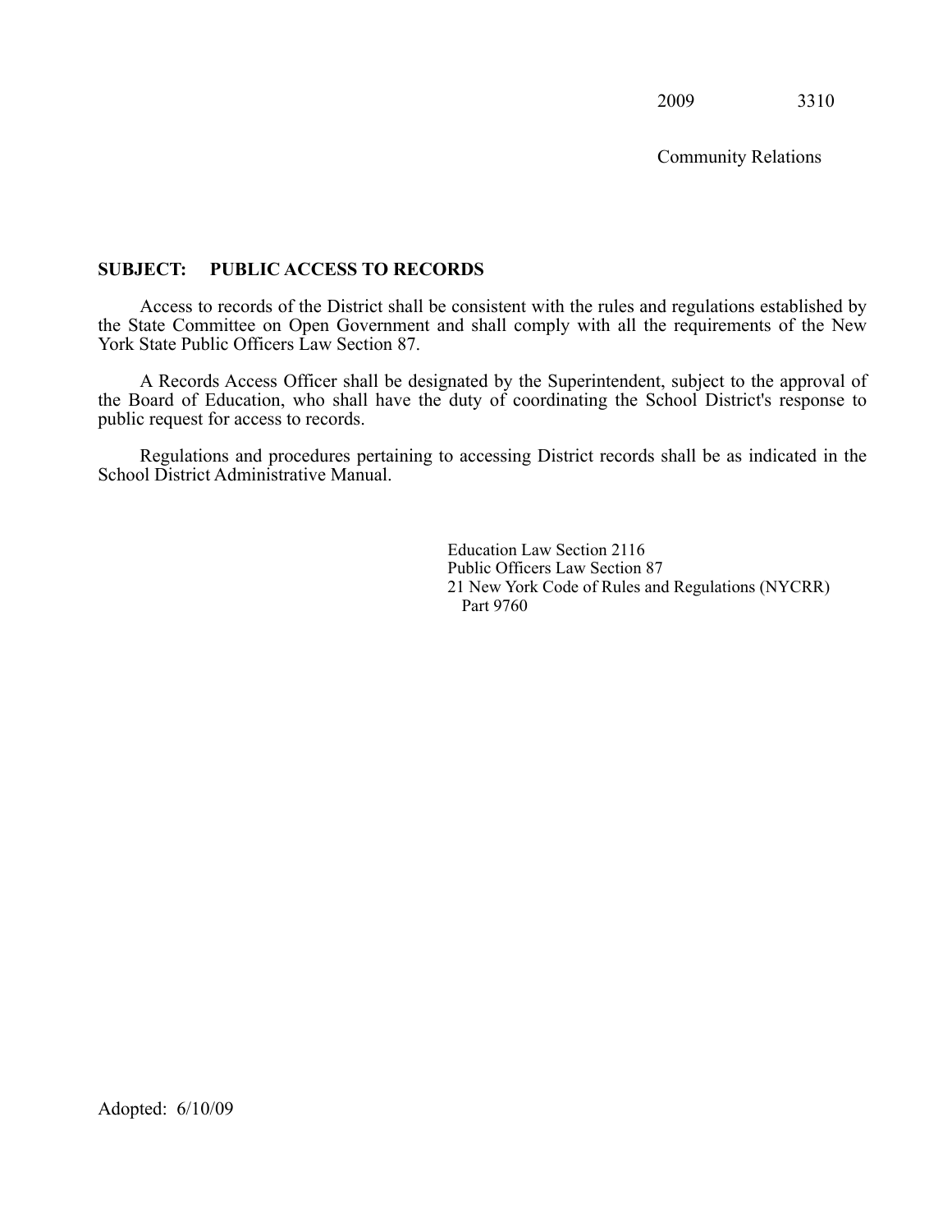2009 3310

Community Relations

**SUBJECT: PUBLIC ACCESS TO RECORDS**

Access to records of the District shall be consistent with the rules and regulations established by the State Committee on Open Government and shall comply with all the requirements of the New York State Public Officers Law Section 87.

A Records Access Officer shall be designated by the Superintendent, subject to the approval of the Board of Education, who shall have the duty of coordinating the School District's response to public request for access to records.

Regulations and procedures pertaining to accessing District records shall be as indicated in the School District Administrative Manual.

Education Law Section 2116
Public Officers Law Section 87
21 New York Code of Rules and Regulations (NYCRR) Part 9760

Adopted: 6/10/09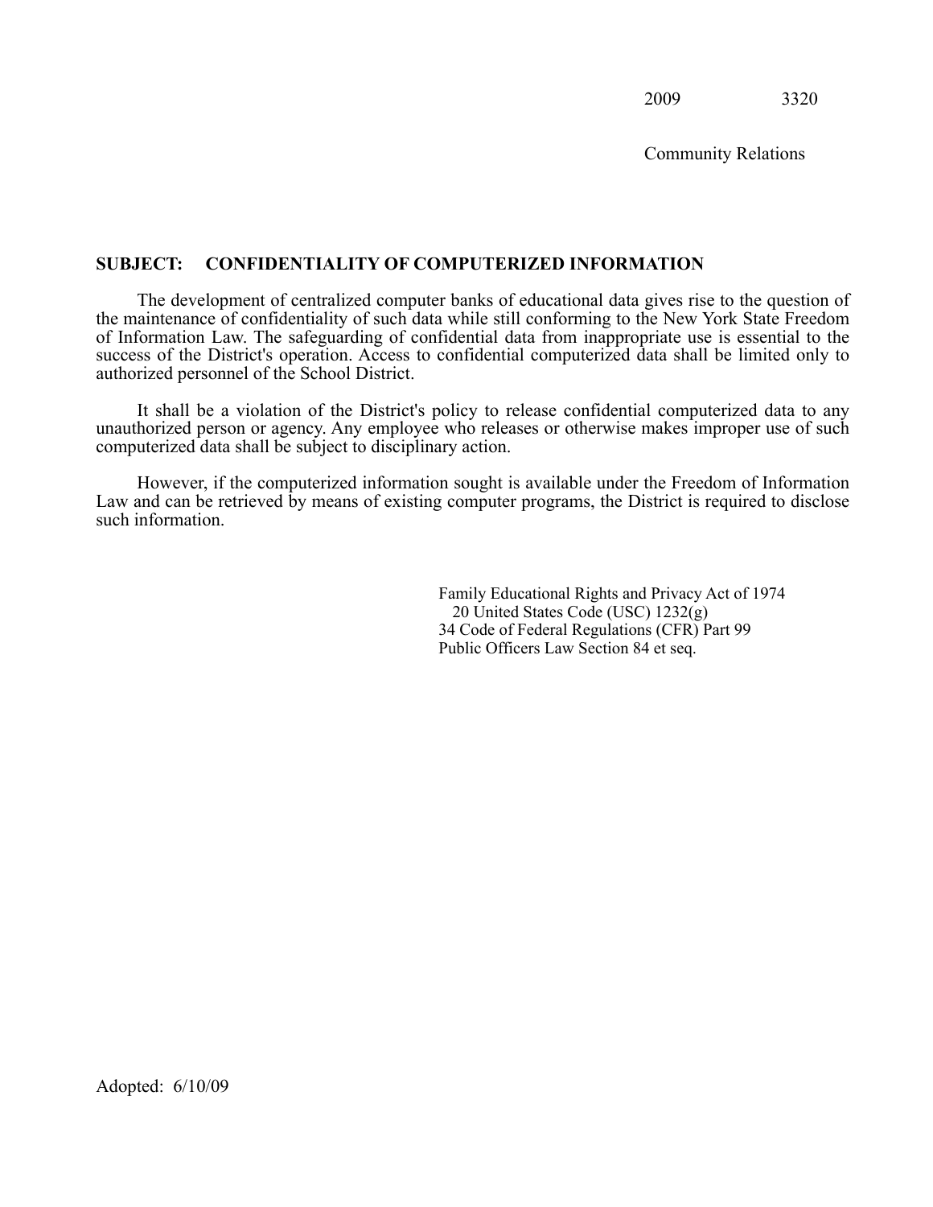2009 3320

Community Relations

**SUBJECT: CONFIDENTIALITY OF COMPUTERIZED INFORMATION**

The development of centralized computer banks of educational data gives rise to the question of the maintenance of confidentiality of such data while still conforming to the New York State Freedom of Information Law. The safeguarding of confidential data from inappropriate use is essential to the success of the District's operation. Access to confidential computerized data shall be limited only to authorized personnel of the School District.

It shall be a violation of the District's policy to release confidential computerized data to any unauthorized person or agency. Any employee who releases or otherwise makes improper use of such computerized data shall be subject to disciplinary action.

However, if the computerized information sought is available under the Freedom of Information Law and can be retrieved by means of existing computer programs, the District is required to disclose such information.

Family Educational Rights and Privacy Act of 1974
20 United States Code (USC) 1232(g)
34 Code of Federal Regulations (CFR) Part 99
Public Officers Law Section 84 et seq.

Adopted: 6/10/09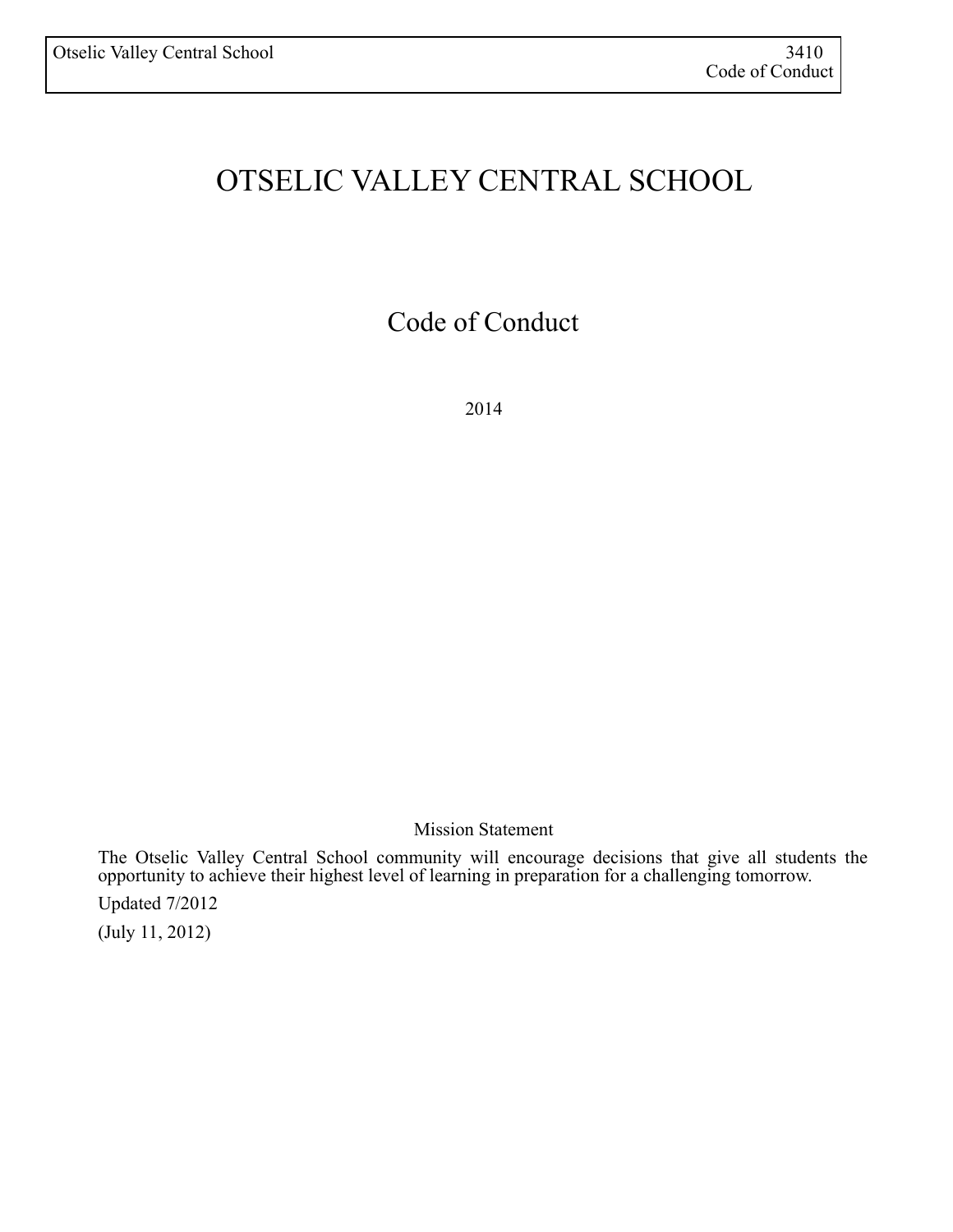# OTSELIC VALLEY CENTRAL SCHOOL

## Code of Conduct

2014

Mission Statement

The Otselic Valley Central School community will encourage decisions that give all students the opportunity to achieve their highest level of learning in preparation for a challenging tomorrow.

Updated 7/2012

(July 11, 2012)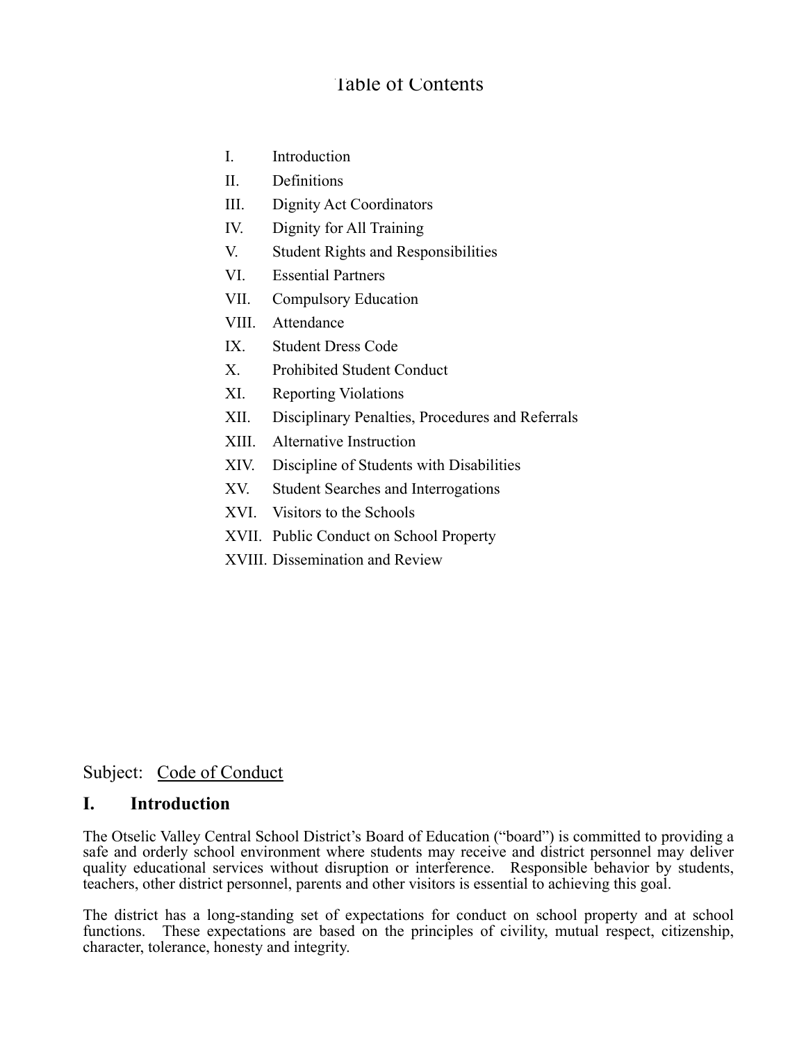# Table of Contents

- I. Introduction
- II. Definitions
- III. Dignity Act Coordinators
- IV. Dignity for All Training
- V. Student Rights and Responsibilities
- VI. Essential Partners
- VII. Compulsory Education
- VIII. Attendance
- IX. Student Dress Code
- X. Prohibited Student Conduct
- XI. Reporting Violations
- XII. Disciplinary Penalties, Procedures and Referrals
- XIII. Alternative Instruction
- XIV. Discipline of Students with Disabilities
- XV. Student Searches and Interrogations
- XVI. Visitors to the Schools
- XVII. Public Conduct on School Property
- XVIII. Dissemination and Review

Subject: Code of Conduct

## I. Introduction

The Otselic Valley Central School District's Board of Education ("board") is committed to providing a safe and orderly school environment where students may receive and district personnel may deliver quality educational services without disruption or interference. Responsible behavior by students, teachers, other district personnel, parents and other visitors is essential to achieving this goal.

The district has a long-standing set of expectations for conduct on school property and at school functions. These expectations are based on the principles of civility, mutual respect, citizenship, character, tolerance, honesty and integrity.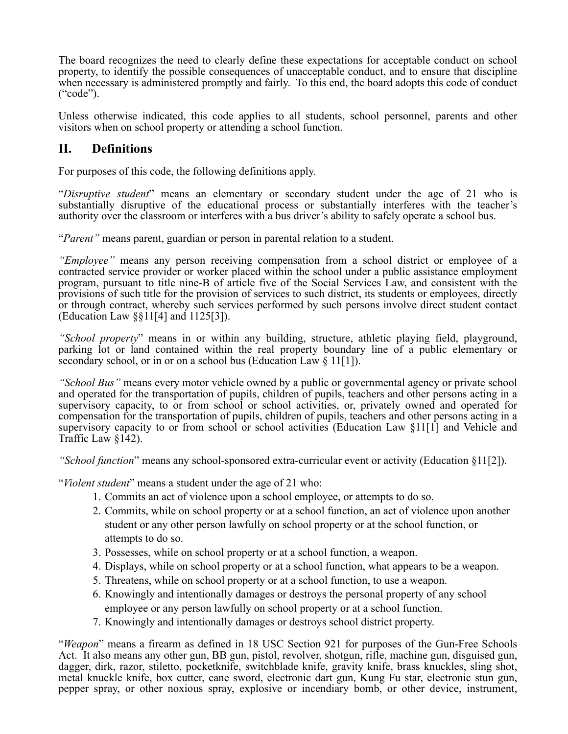The board recognizes the need to clearly define these expectations for acceptable conduct on school property, to identify the possible consequences of unacceptable conduct, and to ensure that discipline when necessary is administered promptly and fairly. To this end, the board adopts this code of conduct ("code").

Unless otherwise indicated, this code applies to all students, school personnel, parents and other visitors when on school property or attending a school function.

## II. Definitions

For purposes of this code, the following definitions apply.

"*Disruptive student*" means an elementary or secondary student under the age of 21 who is substantially disruptive of the educational process or substantially interferes with the teacher's authority over the classroom or interferes with a bus driver's ability to safely operate a school bus.

"*Parent"* means parent, guardian or person in parental relation to a student.

*"Employee"* means any person receiving compensation from a school district or employee of a contracted service provider or worker placed within the school under a public assistance employment program, pursuant to title nine-B of article five of the Social Services Law, and consistent with the provisions of such title for the provision of services to such district, its students or employees, directly or through contract, whereby such services performed by such persons involve direct student contact (Education Law §§11[4] and 1125[3]).

*"School property*" means in or within any building, structure, athletic playing field, playground, parking lot or land contained within the real property boundary line of a public elementary or secondary school, or in or on a school bus (Education Law § 11[1]).

*"School Bus"* means every motor vehicle owned by a public or governmental agency or private school and operated for the transportation of pupils, children of pupils, teachers and other persons acting in a supervisory capacity, to or from school or school activities, or, privately owned and operated for compensation for the transportation of pupils, children of pupils, teachers and other persons acting in a supervisory capacity to or from school or school activities (Education Law §11[1] and Vehicle and Traffic Law §142).

*"School function*" means any school-sponsored extra-curricular event or activity (Education §11[2]).

"*Violent student*" means a student under the age of 21 who:

1. Commits an act of violence upon a school employee, or attempts to do so.
2. Commits, while on school property or at a school function, an act of violence upon another student or any other person lawfully on school property or at the school function, or attempts to do so.
3. Possesses, while on school property or at a school function, a weapon.
4. Displays, while on school property or at a school function, what appears to be a weapon.
5. Threatens, while on school property or at a school function, to use a weapon.
6. Knowingly and intentionally damages or destroys the personal property of any school employee or any person lawfully on school property or at a school function.
7. Knowingly and intentionally damages or destroys school district property.

"*Weapon*" means a firearm as defined in 18 USC Section 921 for purposes of the Gun-Free Schools Act. It also means any other gun, BB gun, pistol, revolver, shotgun, rifle, machine gun, disguised gun, dagger, dirk, razor, stiletto, pocketknife, switchblade knife, gravity knife, brass knuckles, sling shot, metal knuckle knife, box cutter, cane sword, electronic dart gun, Kung Fu star, electronic stun gun, pepper spray, or other noxious spray, explosive or incendiary bomb, or other device, instrument,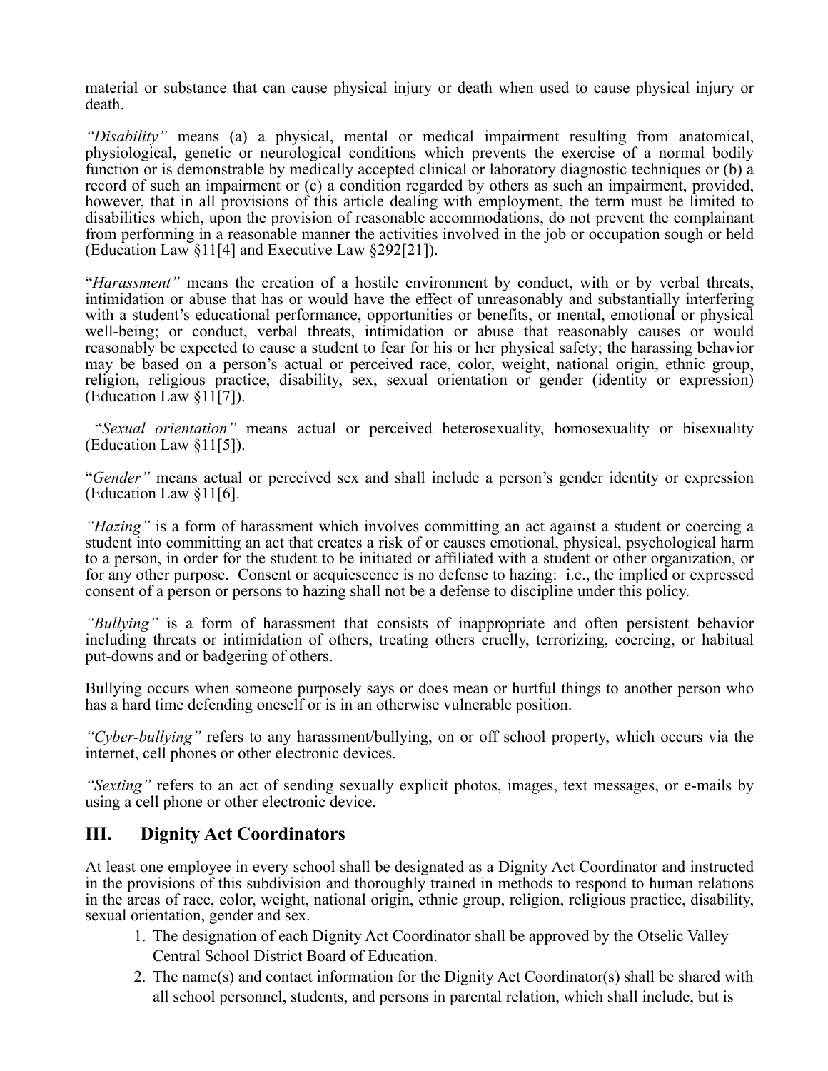material or substance that can cause physical injury or death when used to cause physical injury or death.

*"Disability"* means (a) a physical, mental or medical impairment resulting from anatomical, physiological, genetic or neurological conditions which prevents the exercise of a normal bodily function or is demonstrable by medically accepted clinical or laboratory diagnostic techniques or (b) a record of such an impairment or (c) a condition regarded by others as such an impairment, provided, however, that in all provisions of this article dealing with employment, the term must be limited to disabilities which, upon the provision of reasonable accommodations, do not prevent the complainant from performing in a reasonable manner the activities involved in the job or occupation sough or held (Education Law §11[4] and Executive Law §292[21]).

"*Harassment"* means the creation of a hostile environment by conduct, with or by verbal threats, intimidation or abuse that has or would have the effect of unreasonably and substantially interfering with a student's educational performance, opportunities or benefits, or mental, emotional or physical well-being; or conduct, verbal threats, intimidation or abuse that reasonably causes or would reasonably be expected to cause a student to fear for his or her physical safety; the harassing behavior may be based on a person's actual or perceived race, color, weight, national origin, ethnic group, religion, religious practice, disability, sex, sexual orientation or gender (identity or expression) (Education Law §11[7]).

"*Sexual orientation"* means actual or perceived heterosexuality, homosexuality or bisexuality (Education Law §11[5]).

"*Gender"* means actual or perceived sex and shall include a person's gender identity or expression (Education Law §11[6].

*"Hazing"* is a form of harassment which involves committing an act against a student or coercing a student into committing an act that creates a risk of or causes emotional, physical, psychological harm to a person, in order for the student to be initiated or affiliated with a student or other organization, or for any other purpose. Consent or acquiescence is no defense to hazing: i.e., the implied or expressed consent of a person or persons to hazing shall not be a defense to discipline under this policy.

*"Bullying"* is a form of harassment that consists of inappropriate and often persistent behavior including threats or intimidation of others, treating others cruelly, terrorizing, coercing, or habitual put-downs and or badgering of others.

Bullying occurs when someone purposely says or does mean or hurtful things to another person who has a hard time defending oneself or is in an otherwise vulnerable position.

*"Cyber-bullying"* refers to any harassment/bullying, on or off school property, which occurs via the internet, cell phones or other electronic devices.

*"Sexting"* refers to an act of sending sexually explicit photos, images, text messages, or e-mails by using a cell phone or other electronic device.

## III. Dignity Act Coordinators

At least one employee in every school shall be designated as a Dignity Act Coordinator and instructed in the provisions of this subdivision and thoroughly trained in methods to respond to human relations in the areas of race, color, weight, national origin, ethnic group, religion, religious practice, disability, sexual orientation, gender and sex.

1. The designation of each Dignity Act Coordinator shall be approved by the Otselic Valley Central School District Board of Education.
2. The name(s) and contact information for the Dignity Act Coordinator(s) shall be shared with all school personnel, students, and persons in parental relation, which shall include, but is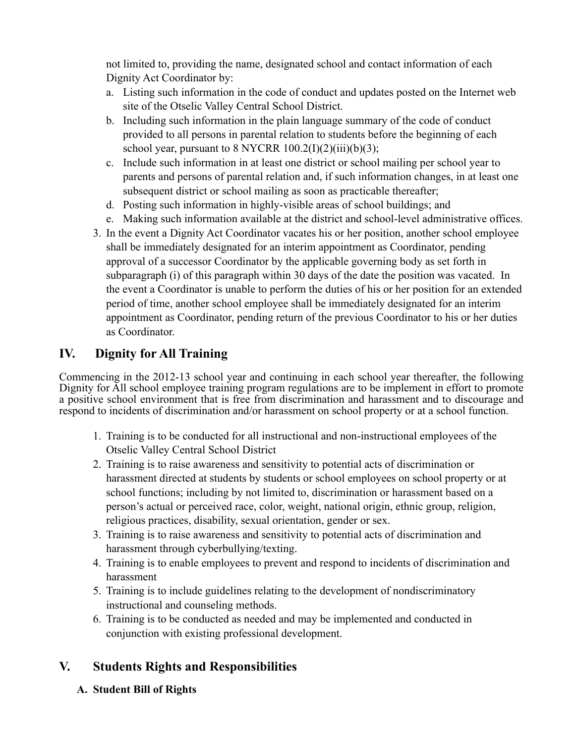not limited to, providing the name, designated school and contact information of each Dignity Act Coordinator by:

   a. Listing such information in the code of conduct and updates posted on the Internet web site of the Otselic Valley Central School District.
   b. Including such information in the plain language summary of the code of conduct provided to all persons in parental relation to students before the beginning of each school year, pursuant to 8 NYCRR 100.2(I)(2)(iii)(b)(3);
   c. Include such information in at least one district or school mailing per school year to parents and persons of parental relation and, if such information changes, in at least one subsequent district or school mailing as soon as practicable thereafter;
   d. Posting such information in highly-visible areas of school buildings; and
   e. Making such information available at the district and school-level administrative offices.

3. In the event a Dignity Act Coordinator vacates his or her position, another school employee shall be immediately designated for an interim appointment as Coordinator, pending approval of a successor Coordinator by the applicable governing body as set forth in subparagraph (i) of this paragraph within 30 days of the date the position was vacated. In the event a Coordinator is unable to perform the duties of his or her position for an extended period of time, another school employee shall be immediately designated for an interim appointment as Coordinator, pending return of the previous Coordinator to his or her duties as Coordinator.

## IV. Dignity for All Training

Commencing in the 2012-13 school year and continuing in each school year thereafter, the following Dignity for All school employee training program regulations are to be implement in effort to promote a positive school environment that is free from discrimination and harassment and to discourage and respond to incidents of discrimination and/or harassment on school property or at a school function.

1. Training is to be conducted for all instructional and non-instructional employees of the Otselic Valley Central School District
2. Training is to raise awareness and sensitivity to potential acts of discrimination or harassment directed at students by students or school employees on school property or at school functions; including by not limited to, discrimination or harassment based on a person's actual or perceived race, color, weight, national origin, ethnic group, religion, religious practices, disability, sexual orientation, gender or sex.
3. Training is to raise awareness and sensitivity to potential acts of discrimination and harassment through cyberbullying/texting.
4. Training is to enable employees to prevent and respond to incidents of discrimination and harassment
5. Training is to include guidelines relating to the development of nondiscriminatory instructional and counseling methods.
6. Training is to be conducted as needed and may be implemented and conducted in conjunction with existing professional development.

## V. Students Rights and Responsibilities

### A. Student Bill of Rights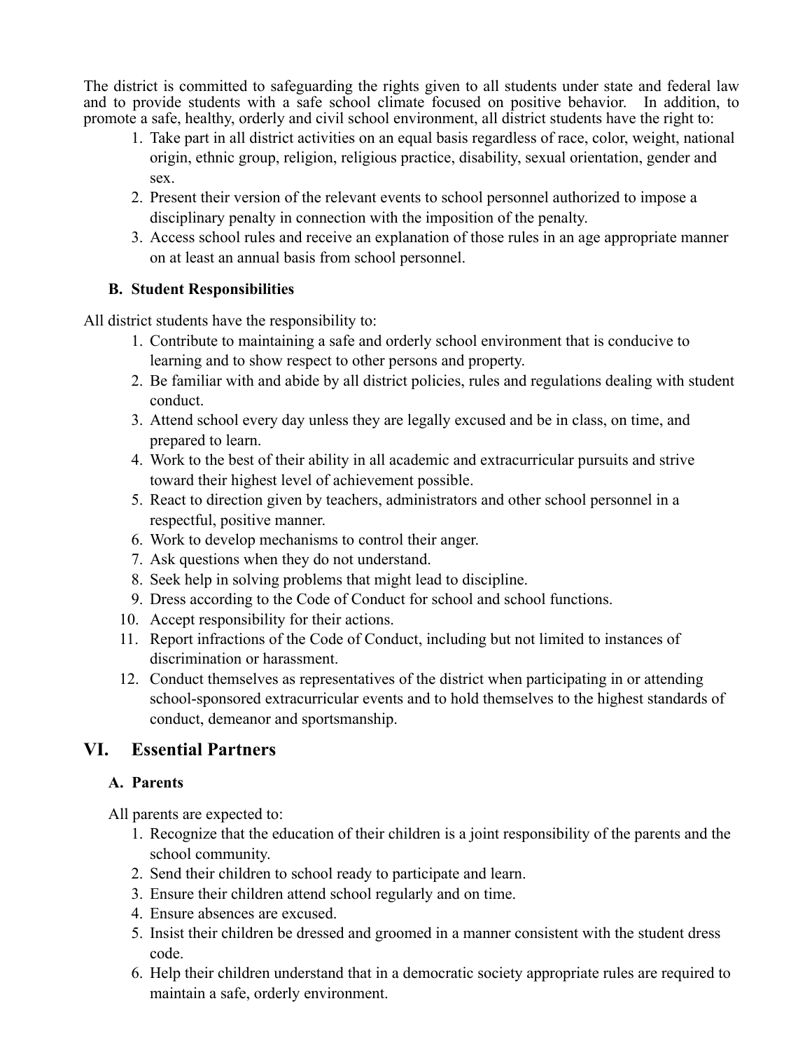The district is committed to safeguarding the rights given to all students under state and federal law and to provide students with a safe school climate focused on positive behavior. In addition, to promote a safe, healthy, orderly and civil school environment, all district students have the right to:

1. Take part in all district activities on an equal basis regardless of race, color, weight, national origin, ethnic group, religion, religious practice, disability, sexual orientation, gender and sex.
2. Present their version of the relevant events to school personnel authorized to impose a disciplinary penalty in connection with the imposition of the penalty.
3. Access school rules and receive an explanation of those rules in an age appropriate manner on at least an annual basis from school personnel.

### B. Student Responsibilities

All district students have the responsibility to:

1. Contribute to maintaining a safe and orderly school environment that is conducive to learning and to show respect to other persons and property.
2. Be familiar with and abide by all district policies, rules and regulations dealing with student conduct.
3. Attend school every day unless they are legally excused and be in class, on time, and prepared to learn.
4. Work to the best of their ability in all academic and extracurricular pursuits and strive toward their highest level of achievement possible.
5. React to direction given by teachers, administrators and other school personnel in a respectful, positive manner.
6. Work to develop mechanisms to control their anger.
7. Ask questions when they do not understand.
8. Seek help in solving problems that might lead to discipline.
9. Dress according to the Code of Conduct for school and school functions.
10. Accept responsibility for their actions.
11. Report infractions of the Code of Conduct, including but not limited to instances of discrimination or harassment.
12. Conduct themselves as representatives of the district when participating in or attending school-sponsored extracurricular events and to hold themselves to the highest standards of conduct, demeanor and sportsmanship.

## VI. Essential Partners

### A. Parents

All parents are expected to:

1. Recognize that the education of their children is a joint responsibility of the parents and the school community.
2. Send their children to school ready to participate and learn.
3. Ensure their children attend school regularly and on time.
4. Ensure absences are excused.
5. Insist their children be dressed and groomed in a manner consistent with the student dress code.
6. Help their children understand that in a democratic society appropriate rules are required to maintain a safe, orderly environment.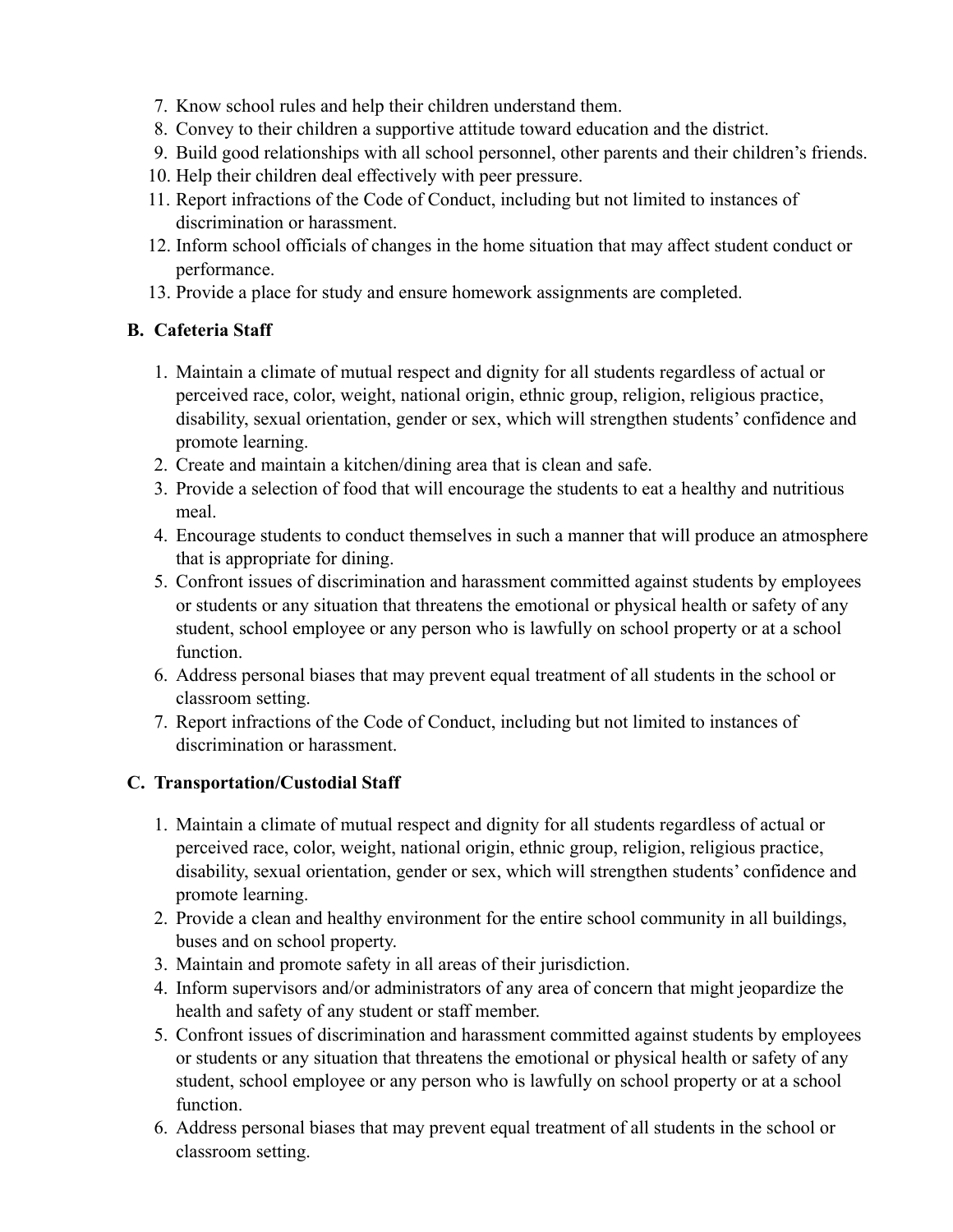7. Know school rules and help their children understand them.
8. Convey to their children a supportive attitude toward education and the district.
9. Build good relationships with all school personnel, other parents and their children's friends.
10. Help their children deal effectively with peer pressure.
11. Report infractions of the Code of Conduct, including but not limited to instances of discrimination or harassment.
12. Inform school officials of changes in the home situation that may affect student conduct or performance.
13. Provide a place for study and ensure homework assignments are completed.

### B. Cafeteria Staff

1. Maintain a climate of mutual respect and dignity for all students regardless of actual or perceived race, color, weight, national origin, ethnic group, religion, religious practice, disability, sexual orientation, gender or sex, which will strengthen students' confidence and promote learning.
2. Create and maintain a kitchen/dining area that is clean and safe.
3. Provide a selection of food that will encourage the students to eat a healthy and nutritious meal.
4. Encourage students to conduct themselves in such a manner that will produce an atmosphere that is appropriate for dining.
5. Confront issues of discrimination and harassment committed against students by employees or students or any situation that threatens the emotional or physical health or safety of any student, school employee or any person who is lawfully on school property or at a school function.
6. Address personal biases that may prevent equal treatment of all students in the school or classroom setting.
7. Report infractions of the Code of Conduct, including but not limited to instances of discrimination or harassment.

### C. Transportation/Custodial Staff

1. Maintain a climate of mutual respect and dignity for all students regardless of actual or perceived race, color, weight, national origin, ethnic group, religion, religious practice, disability, sexual orientation, gender or sex, which will strengthen students' confidence and promote learning.
2. Provide a clean and healthy environment for the entire school community in all buildings, buses and on school property.
3. Maintain and promote safety in all areas of their jurisdiction.
4. Inform supervisors and/or administrators of any area of concern that might jeopardize the health and safety of any student or staff member.
5. Confront issues of discrimination and harassment committed against students by employees or students or any situation that threatens the emotional or physical health or safety of any student, school employee or any person who is lawfully on school property or at a school function.
6. Address personal biases that may prevent equal treatment of all students in the school or classroom setting.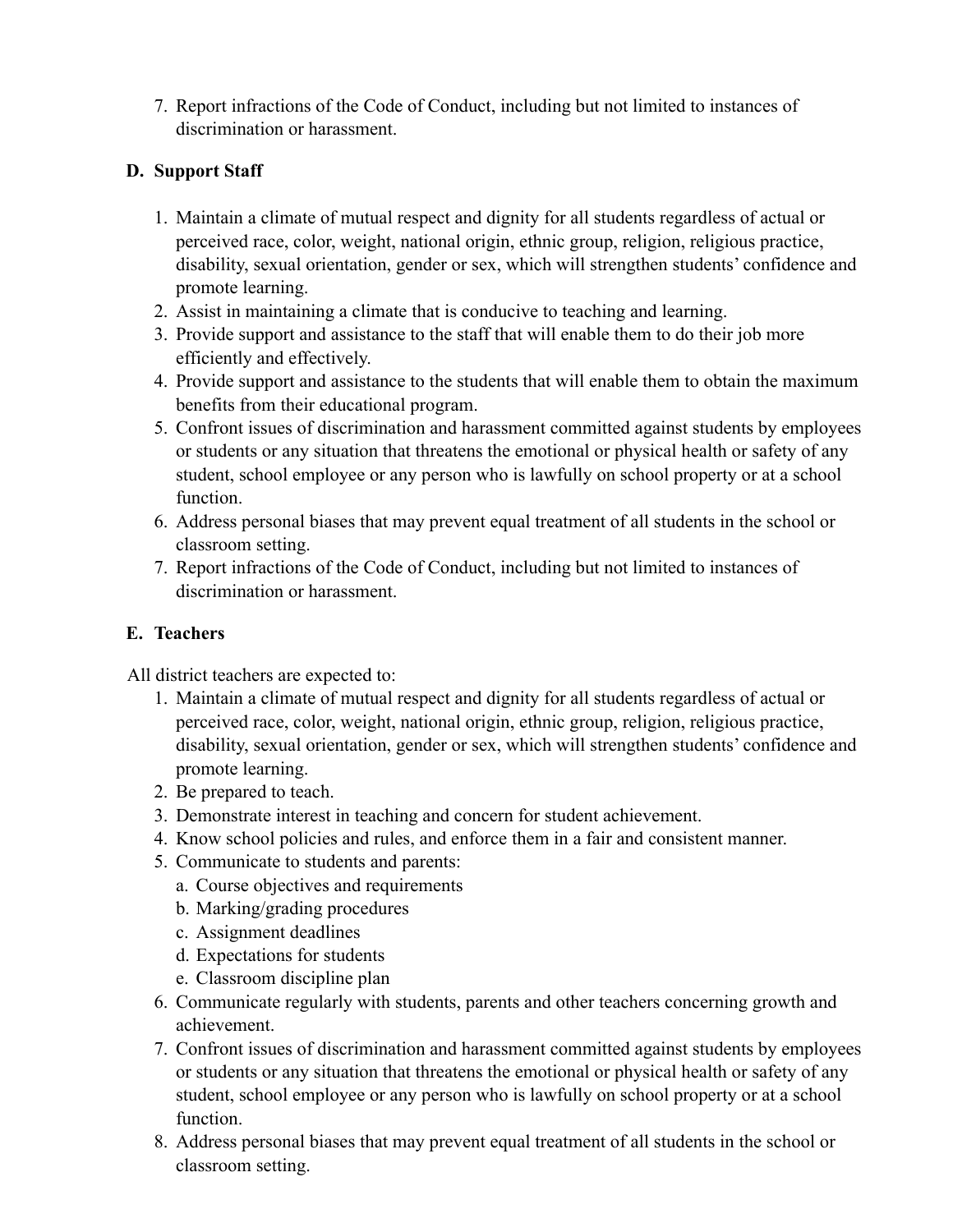7. Report infractions of the Code of Conduct, including but not limited to instances of discrimination or harassment.

### D. Support Staff

1. Maintain a climate of mutual respect and dignity for all students regardless of actual or perceived race, color, weight, national origin, ethnic group, religion, religious practice, disability, sexual orientation, gender or sex, which will strengthen students' confidence and promote learning.
2. Assist in maintaining a climate that is conducive to teaching and learning.
3. Provide support and assistance to the staff that will enable them to do their job more efficiently and effectively.
4. Provide support and assistance to the students that will enable them to obtain the maximum benefits from their educational program.
5. Confront issues of discrimination and harassment committed against students by employees or students or any situation that threatens the emotional or physical health or safety of any student, school employee or any person who is lawfully on school property or at a school function.
6. Address personal biases that may prevent equal treatment of all students in the school or classroom setting.
7. Report infractions of the Code of Conduct, including but not limited to instances of discrimination or harassment.

### E. Teachers

All district teachers are expected to:

1. Maintain a climate of mutual respect and dignity for all students regardless of actual or perceived race, color, weight, national origin, ethnic group, religion, religious practice, disability, sexual orientation, gender or sex, which will strengthen students' confidence and promote learning.
2. Be prepared to teach.
3. Demonstrate interest in teaching and concern for student achievement.
4. Know school policies and rules, and enforce them in a fair and consistent manner.
5. Communicate to students and parents:
   a. Course objectives and requirements
   b. Marking/grading procedures
   c. Assignment deadlines
   d. Expectations for students
   e. Classroom discipline plan
6. Communicate regularly with students, parents and other teachers concerning growth and achievement.
7. Confront issues of discrimination and harassment committed against students by employees or students or any situation that threatens the emotional or physical health or safety of any student, school employee or any person who is lawfully on school property or at a school function.
8. Address personal biases that may prevent equal treatment of all students in the school or classroom setting.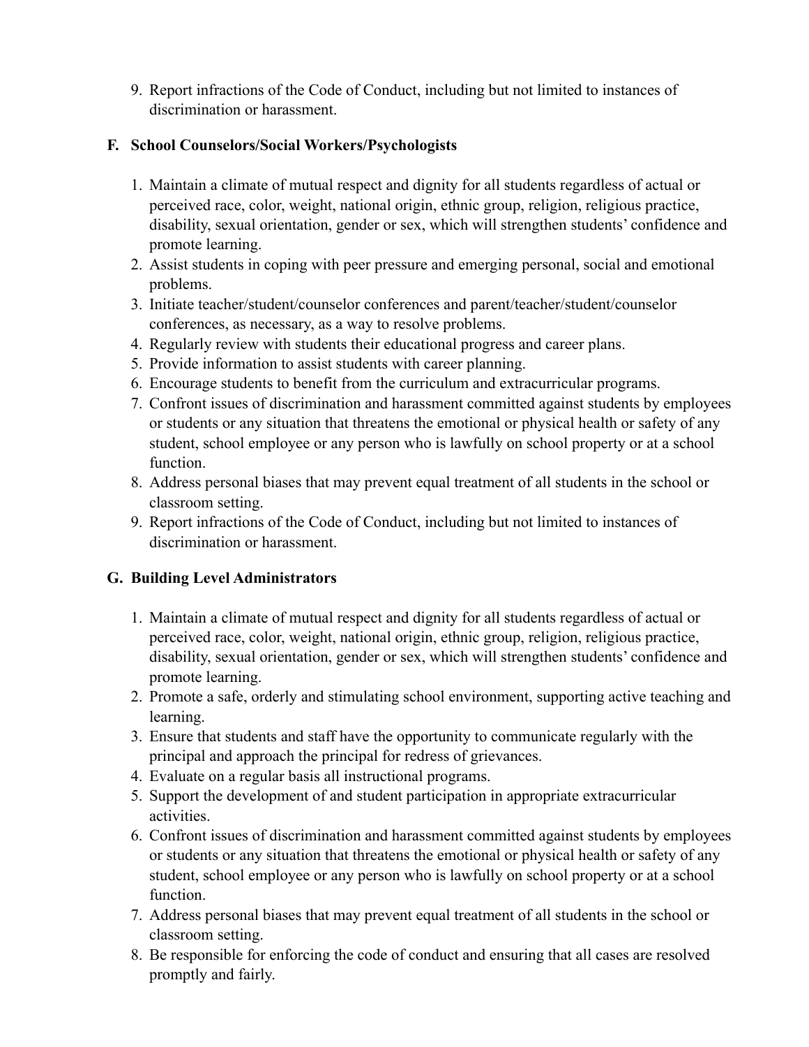9. Report infractions of the Code of Conduct, including but not limited to instances of discrimination or harassment.

## F. School Counselors/Social Workers/Psychologists

1. Maintain a climate of mutual respect and dignity for all students regardless of actual or perceived race, color, weight, national origin, ethnic group, religion, religious practice, disability, sexual orientation, gender or sex, which will strengthen students' confidence and promote learning.
2. Assist students in coping with peer pressure and emerging personal, social and emotional problems.
3. Initiate teacher/student/counselor conferences and parent/teacher/student/counselor conferences, as necessary, as a way to resolve problems.
4. Regularly review with students their educational progress and career plans.
5. Provide information to assist students with career planning.
6. Encourage students to benefit from the curriculum and extracurricular programs.
7. Confront issues of discrimination and harassment committed against students by employees or students or any situation that threatens the emotional or physical health or safety of any student, school employee or any person who is lawfully on school property or at a school function.
8. Address personal biases that may prevent equal treatment of all students in the school or classroom setting.
9. Report infractions of the Code of Conduct, including but not limited to instances of discrimination or harassment.

## G. Building Level Administrators

1. Maintain a climate of mutual respect and dignity for all students regardless of actual or perceived race, color, weight, national origin, ethnic group, religion, religious practice, disability, sexual orientation, gender or sex, which will strengthen students' confidence and promote learning.
2. Promote a safe, orderly and stimulating school environment, supporting active teaching and learning.
3. Ensure that students and staff have the opportunity to communicate regularly with the principal and approach the principal for redress of grievances.
4. Evaluate on a regular basis all instructional programs.
5. Support the development of and student participation in appropriate extracurricular activities.
6. Confront issues of discrimination and harassment committed against students by employees or students or any situation that threatens the emotional or physical health or safety of any student, school employee or any person who is lawfully on school property or at a school function.
7. Address personal biases that may prevent equal treatment of all students in the school or classroom setting.
8. Be responsible for enforcing the code of conduct and ensuring that all cases are resolved promptly and fairly.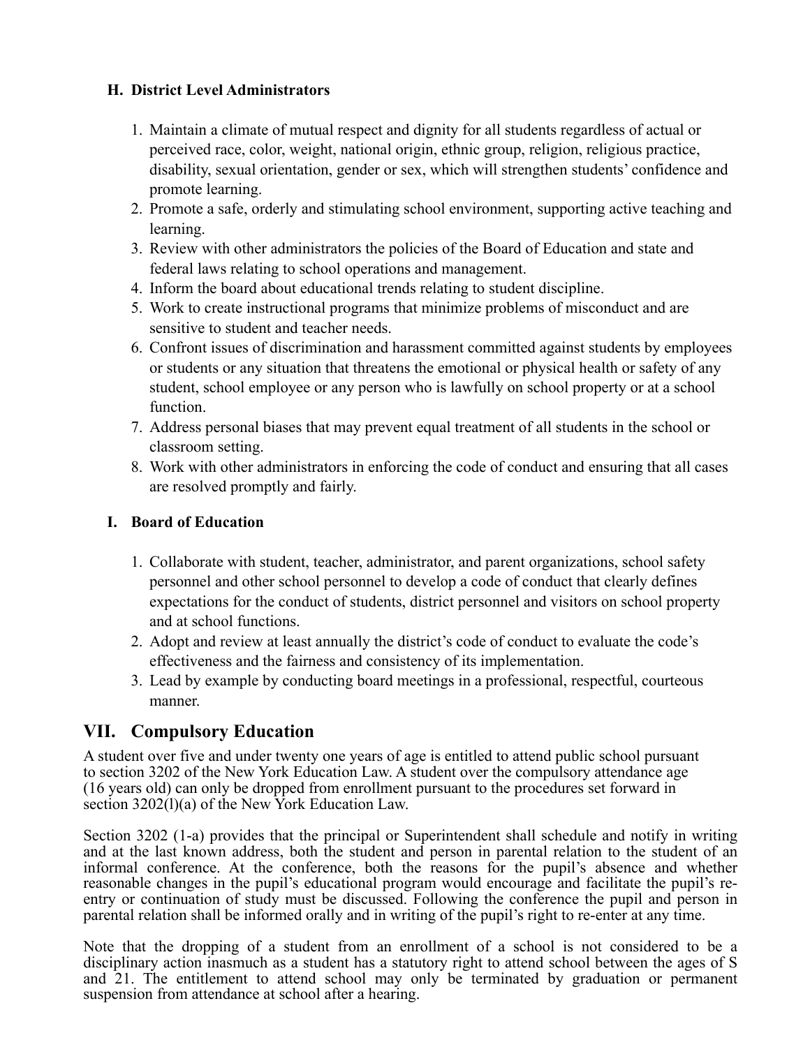### H. District Level Administrators

1. Maintain a climate of mutual respect and dignity for all students regardless of actual or perceived race, color, weight, national origin, ethnic group, religion, religious practice, disability, sexual orientation, gender or sex, which will strengthen students' confidence and promote learning.
2. Promote a safe, orderly and stimulating school environment, supporting active teaching and learning.
3. Review with other administrators the policies of the Board of Education and state and federal laws relating to school operations and management.
4. Inform the board about educational trends relating to student discipline.
5. Work to create instructional programs that minimize problems of misconduct and are sensitive to student and teacher needs.
6. Confront issues of discrimination and harassment committed against students by employees or students or any situation that threatens the emotional or physical health or safety of any student, school employee or any person who is lawfully on school property or at a school function.
7. Address personal biases that may prevent equal treatment of all students in the school or classroom setting.
8. Work with other administrators in enforcing the code of conduct and ensuring that all cases are resolved promptly and fairly.

### I. Board of Education

1. Collaborate with student, teacher, administrator, and parent organizations, school safety personnel and other school personnel to develop a code of conduct that clearly defines expectations for the conduct of students, district personnel and visitors on school property and at school functions.
2. Adopt and review at least annually the district's code of conduct to evaluate the code's effectiveness and the fairness and consistency of its implementation.
3. Lead by example by conducting board meetings in a professional, respectful, courteous manner.

## VII. Compulsory Education

A student over five and under twenty one years of age is entitled to attend public school pursuant to section 3202 of the New York Education Law. A student over the compulsory attendance age (16 years old) can only be dropped from enrollment pursuant to the procedures set forward in section 3202(l)(a) of the New York Education Law.

Section 3202 (1-a) provides that the principal or Superintendent shall schedule and notify in writing and at the last known address, both the student and person in parental relation to the student of an informal conference. At the conference, both the reasons for the pupil's absence and whether reasonable changes in the pupil's educational program would encourage and facilitate the pupil's re-entry or continuation of study must be discussed. Following the conference the pupil and person in parental relation shall be informed orally and in writing of the pupil's right to re-enter at any time.

Note that the dropping of a student from an enrollment of a school is not considered to be a disciplinary action inasmuch as a student has a statutory right to attend school between the ages of S and 21. The entitlement to attend school may only be terminated by graduation or permanent suspension from attendance at school after a hearing.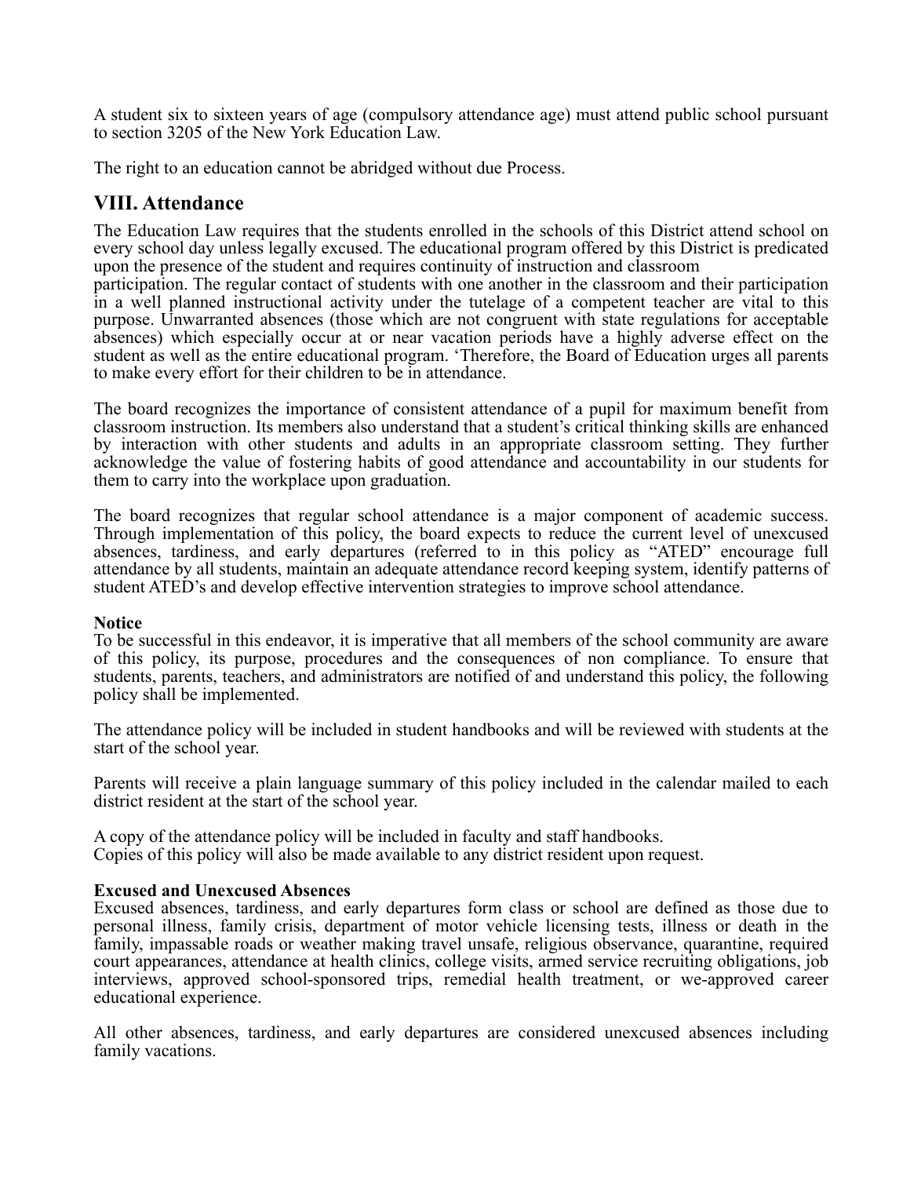A student six to sixteen years of age (compulsory attendance age) must attend public school pursuant to section 3205 of the New York Education Law.

The right to an education cannot be abridged without due Process.

## VIII. Attendance

The Education Law requires that the students enrolled in the schools of this District attend school on every school day unless legally excused. The educational program offered by this District is predicated upon the presence of the student and requires continuity of instruction and classroom participation. The regular contact of students with one another in the classroom and their participation in a well planned instructional activity under the tutelage of a competent teacher are vital to this purpose. Unwarranted absences (those which are not congruent with state regulations for acceptable absences) which especially occur at or near vacation periods have a highly adverse effect on the student as well as the entire educational program. 'Therefore, the Board of Education urges all parents to make every effort for their children to be in attendance.

The board recognizes the importance of consistent attendance of a pupil for maximum benefit from classroom instruction. Its members also understand that a student's critical thinking skills are enhanced by interaction with other students and adults in an appropriate classroom setting. They further acknowledge the value of fostering habits of good attendance and accountability in our students for them to carry into the workplace upon graduation.

The board recognizes that regular school attendance is a major component of academic success. Through implementation of this policy, the board expects to reduce the current level of unexcused absences, tardiness, and early departures (referred to in this policy as "ATED" encourage full attendance by all students, maintain an adequate attendance record keeping system, identify patterns of student ATED's and develop effective intervention strategies to improve school attendance.

**Notice**

To be successful in this endeavor, it is imperative that all members of the school community are aware of this policy, its purpose, procedures and the consequences of non compliance. To ensure that students, parents, teachers, and administrators are notified of and understand this policy, the following policy shall be implemented.

The attendance policy will be included in student handbooks and will be reviewed with students at the start of the school year.

Parents will receive a plain language summary of this policy included in the calendar mailed to each district resident at the start of the school year.

A copy of the attendance policy will be included in faculty and staff handbooks.
Copies of this policy will also be made available to any district resident upon request.

**Excused and Unexcused Absences**

Excused absences, tardiness, and early departures form class or school are defined as those due to personal illness, family crisis, department of motor vehicle licensing tests, illness or death in the family, impassable roads or weather making travel unsafe, religious observance, quarantine, required court appearances, attendance at health clinics, college visits, armed service recruiting obligations, job interviews, approved school-sponsored trips, remedial health treatment, or we-approved career educational experience.

All other absences, tardiness, and early departures are considered unexcused absences including family vacations.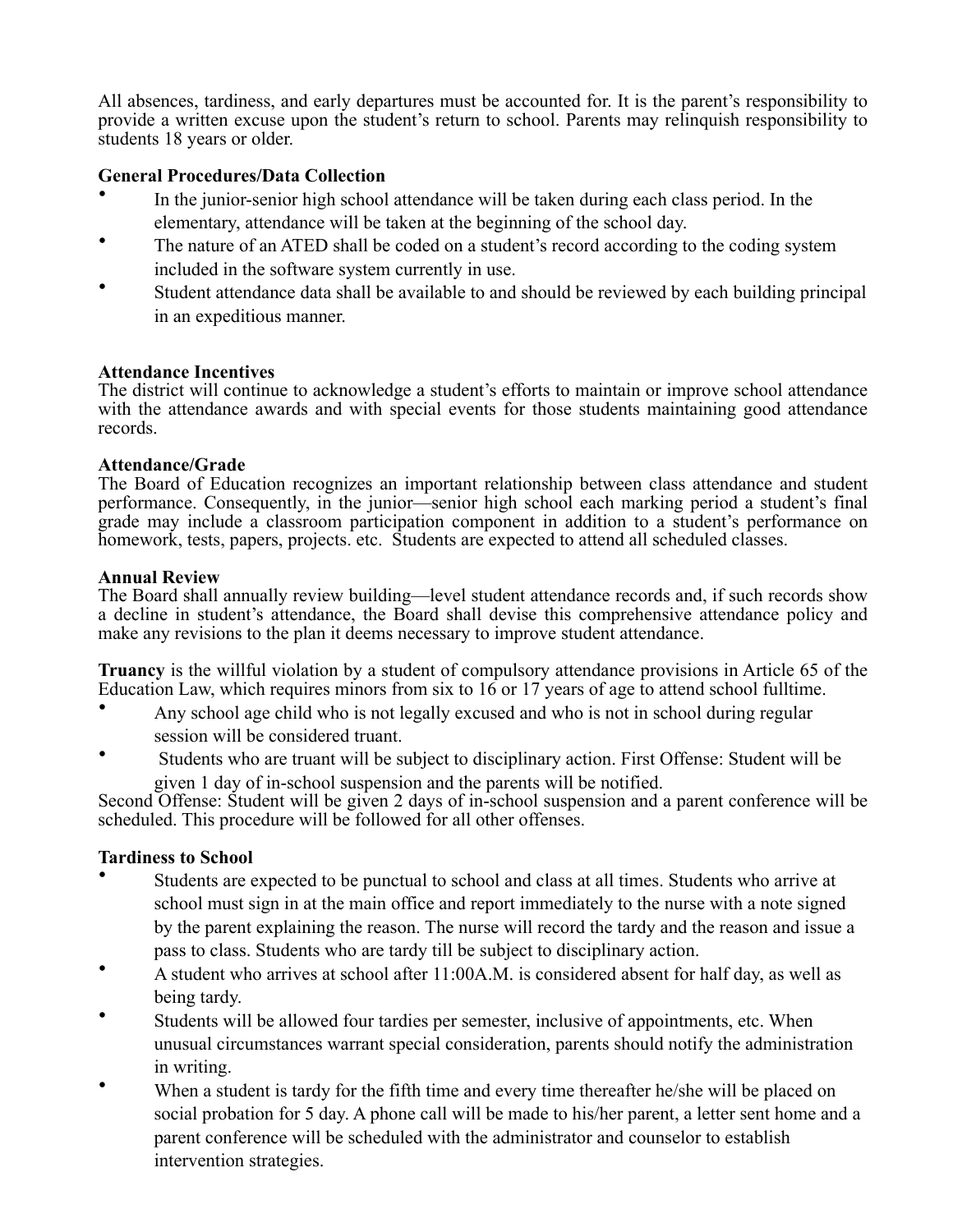All absences, tardiness, and early departures must be accounted for. It is the parent's responsibility to provide a written excuse upon the student's return to school. Parents may relinquish responsibility to students 18 years or older.

**General Procedures/Data Collection**

- In the junior-senior high school attendance will be taken during each class period. In the elementary, attendance will be taken at the beginning of the school day.
- The nature of an ATED shall be coded on a student's record according to the coding system included in the software system currently in use.
- Student attendance data shall be available to and should be reviewed by each building principal in an expeditious manner.

**Attendance Incentives**

The district will continue to acknowledge a student's efforts to maintain or improve school attendance with the attendance awards and with special events for those students maintaining good attendance records.

**Attendance/Grade**

The Board of Education recognizes an important relationship between class attendance and student performance. Consequently, in the junior—senior high school each marking period a student's final grade may include a classroom participation component in addition to a student's performance on homework, tests, papers, projects. etc. Students are expected to attend all scheduled classes.

**Annual Review**

The Board shall annually review building—level student attendance records and, if such records show a decline in student's attendance, the Board shall devise this comprehensive attendance policy and make any revisions to the plan it deems necessary to improve student attendance.

**Truancy** is the willful violation by a student of compulsory attendance provisions in Article 65 of the Education Law, which requires minors from six to 16 or 17 years of age to attend school fulltime.

- Any school age child who is not legally excused and who is not in school during regular session will be considered truant.
- Students who are truant will be subject to disciplinary action. First Offense: Student will be given 1 day of in-school suspension and the parents will be notified.

Second Offense: Student will be given 2 days of in-school suspension and a parent conference will be scheduled. This procedure will be followed for all other offenses.

**Tardiness to School**

- Students are expected to be punctual to school and class at all times. Students who arrive at school must sign in at the main office and report immediately to the nurse with a note signed by the parent explaining the reason. The nurse will record the tardy and the reason and issue a pass to class. Students who are tardy till be subject to disciplinary action.
- A student who arrives at school after 11:00A.M. is considered absent for half day, as well as being tardy.
- Students will be allowed four tardies per semester, inclusive of appointments, etc. When unusual circumstances warrant special consideration, parents should notify the administration in writing.
- When a student is tardy for the fifth time and every time thereafter he/she will be placed on social probation for 5 day. A phone call will be made to his/her parent, a letter sent home and a parent conference will be scheduled with the administrator and counselor to establish intervention strategies.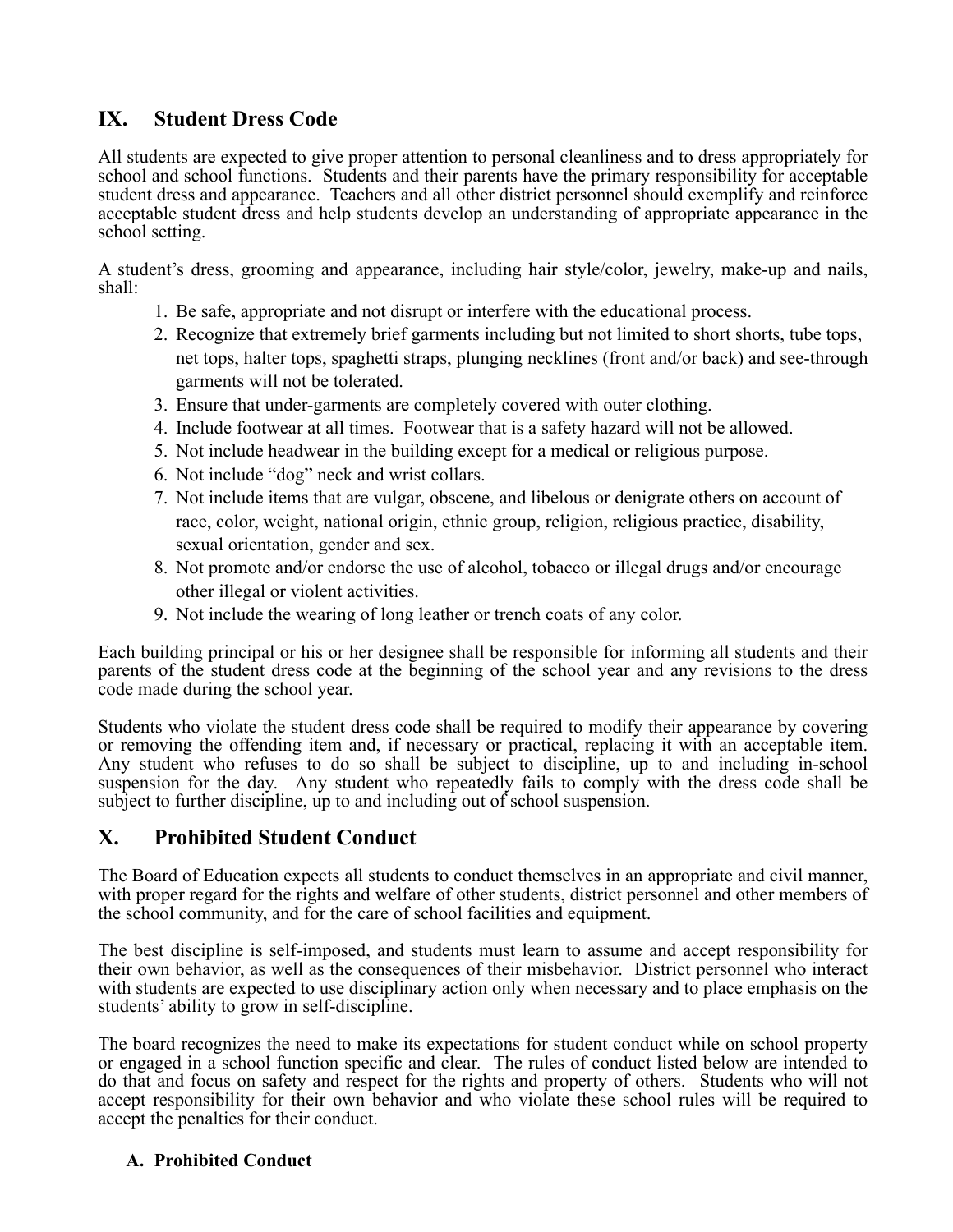## IX. Student Dress Code

All students are expected to give proper attention to personal cleanliness and to dress appropriately for school and school functions. Students and their parents have the primary responsibility for acceptable student dress and appearance. Teachers and all other district personnel should exemplify and reinforce acceptable student dress and help students develop an understanding of appropriate appearance in the school setting.

A student's dress, grooming and appearance, including hair style/color, jewelry, make-up and nails, shall:

1. Be safe, appropriate and not disrupt or interfere with the educational process.
2. Recognize that extremely brief garments including but not limited to short shorts, tube tops, net tops, halter tops, spaghetti straps, plunging necklines (front and/or back) and see-through garments will not be tolerated.
3. Ensure that under-garments are completely covered with outer clothing.
4. Include footwear at all times. Footwear that is a safety hazard will not be allowed.
5. Not include headwear in the building except for a medical or religious purpose.
6. Not include "dog" neck and wrist collars.
7. Not include items that are vulgar, obscene, and libelous or denigrate others on account of race, color, weight, national origin, ethnic group, religion, religious practice, disability, sexual orientation, gender and sex.
8. Not promote and/or endorse the use of alcohol, tobacco or illegal drugs and/or encourage other illegal or violent activities.
9. Not include the wearing of long leather or trench coats of any color.

Each building principal or his or her designee shall be responsible for informing all students and their parents of the student dress code at the beginning of the school year and any revisions to the dress code made during the school year.

Students who violate the student dress code shall be required to modify their appearance by covering or removing the offending item and, if necessary or practical, replacing it with an acceptable item. Any student who refuses to do so shall be subject to discipline, up to and including in-school suspension for the day. Any student who repeatedly fails to comply with the dress code shall be subject to further discipline, up to and including out of school suspension.

## X. Prohibited Student Conduct

The Board of Education expects all students to conduct themselves in an appropriate and civil manner, with proper regard for the rights and welfare of other students, district personnel and other members of the school community, and for the care of school facilities and equipment.

The best discipline is self-imposed, and students must learn to assume and accept responsibility for their own behavior, as well as the consequences of their misbehavior. District personnel who interact with students are expected to use disciplinary action only when necessary and to place emphasis on the students' ability to grow in self-discipline.

The board recognizes the need to make its expectations for student conduct while on school property or engaged in a school function specific and clear. The rules of conduct listed below are intended to do that and focus on safety and respect for the rights and property of others. Students who will not accept responsibility for their own behavior and who violate these school rules will be required to accept the penalties for their conduct.

### A. Prohibited Conduct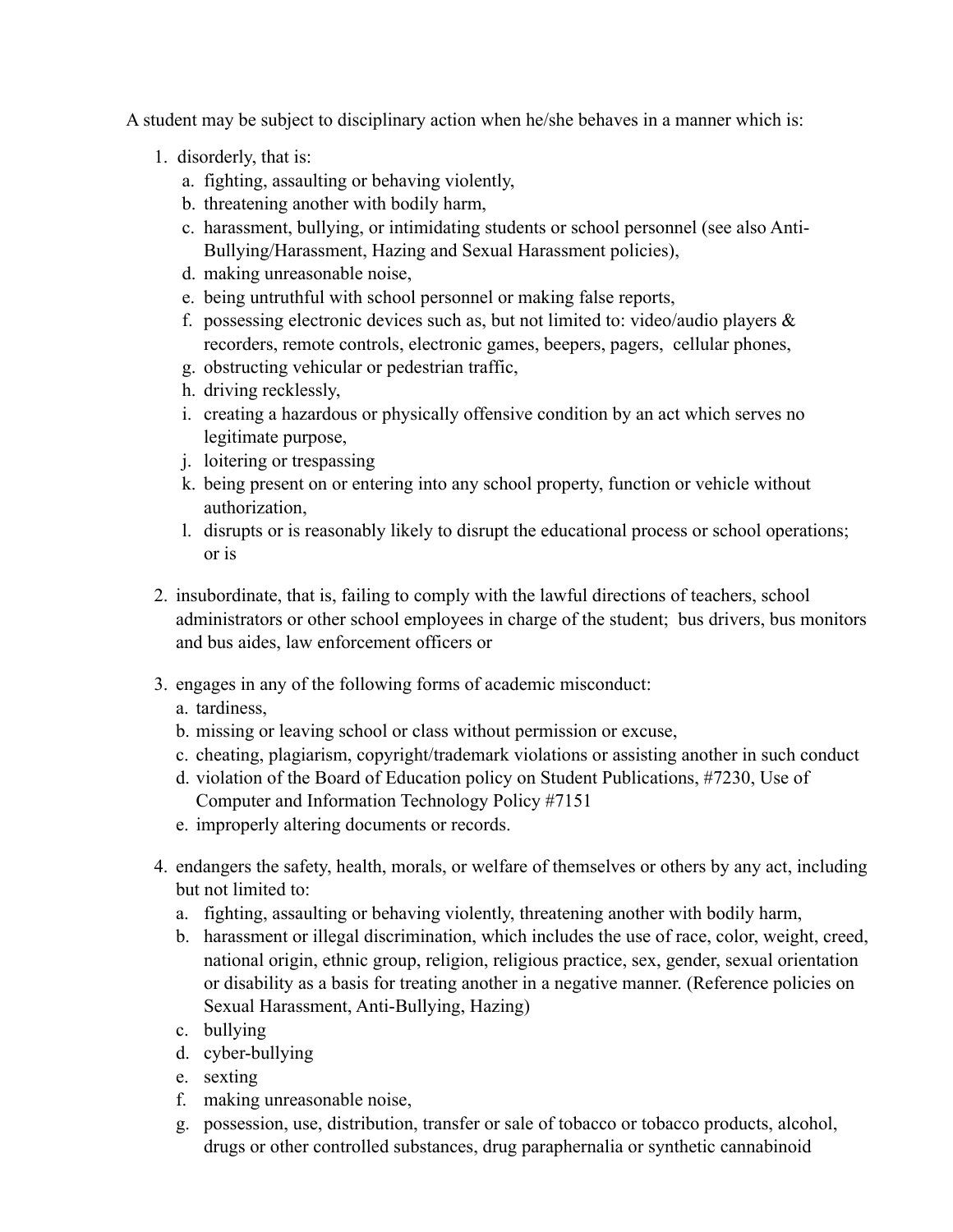A student may be subject to disciplinary action when he/she behaves in a manner which is:

1. disorderly, that is:
   a. fighting, assaulting or behaving violently,
   b. threatening another with bodily harm,
   c. harassment, bullying, or intimidating students or school personnel (see also Anti-Bullying/Harassment, Hazing and Sexual Harassment policies),
   d. making unreasonable noise,
   e. being untruthful with school personnel or making false reports,
   f. possessing electronic devices such as, but not limited to: video/audio players & recorders, remote controls, electronic games, beepers, pagers, cellular phones,
   g. obstructing vehicular or pedestrian traffic,
   h. driving recklessly,
   i. creating a hazardous or physically offensive condition by an act which serves no legitimate purpose,
   j. loitering or trespassing
   k. being present on or entering into any school property, function or vehicle without authorization,
   l. disrupts or is reasonably likely to disrupt the educational process or school operations; or is

2. insubordinate, that is, failing to comply with the lawful directions of teachers, school administrators or other school employees in charge of the student; bus drivers, bus monitors and bus aides, law enforcement officers or

3. engages in any of the following forms of academic misconduct:
   a. tardiness,
   b. missing or leaving school or class without permission or excuse,
   c. cheating, plagiarism, copyright/trademark violations or assisting another in such conduct
   d. violation of the Board of Education policy on Student Publications, #7230, Use of Computer and Information Technology Policy #7151
   e. improperly altering documents or records.

4. endangers the safety, health, morals, or welfare of themselves or others by any act, including but not limited to:
   a. fighting, assaulting or behaving violently, threatening another with bodily harm,
   b. harassment or illegal discrimination, which includes the use of race, color, weight, creed, national origin, ethnic group, religion, religious practice, sex, gender, sexual orientation or disability as a basis for treating another in a negative manner. (Reference policies on Sexual Harassment, Anti-Bullying, Hazing)
   c. bullying
   d. cyber-bullying
   e. sexting
   f. making unreasonable noise,
   g. possession, use, distribution, transfer or sale of tobacco or tobacco products, alcohol, drugs or other controlled substances, drug paraphernalia or synthetic cannabinoid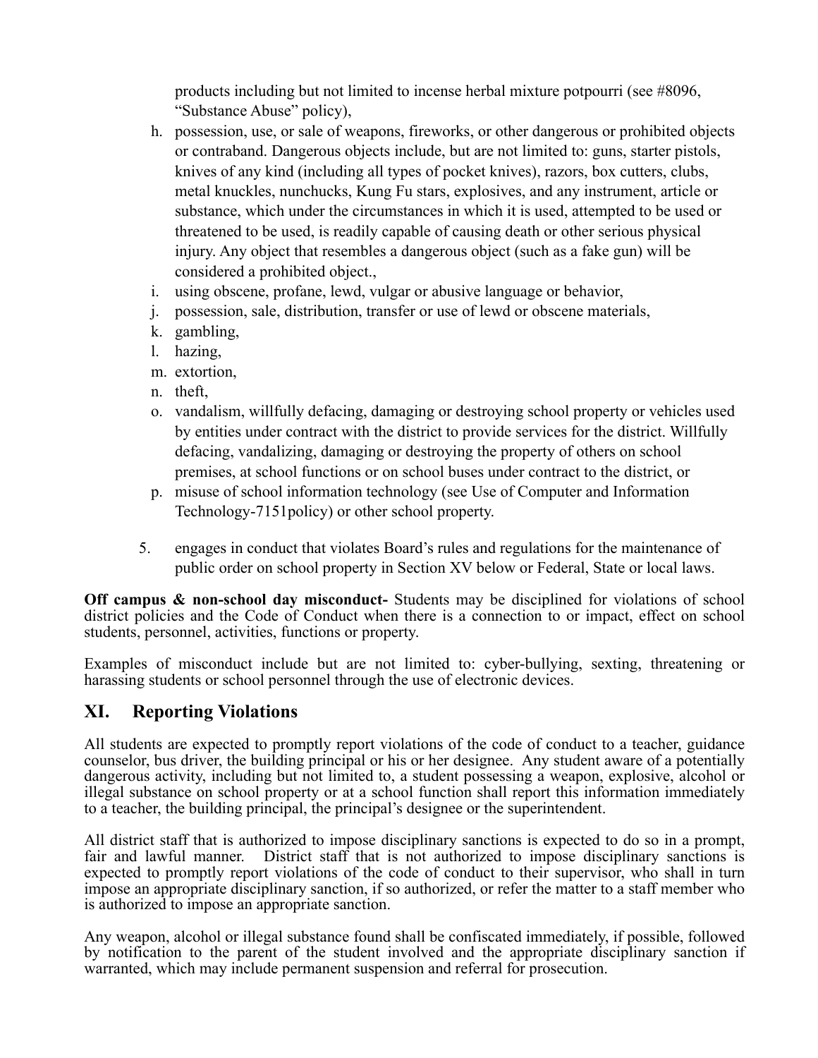products including but not limited to incense herbal mixture potpourri (see #8096, "Substance Abuse" policy),

h. possession, use, or sale of weapons, fireworks, or other dangerous or prohibited objects or contraband. Dangerous objects include, but are not limited to: guns, starter pistols, knives of any kind (including all types of pocket knives), razors, box cutters, clubs, metal knuckles, nunchucks, Kung Fu stars, explosives, and any instrument, article or substance, which under the circumstances in which it is used, attempted to be used or threatened to be used, is readily capable of causing death or other serious physical injury. Any object that resembles a dangerous object (such as a fake gun) will be considered a prohibited object.,

i. using obscene, profane, lewd, vulgar or abusive language or behavior,

j. possession, sale, distribution, transfer or use of lewd or obscene materials,

k. gambling,

l. hazing,

m. extortion,

n. theft,

o. vandalism, willfully defacing, damaging or destroying school property or vehicles used by entities under contract with the district to provide services for the district. Willfully defacing, vandalizing, damaging or destroying the property of others on school premises, at school functions or on school buses under contract to the district, or

p. misuse of school information technology (see Use of Computer and Information Technology-7151policy) or other school property.

5. engages in conduct that violates Board's rules and regulations for the maintenance of public order on school property in Section XV below or Federal, State or local laws.

**Off campus & non-school day misconduct-** Students may be disciplined for violations of school district policies and the Code of Conduct when there is a connection to or impact, effect on school students, personnel, activities, functions or property.

Examples of misconduct include but are not limited to: cyber-bullying, sexting, threatening or harassing students or school personnel through the use of electronic devices.

## XI. Reporting Violations

All students are expected to promptly report violations of the code of conduct to a teacher, guidance counselor, bus driver, the building principal or his or her designee. Any student aware of a potentially dangerous activity, including but not limited to, a student possessing a weapon, explosive, alcohol or illegal substance on school property or at a school function shall report this information immediately to a teacher, the building principal, the principal's designee or the superintendent.

All district staff that is authorized to impose disciplinary sanctions is expected to do so in a prompt, fair and lawful manner. District staff that is not authorized to impose disciplinary sanctions is expected to promptly report violations of the code of conduct to their supervisor, who shall in turn impose an appropriate disciplinary sanction, if so authorized, or refer the matter to a staff member who is authorized to impose an appropriate sanction.

Any weapon, alcohol or illegal substance found shall be confiscated immediately, if possible, followed by notification to the parent of the student involved and the appropriate disciplinary sanction if warranted, which may include permanent suspension and referral for prosecution.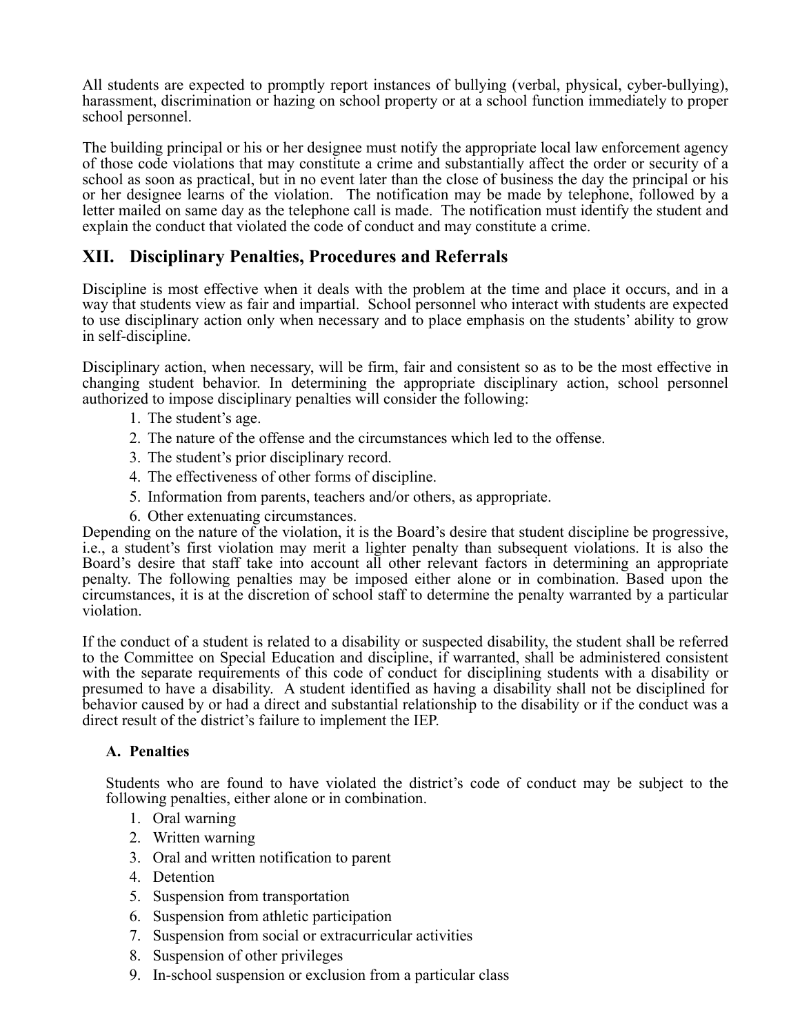All students are expected to promptly report instances of bullying (verbal, physical, cyber-bullying), harassment, discrimination or hazing on school property or at a school function immediately to proper school personnel.

The building principal or his or her designee must notify the appropriate local law enforcement agency of those code violations that may constitute a crime and substantially affect the order or security of a school as soon as practical, but in no event later than the close of business the day the principal or his or her designee learns of the violation. The notification may be made by telephone, followed by a letter mailed on same day as the telephone call is made. The notification must identify the student and explain the conduct that violated the code of conduct and may constitute a crime.

## XII. Disciplinary Penalties, Procedures and Referrals

Discipline is most effective when it deals with the problem at the time and place it occurs, and in a way that students view as fair and impartial. School personnel who interact with students are expected to use disciplinary action only when necessary and to place emphasis on the students' ability to grow in self-discipline.

Disciplinary action, when necessary, will be firm, fair and consistent so as to be the most effective in changing student behavior. In determining the appropriate disciplinary action, school personnel authorized to impose disciplinary penalties will consider the following:

1. The student's age.
2. The nature of the offense and the circumstances which led to the offense.
3. The student's prior disciplinary record.
4. The effectiveness of other forms of discipline.
5. Information from parents, teachers and/or others, as appropriate.
6. Other extenuating circumstances.

Depending on the nature of the violation, it is the Board's desire that student discipline be progressive, i.e., a student's first violation may merit a lighter penalty than subsequent violations. It is also the Board's desire that staff take into account all other relevant factors in determining an appropriate penalty. The following penalties may be imposed either alone or in combination. Based upon the circumstances, it is at the discretion of school staff to determine the penalty warranted by a particular violation.

If the conduct of a student is related to a disability or suspected disability, the student shall be referred to the Committee on Special Education and discipline, if warranted, shall be administered consistent with the separate requirements of this code of conduct for disciplining students with a disability or presumed to have a disability. A student identified as having a disability shall not be disciplined for behavior caused by or had a direct and substantial relationship to the disability or if the conduct was a direct result of the district's failure to implement the IEP.

### A. Penalties

Students who are found to have violated the district's code of conduct may be subject to the following penalties, either alone or in combination.

1. Oral warning
2. Written warning
3. Oral and written notification to parent
4. Detention
5. Suspension from transportation
6. Suspension from athletic participation
7. Suspension from social or extracurricular activities
8. Suspension of other privileges
9. In-school suspension or exclusion from a particular class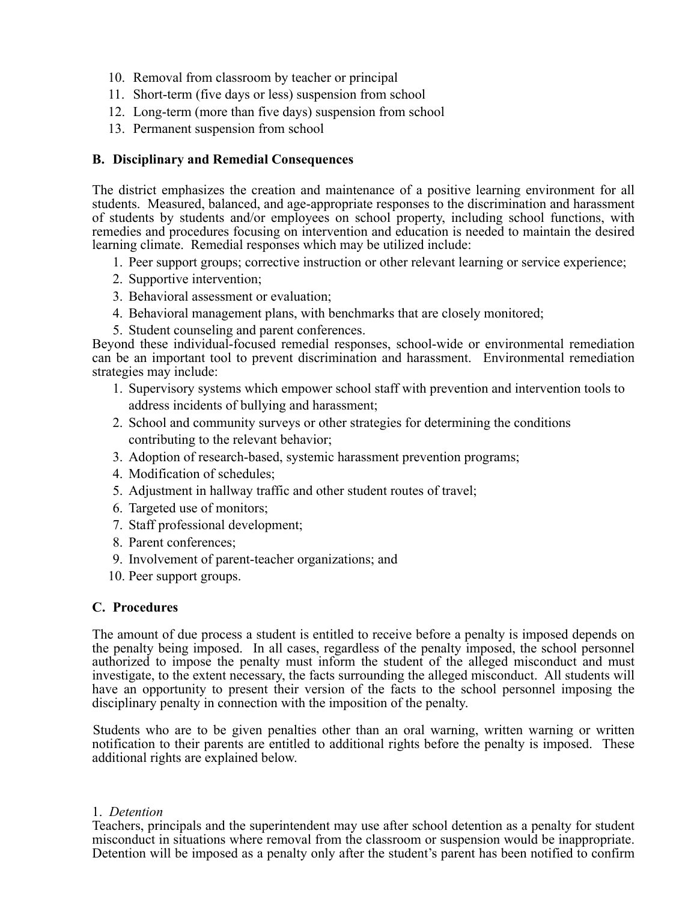10. Removal from classroom by teacher or principal
11. Short-term (five days or less) suspension from school
12. Long-term (more than five days) suspension from school
13. Permanent suspension from school

### B. Disciplinary and Remedial Consequences

The district emphasizes the creation and maintenance of a positive learning environment for all students. Measured, balanced, and age-appropriate responses to the discrimination and harassment of students by students and/or employees on school property, including school functions, with remedies and procedures focusing on intervention and education is needed to maintain the desired learning climate. Remedial responses which may be utilized include:

1. Peer support groups; corrective instruction or other relevant learning or service experience;
2. Supportive intervention;
3. Behavioral assessment or evaluation;
4. Behavioral management plans, with benchmarks that are closely monitored;
5. Student counseling and parent conferences.

Beyond these individual-focused remedial responses, school-wide or environmental remediation can be an important tool to prevent discrimination and harassment. Environmental remediation strategies may include:

1. Supervisory systems which empower school staff with prevention and intervention tools to address incidents of bullying and harassment;
2. School and community surveys or other strategies for determining the conditions contributing to the relevant behavior;
3. Adoption of research-based, systemic harassment prevention programs;
4. Modification of schedules;
5. Adjustment in hallway traffic and other student routes of travel;
6. Targeted use of monitors;
7. Staff professional development;
8. Parent conferences;
9. Involvement of parent-teacher organizations; and
10. Peer support groups.

### C. Procedures

The amount of due process a student is entitled to receive before a penalty is imposed depends on the penalty being imposed. In all cases, regardless of the penalty imposed, the school personnel authorized to impose the penalty must inform the student of the alleged misconduct and must investigate, to the extent necessary, the facts surrounding the alleged misconduct. All students will have an opportunity to present their version of the facts to the school personnel imposing the disciplinary penalty in connection with the imposition of the penalty.

Students who are to be given penalties other than an oral warning, written warning or written notification to their parents are entitled to additional rights before the penalty is imposed. These additional rights are explained below.

1. *Detention*

Teachers, principals and the superintendent may use after school detention as a penalty for student misconduct in situations where removal from the classroom or suspension would be inappropriate. Detention will be imposed as a penalty only after the student's parent has been notified to confirm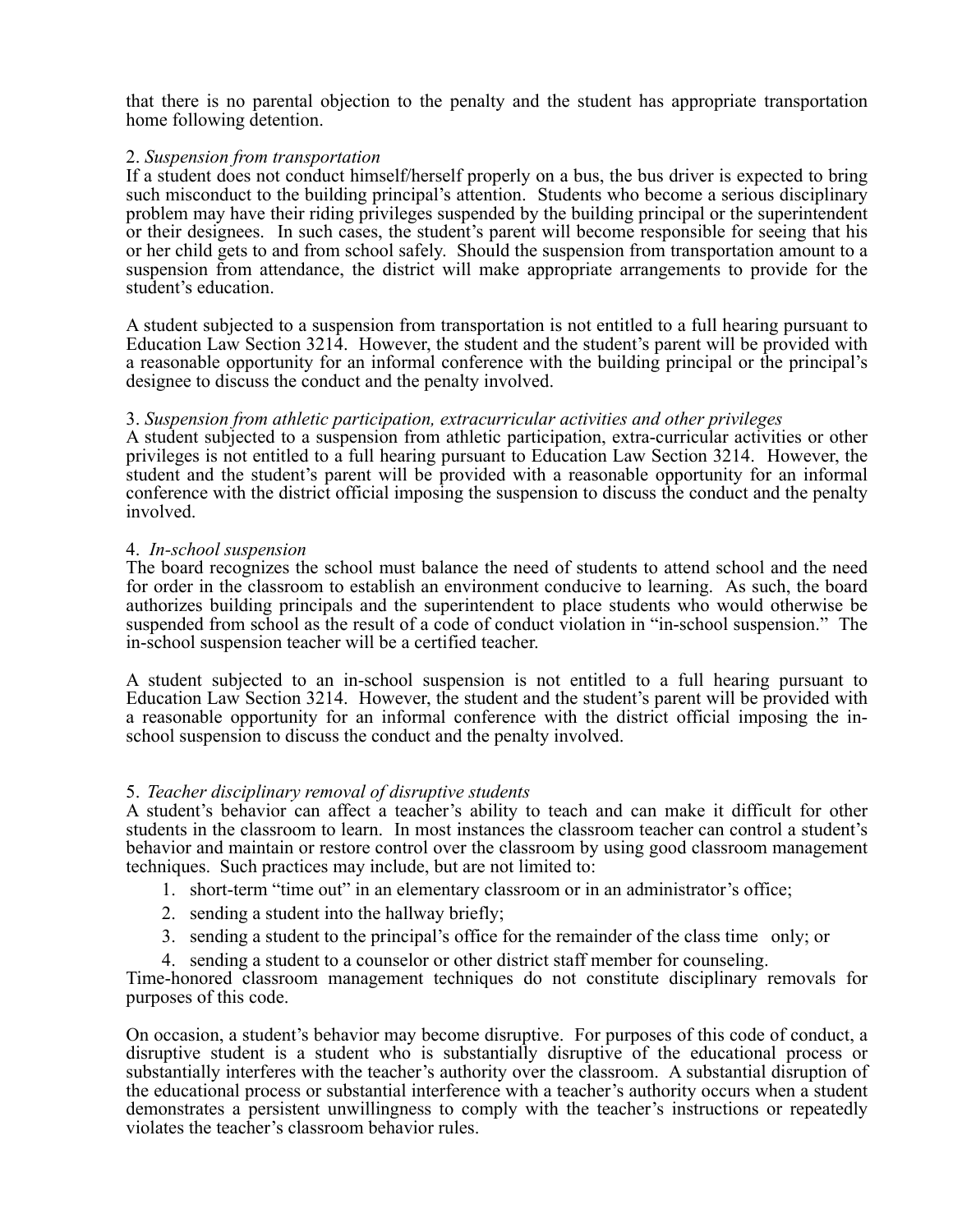that there is no parental objection to the penalty and the student has appropriate transportation home following detention.

2. *Suspension from transportation*
If a student does not conduct himself/herself properly on a bus, the bus driver is expected to bring such misconduct to the building principal's attention. Students who become a serious disciplinary problem may have their riding privileges suspended by the building principal or the superintendent or their designees. In such cases, the student's parent will become responsible for seeing that his or her child gets to and from school safely. Should the suspension from transportation amount to a suspension from attendance, the district will make appropriate arrangements to provide for the student's education.

A student subjected to a suspension from transportation is not entitled to a full hearing pursuant to Education Law Section 3214. However, the student and the student's parent will be provided with a reasonable opportunity for an informal conference with the building principal or the principal's designee to discuss the conduct and the penalty involved.

3. *Suspension from athletic participation, extracurricular activities and other privileges*
A student subjected to a suspension from athletic participation, extra-curricular activities or other privileges is not entitled to a full hearing pursuant to Education Law Section 3214. However, the student and the student's parent will be provided with a reasonable opportunity for an informal conference with the district official imposing the suspension to discuss the conduct and the penalty involved.

4. *In-school suspension*
The board recognizes the school must balance the need of students to attend school and the need for order in the classroom to establish an environment conducive to learning. As such, the board authorizes building principals and the superintendent to place students who would otherwise be suspended from school as the result of a code of conduct violation in "in-school suspension." The in-school suspension teacher will be a certified teacher.

A student subjected to an in-school suspension is not entitled to a full hearing pursuant to Education Law Section 3214. However, the student and the student's parent will be provided with a reasonable opportunity for an informal conference with the district official imposing the in-school suspension to discuss the conduct and the penalty involved.

5. *Teacher disciplinary removal of disruptive students*
A student's behavior can affect a teacher's ability to teach and can make it difficult for other students in the classroom to learn. In most instances the classroom teacher can control a student's behavior and maintain or restore control over the classroom by using good classroom management techniques. Such practices may include, but are not limited to:

1. short-term "time out" in an elementary classroom or in an administrator's office;
2. sending a student into the hallway briefly;
3. sending a student to the principal's office for the remainder of the class time only; or
4. sending a student to a counselor or other district staff member for counseling.

Time-honored classroom management techniques do not constitute disciplinary removals for purposes of this code.

On occasion, a student's behavior may become disruptive. For purposes of this code of conduct, a disruptive student is a student who is substantially disruptive of the educational process or substantially interferes with the teacher's authority over the classroom. A substantial disruption of the educational process or substantial interference with a teacher's authority occurs when a student demonstrates a persistent unwillingness to comply with the teacher's instructions or repeatedly violates the teacher's classroom behavior rules.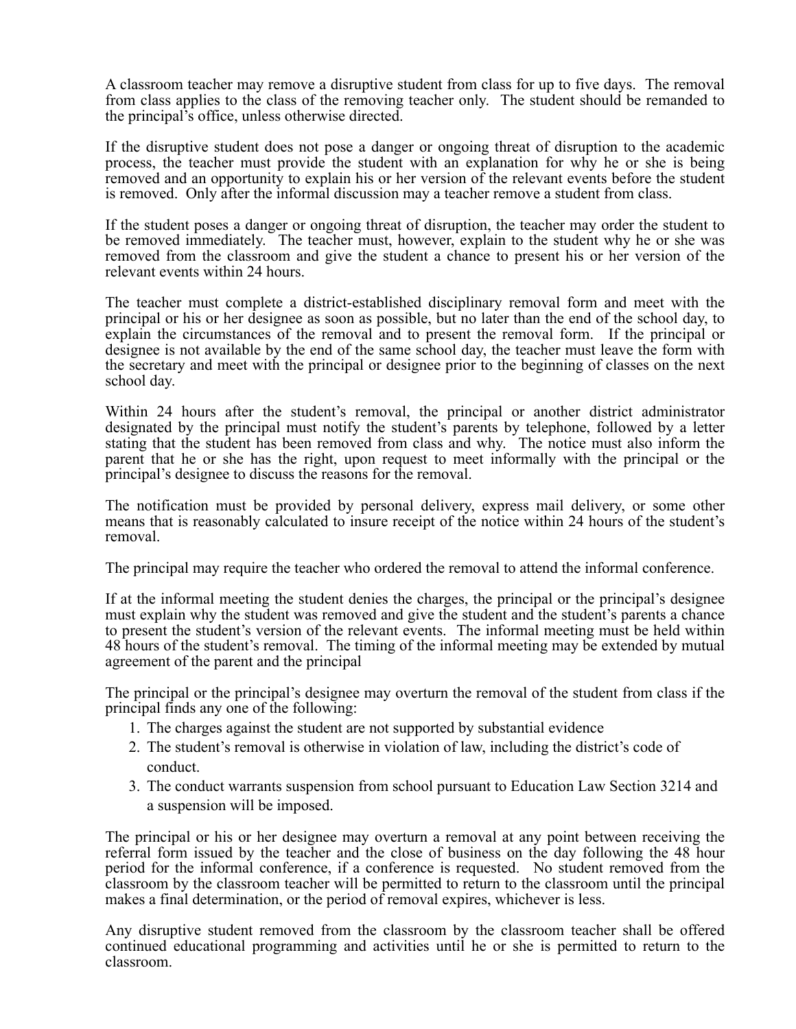A classroom teacher may remove a disruptive student from class for up to five days. The removal from class applies to the class of the removing teacher only. The student should be remanded to the principal's office, unless otherwise directed.

If the disruptive student does not pose a danger or ongoing threat of disruption to the academic process, the teacher must provide the student with an explanation for why he or she is being removed and an opportunity to explain his or her version of the relevant events before the student is removed. Only after the informal discussion may a teacher remove a student from class.

If the student poses a danger or ongoing threat of disruption, the teacher may order the student to be removed immediately. The teacher must, however, explain to the student why he or she was removed from the classroom and give the student a chance to present his or her version of the relevant events within 24 hours.

The teacher must complete a district-established disciplinary removal form and meet with the principal or his or her designee as soon as possible, but no later than the end of the school day, to explain the circumstances of the removal and to present the removal form. If the principal or designee is not available by the end of the same school day, the teacher must leave the form with the secretary and meet with the principal or designee prior to the beginning of classes on the next school day.

Within 24 hours after the student's removal, the principal or another district administrator designated by the principal must notify the student's parents by telephone, followed by a letter stating that the student has been removed from class and why. The notice must also inform the parent that he or she has the right, upon request to meet informally with the principal or the principal's designee to discuss the reasons for the removal.

The notification must be provided by personal delivery, express mail delivery, or some other means that is reasonably calculated to insure receipt of the notice within 24 hours of the student's removal.

The principal may require the teacher who ordered the removal to attend the informal conference.

If at the informal meeting the student denies the charges, the principal or the principal's designee must explain why the student was removed and give the student and the student's parents a chance to present the student's version of the relevant events. The informal meeting must be held within 48 hours of the student's removal. The timing of the informal meeting may be extended by mutual agreement of the parent and the principal

The principal or the principal's designee may overturn the removal of the student from class if the principal finds any one of the following:

1. The charges against the student are not supported by substantial evidence
2. The student's removal is otherwise in violation of law, including the district's code of conduct.
3. The conduct warrants suspension from school pursuant to Education Law Section 3214 and a suspension will be imposed.

The principal or his or her designee may overturn a removal at any point between receiving the referral form issued by the teacher and the close of business on the day following the 48 hour period for the informal conference, if a conference is requested. No student removed from the classroom by the classroom teacher will be permitted to return to the classroom until the principal makes a final determination, or the period of removal expires, whichever is less.

Any disruptive student removed from the classroom by the classroom teacher shall be offered continued educational programming and activities until he or she is permitted to return to the classroom.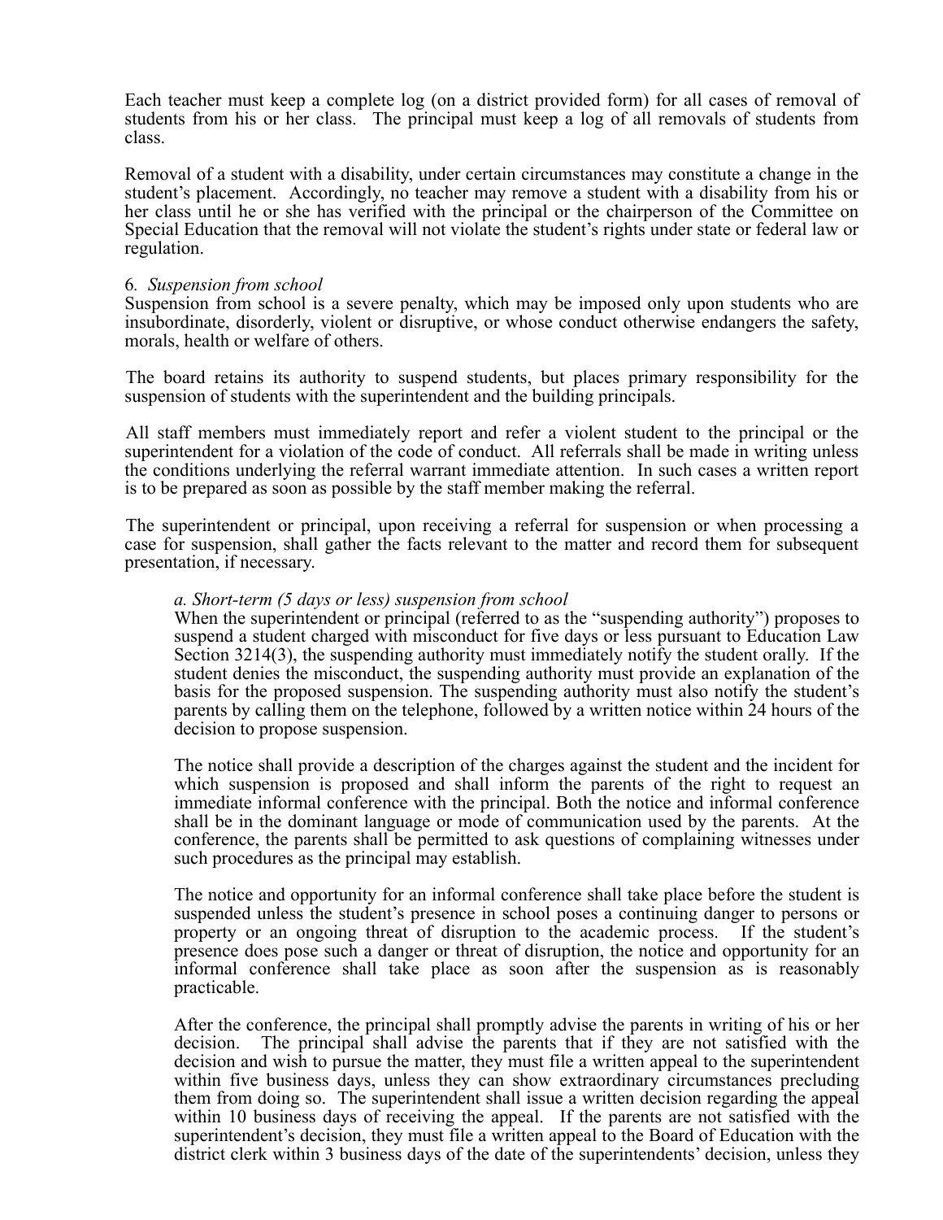Each teacher must keep a complete log (on a district provided form) for all cases of removal of students from his or her class. The principal must keep a log of all removals of students from class.

Removal of a student with a disability, under certain circumstances may constitute a change in the student's placement. Accordingly, no teacher may remove a student with a disability from his or her class until he or she has verified with the principal or the chairperson of the Committee on Special Education that the removal will not violate the student's rights under state or federal law or regulation.

6. *Suspension from school*

Suspension from school is a severe penalty, which may be imposed only upon students who are insubordinate, disorderly, violent or disruptive, or whose conduct otherwise endangers the safety, morals, health or welfare of others.

The board retains its authority to suspend students, but places primary responsibility for the suspension of students with the superintendent and the building principals.

All staff members must immediately report and refer a violent student to the principal or the superintendent for a violation of the code of conduct. All referrals shall be made in writing unless the conditions underlying the referral warrant immediate attention. In such cases a written report is to be prepared as soon as possible by the staff member making the referral.

The superintendent or principal, upon receiving a referral for suspension or when processing a case for suspension, shall gather the facts relevant to the matter and record them for subsequent presentation, if necessary.

*a. Short-term (5 days or less) suspension from school*

When the superintendent or principal (referred to as the "suspending authority") proposes to suspend a student charged with misconduct for five days or less pursuant to Education Law Section 3214(3), the suspending authority must immediately notify the student orally. If the student denies the misconduct, the suspending authority must provide an explanation of the basis for the proposed suspension. The suspending authority must also notify the student's parents by calling them on the telephone, followed by a written notice within 24 hours of the decision to propose suspension.

The notice shall provide a description of the charges against the student and the incident for which suspension is proposed and shall inform the parents of the right to request an immediate informal conference with the principal. Both the notice and informal conference shall be in the dominant language or mode of communication used by the parents. At the conference, the parents shall be permitted to ask questions of complaining witnesses under such procedures as the principal may establish.

The notice and opportunity for an informal conference shall take place before the student is suspended unless the student's presence in school poses a continuing danger to persons or property or an ongoing threat of disruption to the academic process. If the student's presence does pose such a danger or threat of disruption, the notice and opportunity for an informal conference shall take place as soon after the suspension as is reasonably practicable.

After the conference, the principal shall promptly advise the parents in writing of his or her decision. The principal shall advise the parents that if they are not satisfied with the decision and wish to pursue the matter, they must file a written appeal to the superintendent within five business days, unless they can show extraordinary circumstances precluding them from doing so. The superintendent shall issue a written decision regarding the appeal within 10 business days of receiving the appeal. If the parents are not satisfied with the superintendent's decision, they must file a written appeal to the Board of Education with the district clerk within 3 business days of the date of the superintendents' decision, unless they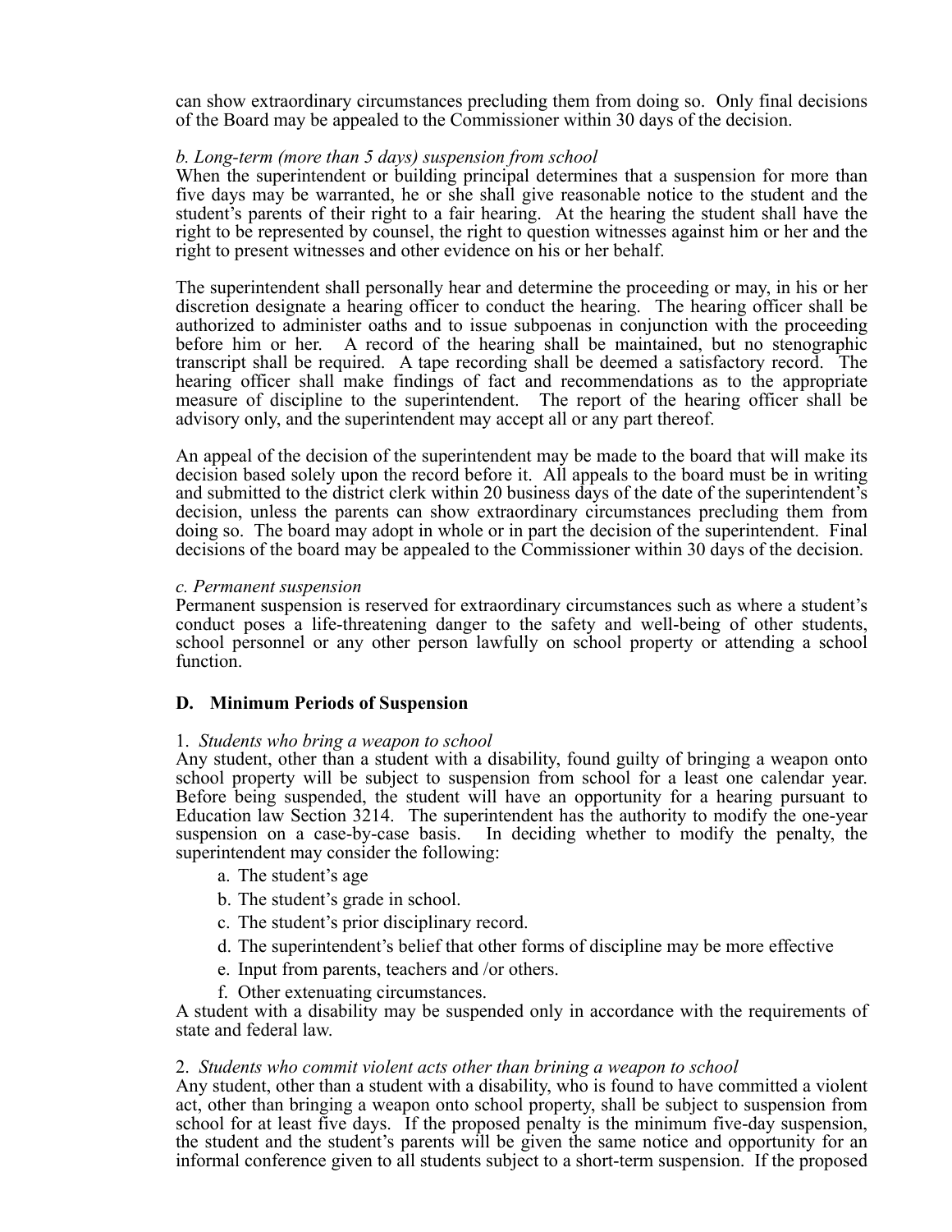can show extraordinary circumstances precluding them from doing so. Only final decisions of the Board may be appealed to the Commissioner within 30 days of the decision.

*b. Long-term (more than 5 days) suspension from school*
When the superintendent or building principal determines that a suspension for more than five days may be warranted, he or she shall give reasonable notice to the student and the student's parents of their right to a fair hearing. At the hearing the student shall have the right to be represented by counsel, the right to question witnesses against him or her and the right to present witnesses and other evidence on his or her behalf.

The superintendent shall personally hear and determine the proceeding or may, in his or her discretion designate a hearing officer to conduct the hearing. The hearing officer shall be authorized to administer oaths and to issue subpoenas in conjunction with the proceeding before him or her. A record of the hearing shall be maintained, but no stenographic transcript shall be required. A tape recording shall be deemed a satisfactory record. The hearing officer shall make findings of fact and recommendations as to the appropriate measure of discipline to the superintendent. The report of the hearing officer shall be advisory only, and the superintendent may accept all or any part thereof.

An appeal of the decision of the superintendent may be made to the board that will make its decision based solely upon the record before it. All appeals to the board must be in writing and submitted to the district clerk within 20 business days of the date of the superintendent's decision, unless the parents can show extraordinary circumstances precluding them from doing so. The board may adopt in whole or in part the decision of the superintendent. Final decisions of the board may be appealed to the Commissioner within 30 days of the decision.

*c. Permanent suspension*
Permanent suspension is reserved for extraordinary circumstances such as where a student's conduct poses a life-threatening danger to the safety and well-being of other students, school personnel or any other person lawfully on school property or attending a school function.

### D. Minimum Periods of Suspension

1. *Students who bring a weapon to school*
Any student, other than a student with a disability, found guilty of bringing a weapon onto school property will be subject to suspension from school for a least one calendar year. Before being suspended, the student will have an opportunity for a hearing pursuant to Education law Section 3214. The superintendent has the authority to modify the one-year suspension on a case-by-case basis. In deciding whether to modify the penalty, the superintendent may consider the following:

a. The student's age
b. The student's grade in school.
c. The student's prior disciplinary record.
d. The superintendent's belief that other forms of discipline may be more effective
e. Input from parents, teachers and /or others.
f. Other extenuating circumstances.

A student with a disability may be suspended only in accordance with the requirements of state and federal law.

2. *Students who commit violent acts other than brining a weapon to school*
Any student, other than a student with a disability, who is found to have committed a violent act, other than bringing a weapon onto school property, shall be subject to suspension from school for at least five days. If the proposed penalty is the minimum five-day suspension, the student and the student's parents will be given the same notice and opportunity for an informal conference given to all students subject to a short-term suspension. If the proposed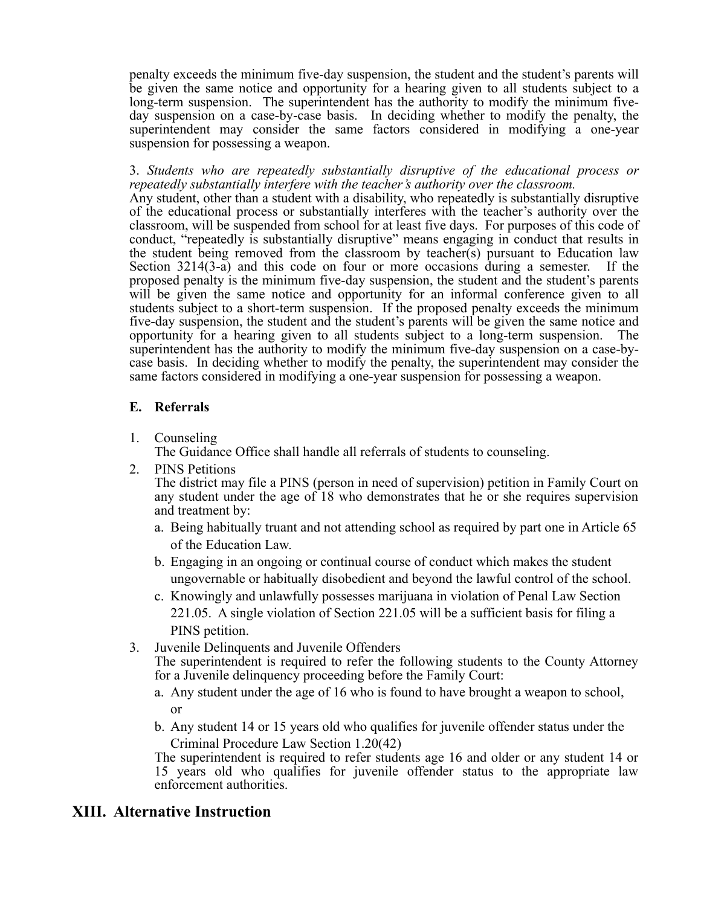penalty exceeds the minimum five-day suspension, the student and the student's parents will be given the same notice and opportunity for a hearing given to all students subject to a long-term suspension. The superintendent has the authority to modify the minimum five-day suspension on a case-by-case basis. In deciding whether to modify the penalty, the superintendent may consider the same factors considered in modifying a one-year suspension for possessing a weapon.

3. *Students who are repeatedly substantially disruptive of the educational process or repeatedly substantially interfere with the teacher's authority over the classroom.*
Any student, other than a student with a disability, who repeatedly is substantially disruptive of the educational process or substantially interferes with the teacher's authority over the classroom, will be suspended from school for at least five days. For purposes of this code of conduct, "repeatedly is substantially disruptive" means engaging in conduct that results in the student being removed from the classroom by teacher(s) pursuant to Education law Section 3214(3-a) and this code on four or more occasions during a semester. If the proposed penalty is the minimum five-day suspension, the student and the student's parents will be given the same notice and opportunity for an informal conference given to all students subject to a short-term suspension. If the proposed penalty exceeds the minimum five-day suspension, the student and the student's parents will be given the same notice and opportunity for a hearing given to all students subject to a long-term suspension. The superintendent has the authority to modify the minimum five-day suspension on a case-by-case basis. In deciding whether to modify the penalty, the superintendent may consider the same factors considered in modifying a one-year suspension for possessing a weapon.

### E. Referrals

1. Counseling
   The Guidance Office shall handle all referrals of students to counseling.
2. PINS Petitions
   The district may file a PINS (person in need of supervision) petition in Family Court on any student under the age of 18 who demonstrates that he or she requires supervision and treatment by:
   a. Being habitually truant and not attending school as required by part one in Article 65 of the Education Law.
   b. Engaging in an ongoing or continual course of conduct which makes the student ungovernable or habitually disobedient and beyond the lawful control of the school.
   c. Knowingly and unlawfully possesses marijuana in violation of Penal Law Section 221.05. A single violation of Section 221.05 will be a sufficient basis for filing a PINS petition.
3. Juvenile Delinquents and Juvenile Offenders
   The superintendent is required to refer the following students to the County Attorney for a Juvenile delinquency proceeding before the Family Court:
   a. Any student under the age of 16 who is found to have brought a weapon to school, or
   b. Any student 14 or 15 years old who qualifies for juvenile offender status under the Criminal Procedure Law Section 1.20(42)

   The superintendent is required to refer students age 16 and older or any student 14 or 15 years old who qualifies for juvenile offender status to the appropriate law enforcement authorities.

## XIII. Alternative Instruction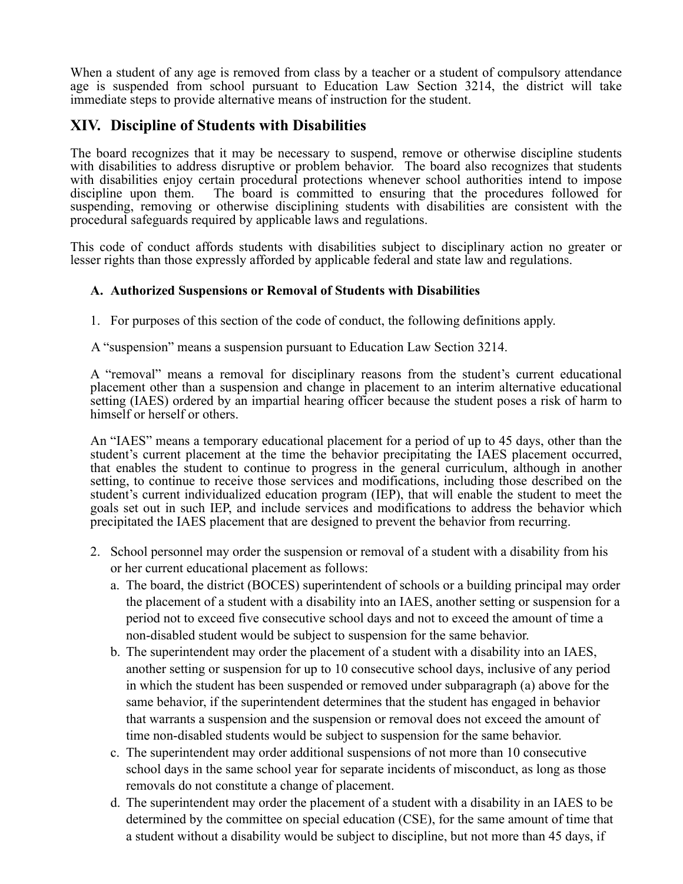When a student of any age is removed from class by a teacher or a student of compulsory attendance age is suspended from school pursuant to Education Law Section 3214, the district will take immediate steps to provide alternative means of instruction for the student.

## XIV. Discipline of Students with Disabilities

The board recognizes that it may be necessary to suspend, remove or otherwise discipline students with disabilities to address disruptive or problem behavior. The board also recognizes that students with disabilities enjoy certain procedural protections whenever school authorities intend to impose discipline upon them. The board is committed to ensuring that the procedures followed for suspending, removing or otherwise disciplining students with disabilities are consistent with the procedural safeguards required by applicable laws and regulations.

This code of conduct affords students with disabilities subject to disciplinary action no greater or lesser rights than those expressly afforded by applicable federal and state law and regulations.

### A. Authorized Suspensions or Removal of Students with Disabilities

1. For purposes of this section of the code of conduct, the following definitions apply.

A "suspension" means a suspension pursuant to Education Law Section 3214.

A "removal" means a removal for disciplinary reasons from the student's current educational placement other than a suspension and change in placement to an interim alternative educational setting (IAES) ordered by an impartial hearing officer because the student poses a risk of harm to himself or herself or others.

An "IAES" means a temporary educational placement for a period of up to 45 days, other than the student's current placement at the time the behavior precipitating the IAES placement occurred, that enables the student to continue to progress in the general curriculum, although in another setting, to continue to receive those services and modifications, including those described on the student's current individualized education program (IEP), that will enable the student to meet the goals set out in such IEP, and include services and modifications to address the behavior which precipitated the IAES placement that are designed to prevent the behavior from recurring.

2. School personnel may order the suspension or removal of a student with a disability from his or her current educational placement as follows:
   a. The board, the district (BOCES) superintendent of schools or a building principal may order the placement of a student with a disability into an IAES, another setting or suspension for a period not to exceed five consecutive school days and not to exceed the amount of time a non-disabled student would be subject to suspension for the same behavior.
   b. The superintendent may order the placement of a student with a disability into an IAES, another setting or suspension for up to 10 consecutive school days, inclusive of any period in which the student has been suspended or removed under subparagraph (a) above for the same behavior, if the superintendent determines that the student has engaged in behavior that warrants a suspension and the suspension or removal does not exceed the amount of time non-disabled students would be subject to suspension for the same behavior.
   c. The superintendent may order additional suspensions of not more than 10 consecutive school days in the same school year for separate incidents of misconduct, as long as those removals do not constitute a change of placement.
   d. The superintendent may order the placement of a student with a disability in an IAES to be determined by the committee on special education (CSE), for the same amount of time that a student without a disability would be subject to discipline, but not more than 45 days, if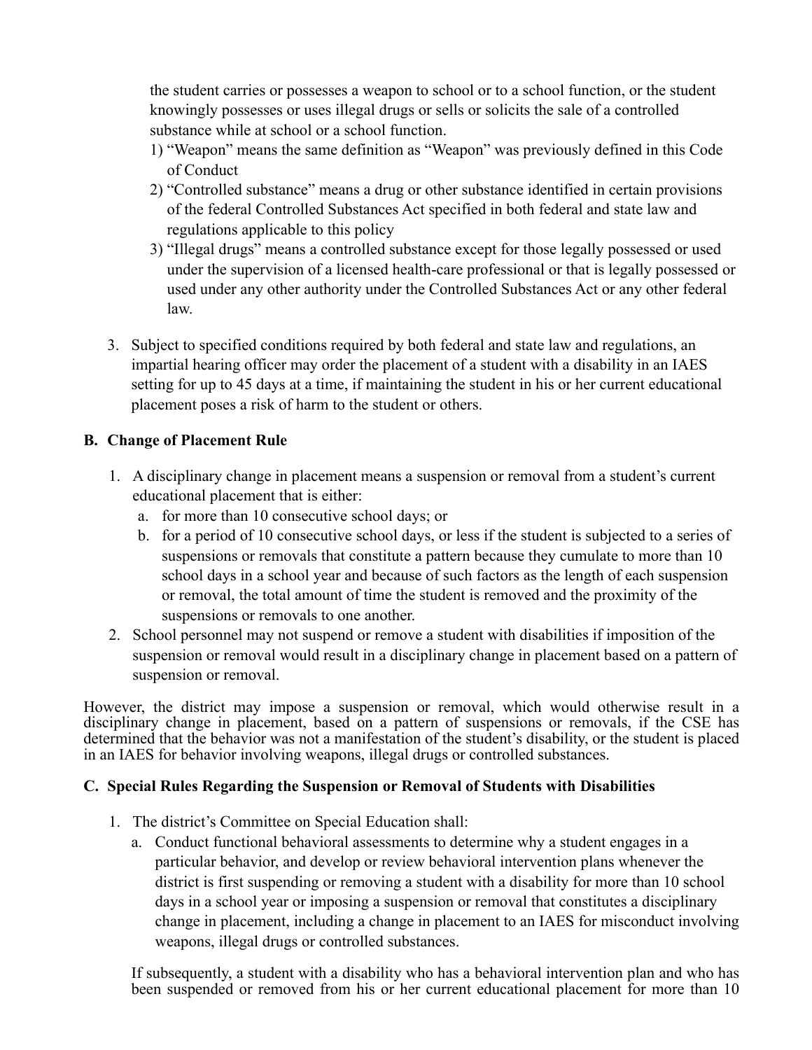the student carries or possesses a weapon to school or to a school function, or the student knowingly possesses or uses illegal drugs or sells or solicits the sale of a controlled substance while at school or a school function.

1) "Weapon" means the same definition as "Weapon" was previously defined in this Code of Conduct
2) "Controlled substance" means a drug or other substance identified in certain provisions of the federal Controlled Substances Act specified in both federal and state law and regulations applicable to this policy
3) "Illegal drugs" means a controlled substance except for those legally possessed or used under the supervision of a licensed health-care professional or that is legally possessed or used under any other authority under the Controlled Substances Act or any other federal law.

3. Subject to specified conditions required by both federal and state law and regulations, an impartial hearing officer may order the placement of a student with a disability in an IAES setting for up to 45 days at a time, if maintaining the student in his or her current educational placement poses a risk of harm to the student or others.

### B. Change of Placement Rule

1. A disciplinary change in placement means a suspension or removal from a student's current educational placement that is either:
   a. for more than 10 consecutive school days; or
   b. for a period of 10 consecutive school days, or less if the student is subjected to a series of suspensions or removals that constitute a pattern because they cumulate to more than 10 school days in a school year and because of such factors as the length of each suspension or removal, the total amount of time the student is removed and the proximity of the suspensions or removals to one another.
2. School personnel may not suspend or remove a student with disabilities if imposition of the suspension or removal would result in a disciplinary change in placement based on a pattern of suspension or removal.

However, the district may impose a suspension or removal, which would otherwise result in a disciplinary change in placement, based on a pattern of suspensions or removals, if the CSE has determined that the behavior was not a manifestation of the student's disability, or the student is placed in an IAES for behavior involving weapons, illegal drugs or controlled substances.

### C. Special Rules Regarding the Suspension or Removal of Students with Disabilities

1. The district's Committee on Special Education shall:
   a. Conduct functional behavioral assessments to determine why a student engages in a particular behavior, and develop or review behavioral intervention plans whenever the district is first suspending or removing a student with a disability for more than 10 school days in a school year or imposing a suspension or removal that constitutes a disciplinary change in placement, including a change in placement to an IAES for misconduct involving weapons, illegal drugs or controlled substances.

   If subsequently, a student with a disability who has a behavioral intervention plan and who has been suspended or removed from his or her current educational placement for more than 10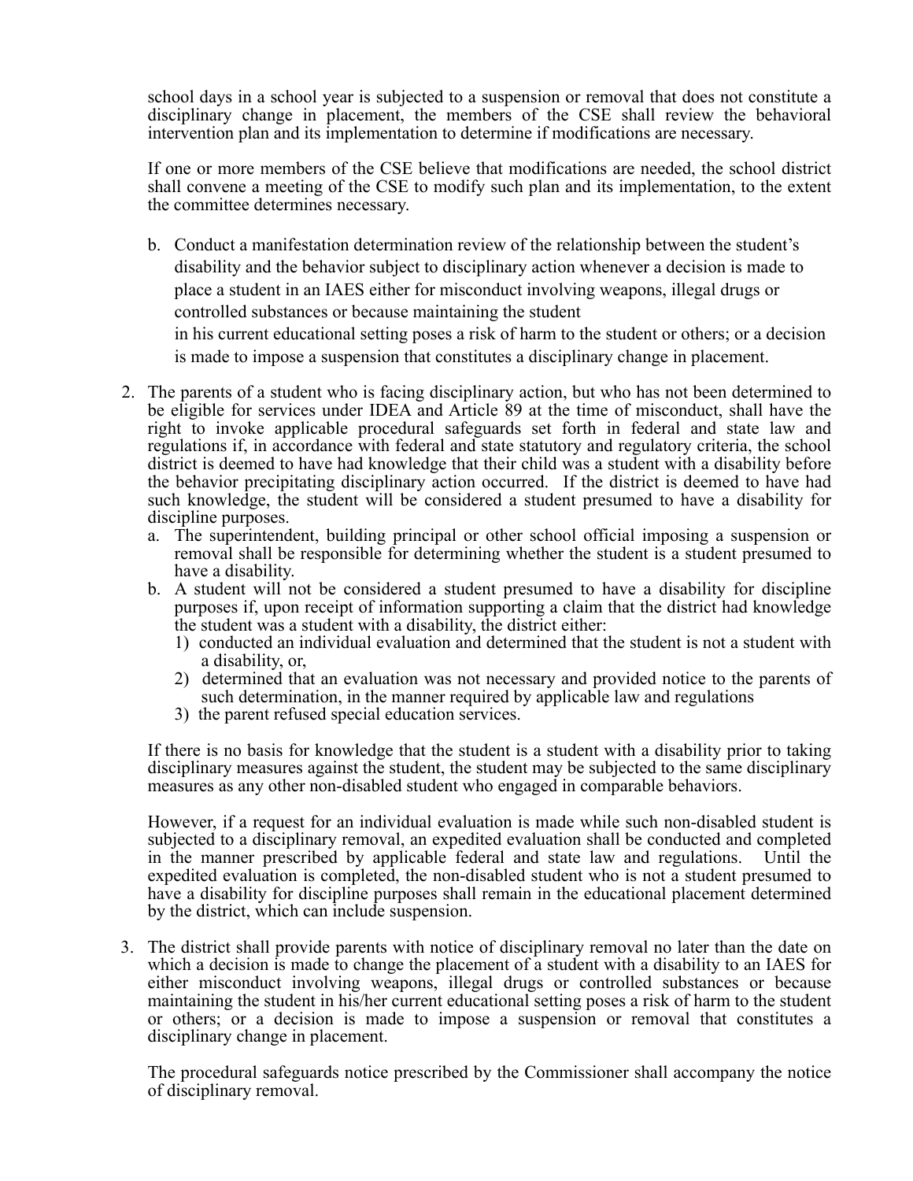school days in a school year is subjected to a suspension or removal that does not constitute a disciplinary change in placement, the members of the CSE shall review the behavioral intervention plan and its implementation to determine if modifications are necessary.

If one or more members of the CSE believe that modifications are needed, the school district shall convene a meeting of the CSE to modify such plan and its implementation, to the extent the committee determines necessary.

b. Conduct a manifestation determination review of the relationship between the student's disability and the behavior subject to disciplinary action whenever a decision is made to place a student in an IAES either for misconduct involving weapons, illegal drugs or controlled substances or because maintaining the student in his current educational setting poses a risk of harm to the student or others; or a decision is made to impose a suspension that constitutes a disciplinary change in placement.

2. The parents of a student who is facing disciplinary action, but who has not been determined to be eligible for services under IDEA and Article 89 at the time of misconduct, shall have the right to invoke applicable procedural safeguards set forth in federal and state law and regulations if, in accordance with federal and state statutory and regulatory criteria, the school district is deemed to have had knowledge that their child was a student with a disability before the behavior precipitating disciplinary action occurred. If the district is deemed to have had such knowledge, the student will be considered a student presumed to have a disability for discipline purposes.
   a. The superintendent, building principal or other school official imposing a suspension or removal shall be responsible for determining whether the student is a student presumed to have a disability.
   b. A student will not be considered a student presumed to have a disability for discipline purposes if, upon receipt of information supporting a claim that the district had knowledge the student was a student with a disability, the district either:
      1) conducted an individual evaluation and determined that the student is not a student with a disability, or,
      2) determined that an evaluation was not necessary and provided notice to the parents of such determination, in the manner required by applicable law and regulations
      3) the parent refused special education services.

   If there is no basis for knowledge that the student is a student with a disability prior to taking disciplinary measures against the student, the student may be subjected to the same disciplinary measures as any other non-disabled student who engaged in comparable behaviors.

   However, if a request for an individual evaluation is made while such non-disabled student is subjected to a disciplinary removal, an expedited evaluation shall be conducted and completed in the manner prescribed by applicable federal and state law and regulations. Until the expedited evaluation is completed, the non-disabled student who is not a student presumed to have a disability for discipline purposes shall remain in the educational placement determined by the district, which can include suspension.

3. The district shall provide parents with notice of disciplinary removal no later than the date on which a decision is made to change the placement of a student with a disability to an IAES for either misconduct involving weapons, illegal drugs or controlled substances or because maintaining the student in his/her current educational setting poses a risk of harm to the student or others; or a decision is made to impose a suspension or removal that constitutes a disciplinary change in placement.

   The procedural safeguards notice prescribed by the Commissioner shall accompany the notice of disciplinary removal.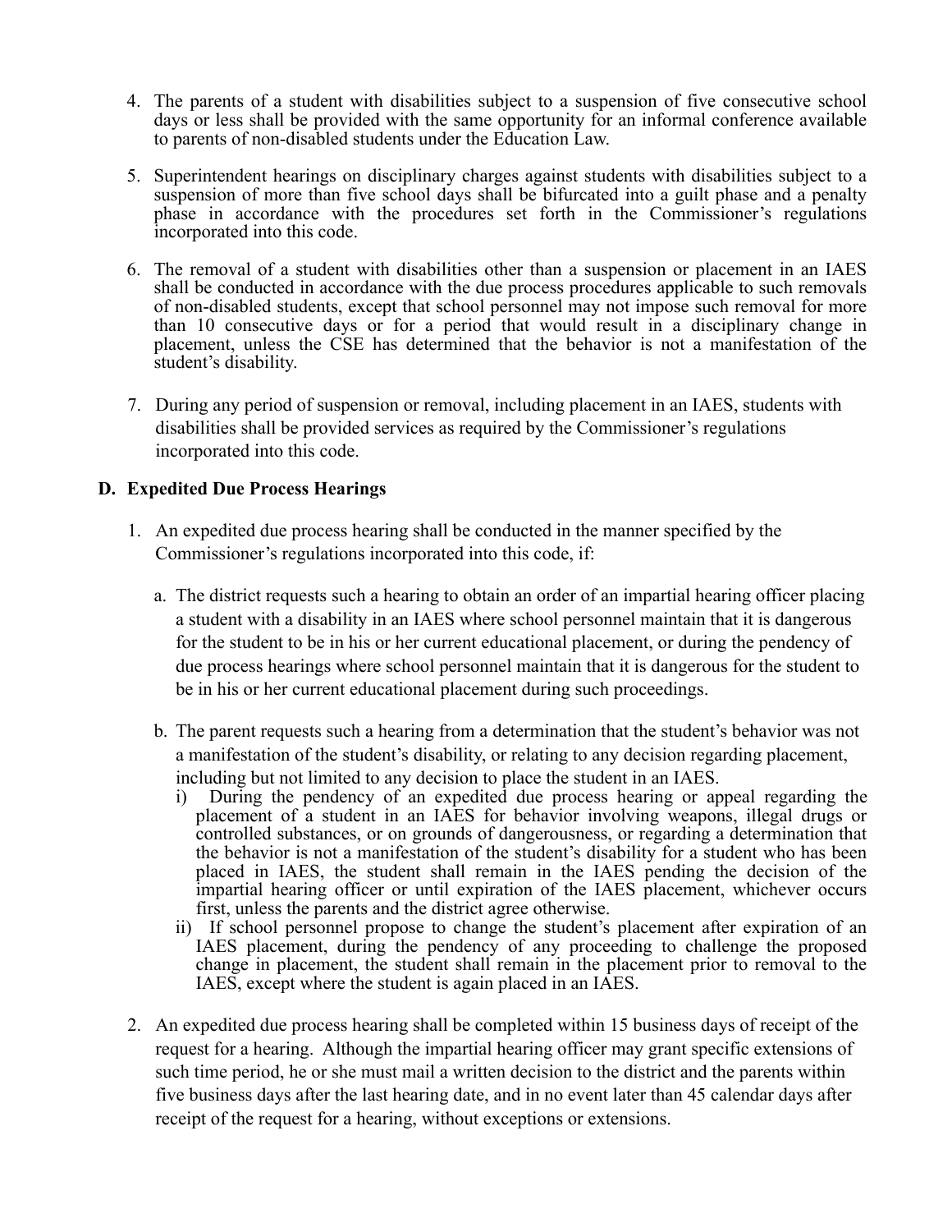4. The parents of a student with disabilities subject to a suspension of five consecutive school days or less shall be provided with the same opportunity for an informal conference available to parents of non-disabled students under the Education Law.

5. Superintendent hearings on disciplinary charges against students with disabilities subject to a suspension of more than five school days shall be bifurcated into a guilt phase and a penalty phase in accordance with the procedures set forth in the Commissioner's regulations incorporated into this code.

6. The removal of a student with disabilities other than a suspension or placement in an IAES shall be conducted in accordance with the due process procedures applicable to such removals of non-disabled students, except that school personnel may not impose such removal for more than 10 consecutive days or for a period that would result in a disciplinary change in placement, unless the CSE has determined that the behavior is not a manifestation of the student's disability.

7. During any period of suspension or removal, including placement in an IAES, students with disabilities shall be provided services as required by the Commissioner's regulations incorporated into this code.

**D. Expedited Due Process Hearings**

1. An expedited due process hearing shall be conducted in the manner specified by the Commissioner's regulations incorporated into this code, if:

   a. The district requests such a hearing to obtain an order of an impartial hearing officer placing a student with a disability in an IAES where school personnel maintain that it is dangerous for the student to be in his or her current educational placement, or during the pendency of due process hearings where school personnel maintain that it is dangerous for the student to be in his or her current educational placement during such proceedings.

   b. The parent requests such a hearing from a determination that the student's behavior was not a manifestation of the student's disability, or relating to any decision regarding placement, including but not limited to any decision to place the student in an IAES.
      i) During the pendency of an expedited due process hearing or appeal regarding the placement of a student in an IAES for behavior involving weapons, illegal drugs or controlled substances, or on grounds of dangerousness, or regarding a determination that the behavior is not a manifestation of the student's disability for a student who has been placed in IAES, the student shall remain in the IAES pending the decision of the impartial hearing officer or until expiration of the IAES placement, whichever occurs first, unless the parents and the district agree otherwise.
      ii) If school personnel propose to change the student's placement after expiration of an IAES placement, during the pendency of any proceeding to challenge the proposed change in placement, the student shall remain in the placement prior to removal to the IAES, except where the student is again placed in an IAES.

2. An expedited due process hearing shall be completed within 15 business days of receipt of the request for a hearing. Although the impartial hearing officer may grant specific extensions of such time period, he or she must mail a written decision to the district and the parents within five business days after the last hearing date, and in no event later than 45 calendar days after receipt of the request for a hearing, without exceptions or extensions.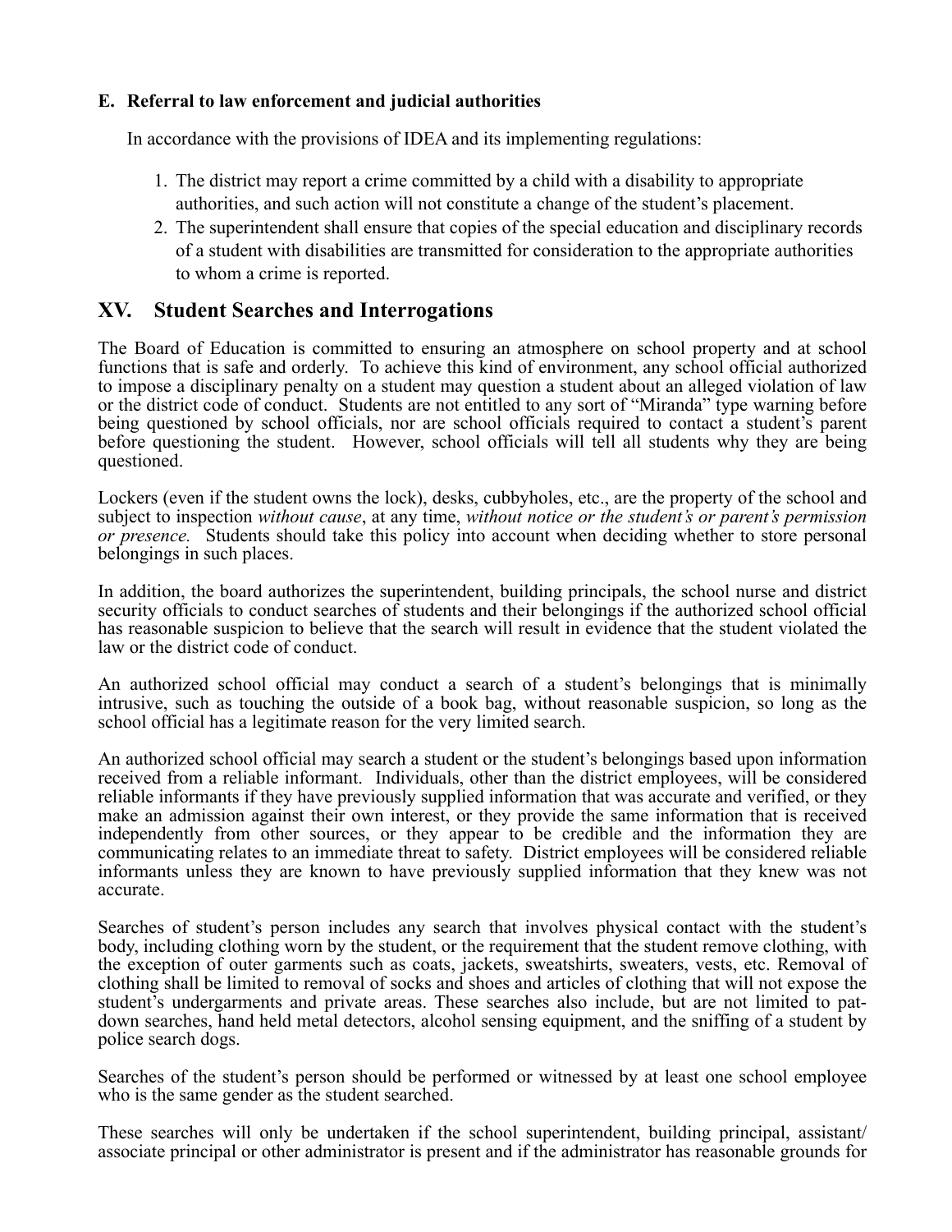**E. Referral to law enforcement and judicial authorities**

In accordance with the provisions of IDEA and its implementing regulations:

1. The district may report a crime committed by a child with a disability to appropriate authorities, and such action will not constitute a change of the student's placement.
2. The superintendent shall ensure that copies of the special education and disciplinary records of a student with disabilities are transmitted for consideration to the appropriate authorities to whom a crime is reported.

## XV. Student Searches and Interrogations

The Board of Education is committed to ensuring an atmosphere on school property and at school functions that is safe and orderly. To achieve this kind of environment, any school official authorized to impose a disciplinary penalty on a student may question a student about an alleged violation of law or the district code of conduct. Students are not entitled to any sort of "Miranda" type warning before being questioned by school officials, nor are school officials required to contact a student's parent before questioning the student. However, school officials will tell all students why they are being questioned.

Lockers (even if the student owns the lock), desks, cubbyholes, etc., are the property of the school and subject to inspection *without cause*, at any time, *without notice or the student's or parent's permission or presence.* Students should take this policy into account when deciding whether to store personal belongings in such places.

In addition, the board authorizes the superintendent, building principals, the school nurse and district security officials to conduct searches of students and their belongings if the authorized school official has reasonable suspicion to believe that the search will result in evidence that the student violated the law or the district code of conduct.

An authorized school official may conduct a search of a student's belongings that is minimally intrusive, such as touching the outside of a book bag, without reasonable suspicion, so long as the school official has a legitimate reason for the very limited search.

An authorized school official may search a student or the student's belongings based upon information received from a reliable informant. Individuals, other than the district employees, will be considered reliable informants if they have previously supplied information that was accurate and verified, or they make an admission against their own interest, or they provide the same information that is received independently from other sources, or they appear to be credible and the information they are communicating relates to an immediate threat to safety. District employees will be considered reliable informants unless they are known to have previously supplied information that they knew was not accurate.

Searches of student's person includes any search that involves physical contact with the student's body, including clothing worn by the student, or the requirement that the student remove clothing, with the exception of outer garments such as coats, jackets, sweatshirts, sweaters, vests, etc. Removal of clothing shall be limited to removal of socks and shoes and articles of clothing that will not expose the student's undergarments and private areas. These searches also include, but are not limited to pat-down searches, hand held metal detectors, alcohol sensing equipment, and the sniffing of a student by police search dogs.

Searches of the student's person should be performed or witnessed by at least one school employee who is the same gender as the student searched.

These searches will only be undertaken if the school superintendent, building principal, assistant/ associate principal or other administrator is present and if the administrator has reasonable grounds for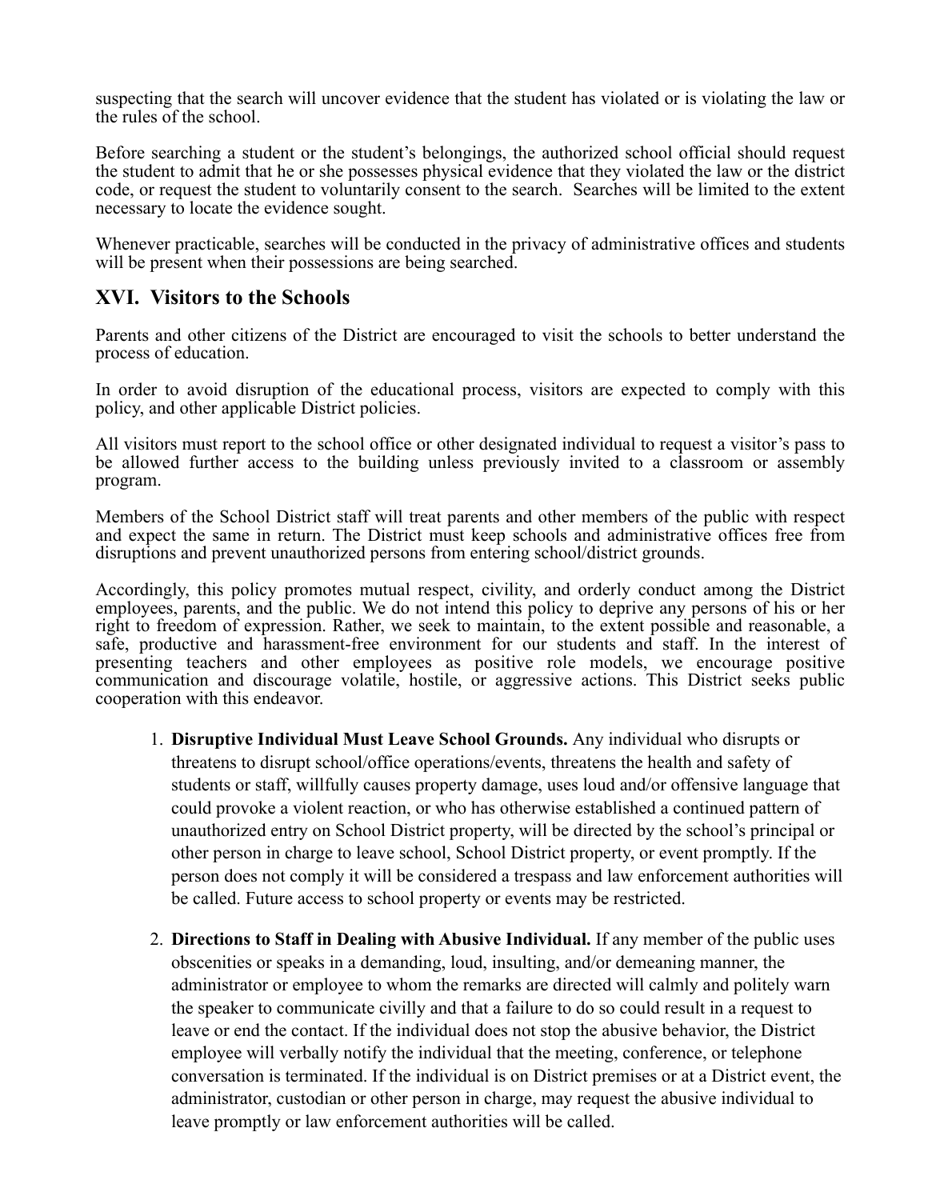suspecting that the search will uncover evidence that the student has violated or is violating the law or the rules of the school.

Before searching a student or the student's belongings, the authorized school official should request the student to admit that he or she possesses physical evidence that they violated the law or the district code, or request the student to voluntarily consent to the search. Searches will be limited to the extent necessary to locate the evidence sought.

Whenever practicable, searches will be conducted in the privacy of administrative offices and students will be present when their possessions are being searched.

## XVI. Visitors to the Schools

Parents and other citizens of the District are encouraged to visit the schools to better understand the process of education.

In order to avoid disruption of the educational process, visitors are expected to comply with this policy, and other applicable District policies.

All visitors must report to the school office or other designated individual to request a visitor's pass to be allowed further access to the building unless previously invited to a classroom or assembly program.

Members of the School District staff will treat parents and other members of the public with respect and expect the same in return. The District must keep schools and administrative offices free from disruptions and prevent unauthorized persons from entering school/district grounds.

Accordingly, this policy promotes mutual respect, civility, and orderly conduct among the District employees, parents, and the public. We do not intend this policy to deprive any persons of his or her right to freedom of expression. Rather, we seek to maintain, to the extent possible and reasonable, a safe, productive and harassment-free environment for our students and staff. In the interest of presenting teachers and other employees as positive role models, we encourage positive communication and discourage volatile, hostile, or aggressive actions. This District seeks public cooperation with this endeavor.

1. **Disruptive Individual Must Leave School Grounds.** Any individual who disrupts or threatens to disrupt school/office operations/events, threatens the health and safety of students or staff, willfully causes property damage, uses loud and/or offensive language that could provoke a violent reaction, or who has otherwise established a continued pattern of unauthorized entry on School District property, will be directed by the school's principal or other person in charge to leave school, School District property, or event promptly. If the person does not comply it will be considered a trespass and law enforcement authorities will be called. Future access to school property or events may be restricted.

2. **Directions to Staff in Dealing with Abusive Individual.** If any member of the public uses obscenities or speaks in a demanding, loud, insulting, and/or demeaning manner, the administrator or employee to whom the remarks are directed will calmly and politely warn the speaker to communicate civilly and that a failure to do so could result in a request to leave or end the contact. If the individual does not stop the abusive behavior, the District employee will verbally notify the individual that the meeting, conference, or telephone conversation is terminated. If the individual is on District premises or at a District event, the administrator, custodian or other person in charge, may request the abusive individual to leave promptly or law enforcement authorities will be called.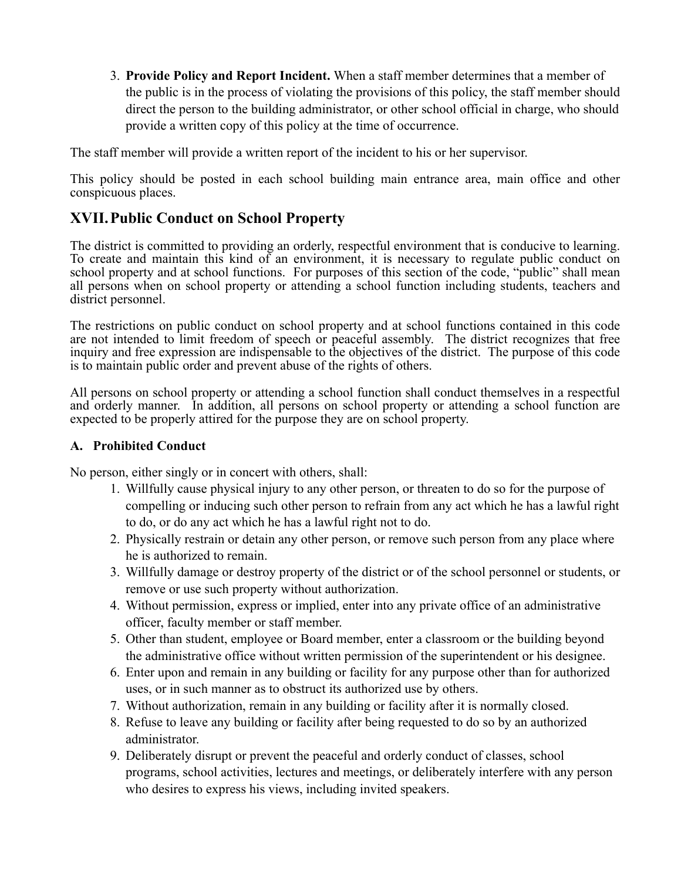3. **Provide Policy and Report Incident.** When a staff member determines that a member of the public is in the process of violating the provisions of this policy, the staff member should direct the person to the building administrator, or other school official in charge, who should provide a written copy of this policy at the time of occurrence.

The staff member will provide a written report of the incident to his or her supervisor.

This policy should be posted in each school building main entrance area, main office and other conspicuous places.

## XVII. Public Conduct on School Property

The district is committed to providing an orderly, respectful environment that is conducive to learning. To create and maintain this kind of an environment, it is necessary to regulate public conduct on school property and at school functions. For purposes of this section of the code, "public" shall mean all persons when on school property or attending a school function including students, teachers and district personnel.

The restrictions on public conduct on school property and at school functions contained in this code are not intended to limit freedom of speech or peaceful assembly. The district recognizes that free inquiry and free expression are indispensable to the objectives of the district. The purpose of this code is to maintain public order and prevent abuse of the rights of others.

All persons on school property or attending a school function shall conduct themselves in a respectful and orderly manner. In addition, all persons on school property or attending a school function are expected to be properly attired for the purpose they are on school property.

### A. Prohibited Conduct

No person, either singly or in concert with others, shall:

1. Willfully cause physical injury to any other person, or threaten to do so for the purpose of compelling or inducing such other person to refrain from any act which he has a lawful right to do, or do any act which he has a lawful right not to do.
2. Physically restrain or detain any other person, or remove such person from any place where he is authorized to remain.
3. Willfully damage or destroy property of the district or of the school personnel or students, or remove or use such property without authorization.
4. Without permission, express or implied, enter into any private office of an administrative officer, faculty member or staff member.
5. Other than student, employee or Board member, enter a classroom or the building beyond the administrative office without written permission of the superintendent or his designee.
6. Enter upon and remain in any building or facility for any purpose other than for authorized uses, or in such manner as to obstruct its authorized use by others.
7. Without authorization, remain in any building or facility after it is normally closed.
8. Refuse to leave any building or facility after being requested to do so by an authorized administrator.
9. Deliberately disrupt or prevent the peaceful and orderly conduct of classes, school programs, school activities, lectures and meetings, or deliberately interfere with any person who desires to express his views, including invited speakers.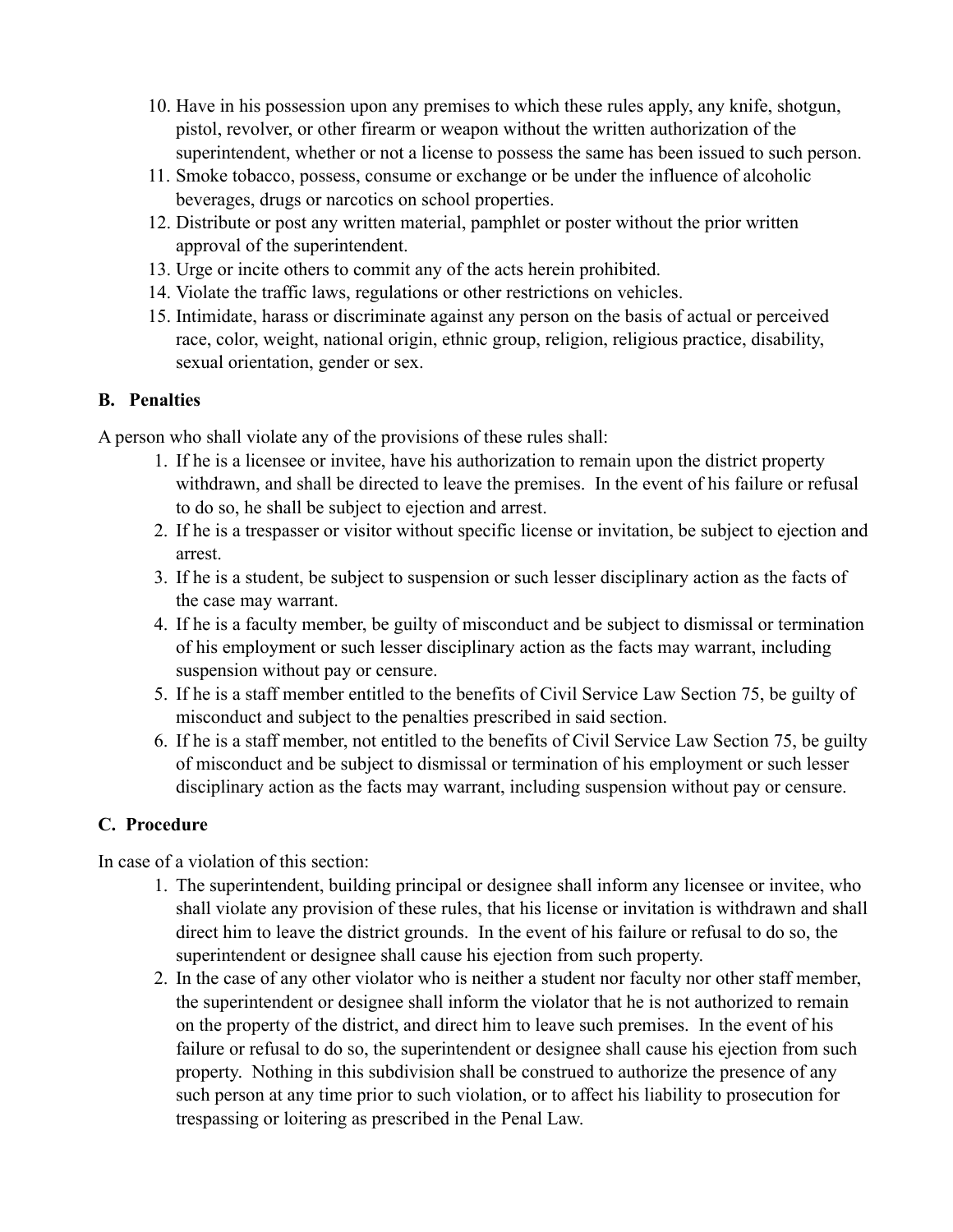10. Have in his possession upon any premises to which these rules apply, any knife, shotgun, pistol, revolver, or other firearm or weapon without the written authorization of the superintendent, whether or not a license to possess the same has been issued to such person.
11. Smoke tobacco, possess, consume or exchange or be under the influence of alcoholic beverages, drugs or narcotics on school properties.
12. Distribute or post any written material, pamphlet or poster without the prior written approval of the superintendent.
13. Urge or incite others to commit any of the acts herein prohibited.
14. Violate the traffic laws, regulations or other restrictions on vehicles.
15. Intimidate, harass or discriminate against any person on the basis of actual or perceived race, color, weight, national origin, ethnic group, religion, religious practice, disability, sexual orientation, gender or sex.

### B. Penalties

A person who shall violate any of the provisions of these rules shall:

1. If he is a licensee or invitee, have his authorization to remain upon the district property withdrawn, and shall be directed to leave the premises. In the event of his failure or refusal to do so, he shall be subject to ejection and arrest.
2. If he is a trespasser or visitor without specific license or invitation, be subject to ejection and arrest.
3. If he is a student, be subject to suspension or such lesser disciplinary action as the facts of the case may warrant.
4. If he is a faculty member, be guilty of misconduct and be subject to dismissal or termination of his employment or such lesser disciplinary action as the facts may warrant, including suspension without pay or censure.
5. If he is a staff member entitled to the benefits of Civil Service Law Section 75, be guilty of misconduct and subject to the penalties prescribed in said section.
6. If he is a staff member, not entitled to the benefits of Civil Service Law Section 75, be guilty of misconduct and be subject to dismissal or termination of his employment or such lesser disciplinary action as the facts may warrant, including suspension without pay or censure.

### C. Procedure

In case of a violation of this section:

1. The superintendent, building principal or designee shall inform any licensee or invitee, who shall violate any provision of these rules, that his license or invitation is withdrawn and shall direct him to leave the district grounds. In the event of his failure or refusal to do so, the superintendent or designee shall cause his ejection from such property.
2. In the case of any other violator who is neither a student nor faculty nor other staff member, the superintendent or designee shall inform the violator that he is not authorized to remain on the property of the district, and direct him to leave such premises. In the event of his failure or refusal to do so, the superintendent or designee shall cause his ejection from such property. Nothing in this subdivision shall be construed to authorize the presence of any such person at any time prior to such violation, or to affect his liability to prosecution for trespassing or loitering as prescribed in the Penal Law.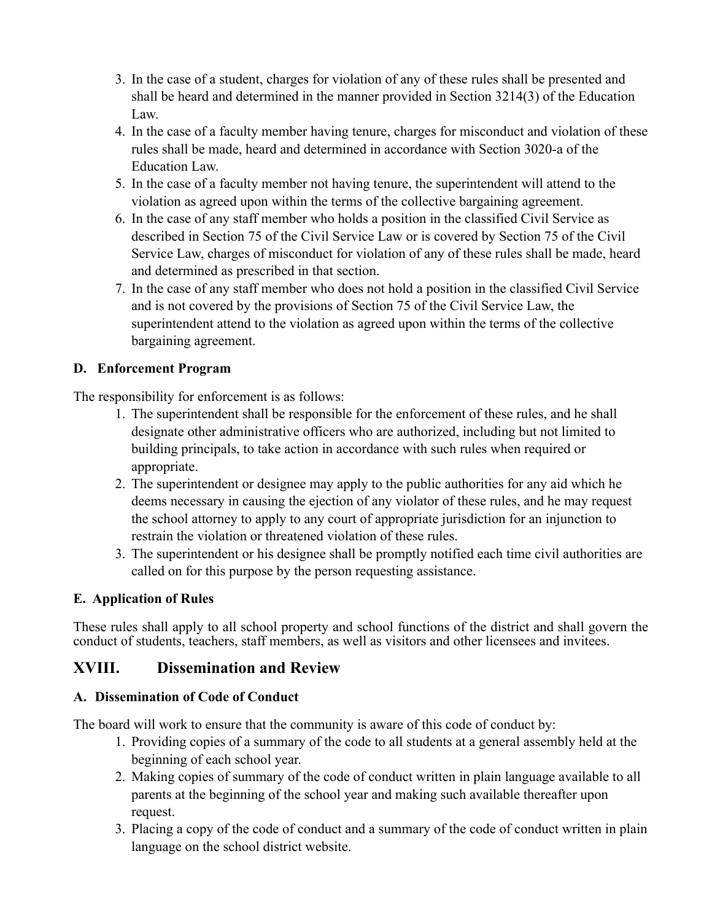3. In the case of a student, charges for violation of any of these rules shall be presented and shall be heard and determined in the manner provided in Section 3214(3) of the Education Law.
4. In the case of a faculty member having tenure, charges for misconduct and violation of these rules shall be made, heard and determined in accordance with Section 3020-a of the Education Law.
5. In the case of a faculty member not having tenure, the superintendent will attend to the violation as agreed upon within the terms of the collective bargaining agreement.
6. In the case of any staff member who holds a position in the classified Civil Service as described in Section 75 of the Civil Service Law or is covered by Section 75 of the Civil Service Law, charges of misconduct for violation of any of these rules shall be made, heard and determined as prescribed in that section.
7. In the case of any staff member who does not hold a position in the classified Civil Service and is not covered by the provisions of Section 75 of the Civil Service Law, the superintendent attend to the violation as agreed upon within the terms of the collective bargaining agreement.

### D. Enforcement Program

The responsibility for enforcement is as follows:

1. The superintendent shall be responsible for the enforcement of these rules, and he shall designate other administrative officers who are authorized, including but not limited to building principals, to take action in accordance with such rules when required or appropriate.
2. The superintendent or designee may apply to the public authorities for any aid which he deems necessary in causing the ejection of any violator of these rules, and he may request the school attorney to apply to any court of appropriate jurisdiction for an injunction to restrain the violation or threatened violation of these rules.
3. The superintendent or his designee shall be promptly notified each time civil authorities are called on for this purpose by the person requesting assistance.

### E. Application of Rules

These rules shall apply to all school property and school functions of the district and shall govern the conduct of students, teachers, staff members, as well as visitors and other licensees and invitees.

## XVIII. Dissemination and Review

### A. Dissemination of Code of Conduct

The board will work to ensure that the community is aware of this code of conduct by:

1. Providing copies of a summary of the code to all students at a general assembly held at the beginning of each school year.
2. Making copies of summary of the code of conduct written in plain language available to all parents at the beginning of the school year and making such available thereafter upon request.
3. Placing a copy of the code of conduct and a summary of the code of conduct written in plain language on the school district website.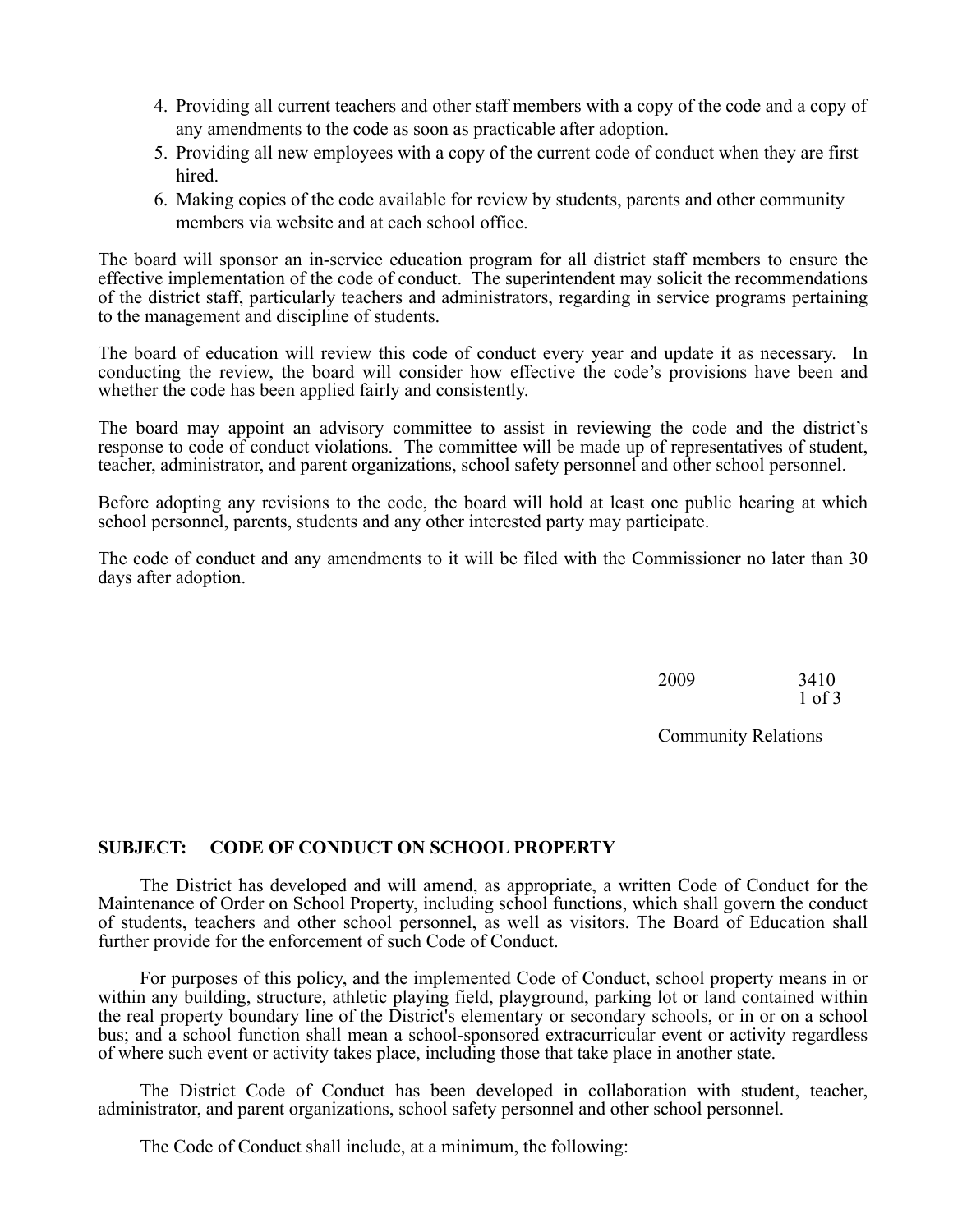4. Providing all current teachers and other staff members with a copy of the code and a copy of any amendments to the code as soon as practicable after adoption.
5. Providing all new employees with a copy of the current code of conduct when they are first hired.
6. Making copies of the code available for review by students, parents and other community members via website and at each school office.

The board will sponsor an in-service education program for all district staff members to ensure the effective implementation of the code of conduct. The superintendent may solicit the recommendations of the district staff, particularly teachers and administrators, regarding in service programs pertaining to the management and discipline of students.

The board of education will review this code of conduct every year and update it as necessary. In conducting the review, the board will consider how effective the code's provisions have been and whether the code has been applied fairly and consistently.

The board may appoint an advisory committee to assist in reviewing the code and the district's response to code of conduct violations. The committee will be made up of representatives of student, teacher, administrator, and parent organizations, school safety personnel and other school personnel.

Before adopting any revisions to the code, the board will hold at least one public hearing at which school personnel, parents, students and any other interested party may participate.

The code of conduct and any amendments to it will be filed with the Commissioner no later than 30 days after adoption.

2009 3410

Community Relations

**SUBJECT: CODE OF CONDUCT ON SCHOOL PROPERTY**

The District has developed and will amend, as appropriate, a written Code of Conduct for the Maintenance of Order on School Property, including school functions, which shall govern the conduct of students, teachers and other school personnel, as well as visitors. The Board of Education shall further provide for the enforcement of such Code of Conduct.

For purposes of this policy, and the implemented Code of Conduct, school property means in or within any building, structure, athletic playing field, playground, parking lot or land contained within the real property boundary line of the District's elementary or secondary schools, or in or on a school bus; and a school function shall mean a school-sponsored extracurricular event or activity regardless of where such event or activity takes place, including those that take place in another state.

The District Code of Conduct has been developed in collaboration with student, teacher, administrator, and parent organizations, school safety personnel and other school personnel.

The Code of Conduct shall include, at a minimum, the following: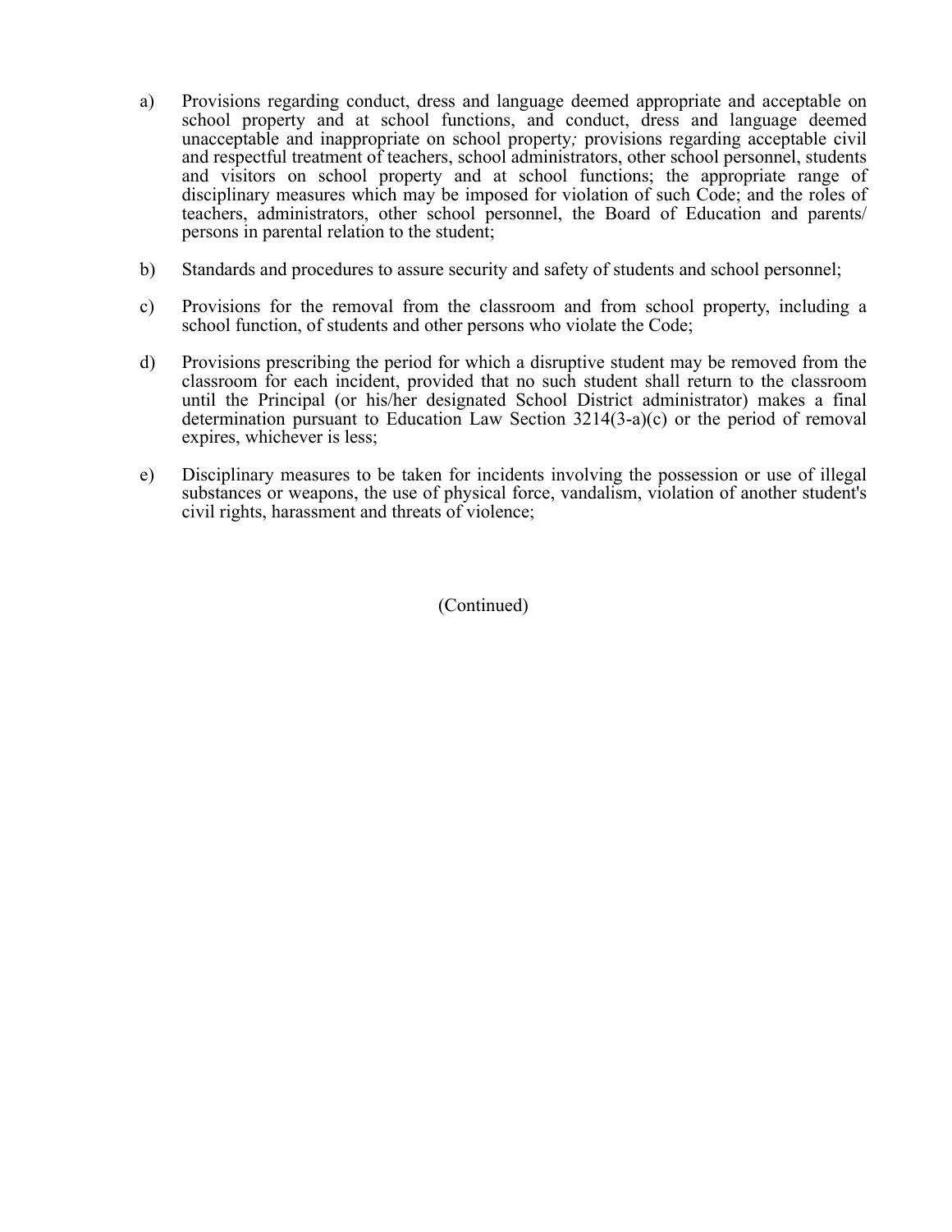a) Provisions regarding conduct, dress and language deemed appropriate and acceptable on school property and at school functions, and conduct, dress and language deemed unacceptable and inappropriate on school property*;* provisions regarding acceptable civil and respectful treatment of teachers, school administrators, other school personnel, students and visitors on school property and at school functions; the appropriate range of disciplinary measures which may be imposed for violation of such Code; and the roles of teachers, administrators, other school personnel, the Board of Education and parents/ persons in parental relation to the student;

b) Standards and procedures to assure security and safety of students and school personnel;

c) Provisions for the removal from the classroom and from school property, including a school function, of students and other persons who violate the Code;

d) Provisions prescribing the period for which a disruptive student may be removed from the classroom for each incident, provided that no such student shall return to the classroom until the Principal (or his/her designated School District administrator) makes a final determination pursuant to Education Law Section 3214(3-a)(c) or the period of removal expires, whichever is less;

e) Disciplinary measures to be taken for incidents involving the possession or use of illegal substances or weapons, the use of physical force, vandalism, violation of another student's civil rights, harassment and threats of violence;

(Continued)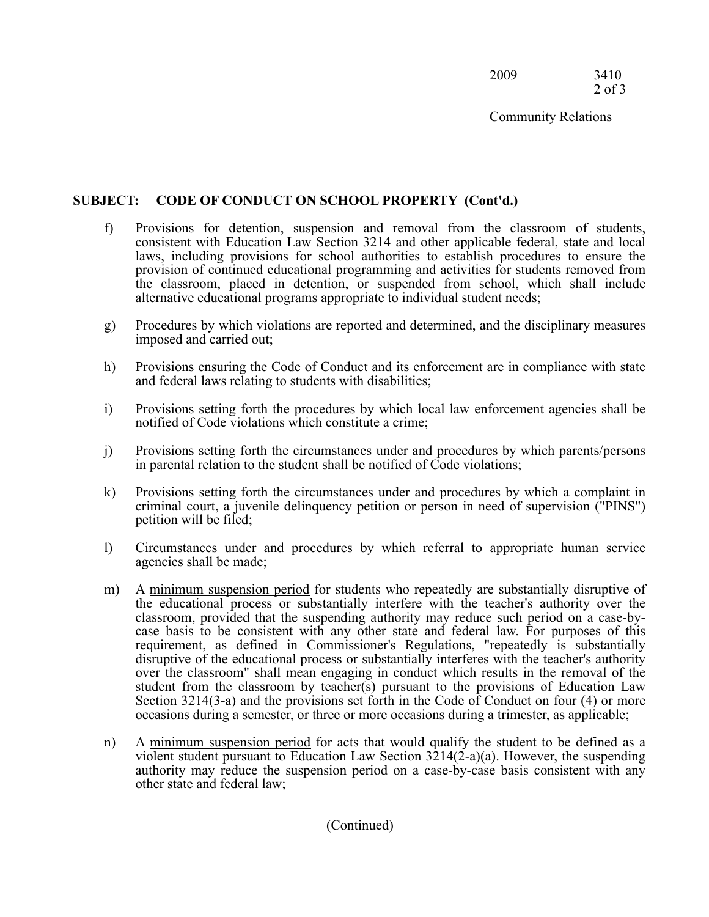**SUBJECT: CODE OF CONDUCT ON SCHOOL PROPERTY (Cont'd.)**

f) Provisions for detention, suspension and removal from the classroom of students, consistent with Education Law Section 3214 and other applicable federal, state and local laws, including provisions for school authorities to establish procedures to ensure the provision of continued educational programming and activities for students removed from the classroom, placed in detention, or suspended from school, which shall include alternative educational programs appropriate to individual student needs;

g) Procedures by which violations are reported and determined, and the disciplinary measures imposed and carried out;

h) Provisions ensuring the Code of Conduct and its enforcement are in compliance with state and federal laws relating to students with disabilities;

i) Provisions setting forth the procedures by which local law enforcement agencies shall be notified of Code violations which constitute a crime;

j) Provisions setting forth the circumstances under and procedures by which parents/persons in parental relation to the student shall be notified of Code violations;

k) Provisions setting forth the circumstances under and procedures by which a complaint in criminal court, a juvenile delinquency petition or person in need of supervision ("PINS") petition will be filed;

l) Circumstances under and procedures by which referral to appropriate human service agencies shall be made;

m) A <u>minimum suspension period</u> for students who repeatedly are substantially disruptive of the educational process or substantially interfere with the teacher's authority over the classroom, provided that the suspending authority may reduce such period on a case-by-case basis to be consistent with any other state and federal law. For purposes of this requirement, as defined in Commissioner's Regulations, "repeatedly is substantially disruptive of the educational process or substantially interferes with the teacher's authority over the classroom" shall mean engaging in conduct which results in the removal of the student from the classroom by teacher(s) pursuant to the provisions of Education Law Section 3214(3-a) and the provisions set forth in the Code of Conduct on four (4) or more occasions during a semester, or three or more occasions during a trimester, as applicable;

n) A <u>minimum suspension period</u> for acts that would qualify the student to be defined as a violent student pursuant to Education Law Section 3214(2-a)(a). However, the suspending authority may reduce the suspension period on a case-by-case basis consistent with any other state and federal law;

(Continued)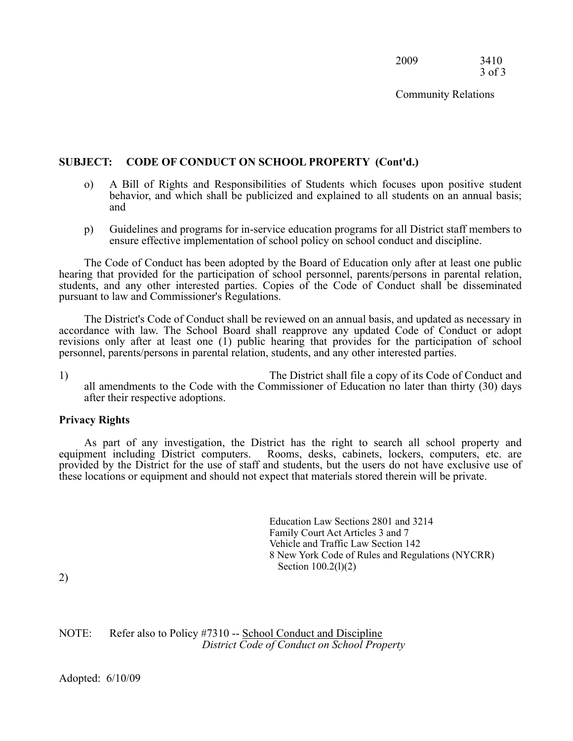## SUBJECT: CODE OF CONDUCT ON SCHOOL PROPERTY (Cont'd.)

o) A Bill of Rights and Responsibilities of Students which focuses upon positive student behavior, and which shall be publicized and explained to all students on an annual basis; and

p) Guidelines and programs for in-service education programs for all District staff members to ensure effective implementation of school policy on school conduct and discipline.

The Code of Conduct has been adopted by the Board of Education only after at least one public hearing that provided for the participation of school personnel, parents/persons in parental relation, students, and any other interested parties. Copies of the Code of Conduct shall be disseminated pursuant to law and Commissioner's Regulations.

The District's Code of Conduct shall be reviewed on an annual basis, and updated as necessary in accordance with law. The School Board shall reapprove any updated Code of Conduct or adopt revisions only after at least one (1) public hearing that provides for the participation of school personnel, parents/persons in parental relation, students, and any other interested parties.

1) The District shall file a copy of its Code of Conduct and all amendments to the Code with the Commissioner of Education no later than thirty (30) days after their respective adoptions.

**Privacy Rights**

As part of any investigation, the District has the right to search all school property and equipment including District computers. Rooms, desks, cabinets, lockers, computers, etc. are provided by the District for the use of staff and students, but the users do not have exclusive use of these locations or equipment and should not expect that materials stored therein will be private.

Education Law Sections 2801 and 3214
Family Court Act Articles 3 and 7
Vehicle and Traffic Law Section 142
8 New York Code of Rules and Regulations (NYCRR)
Section 100.2(l)(2)

2)

NOTE: Refer also to Policy #7310 -- School Conduct and Discipline
*District Code of Conduct on School Property*

Adopted: 6/10/09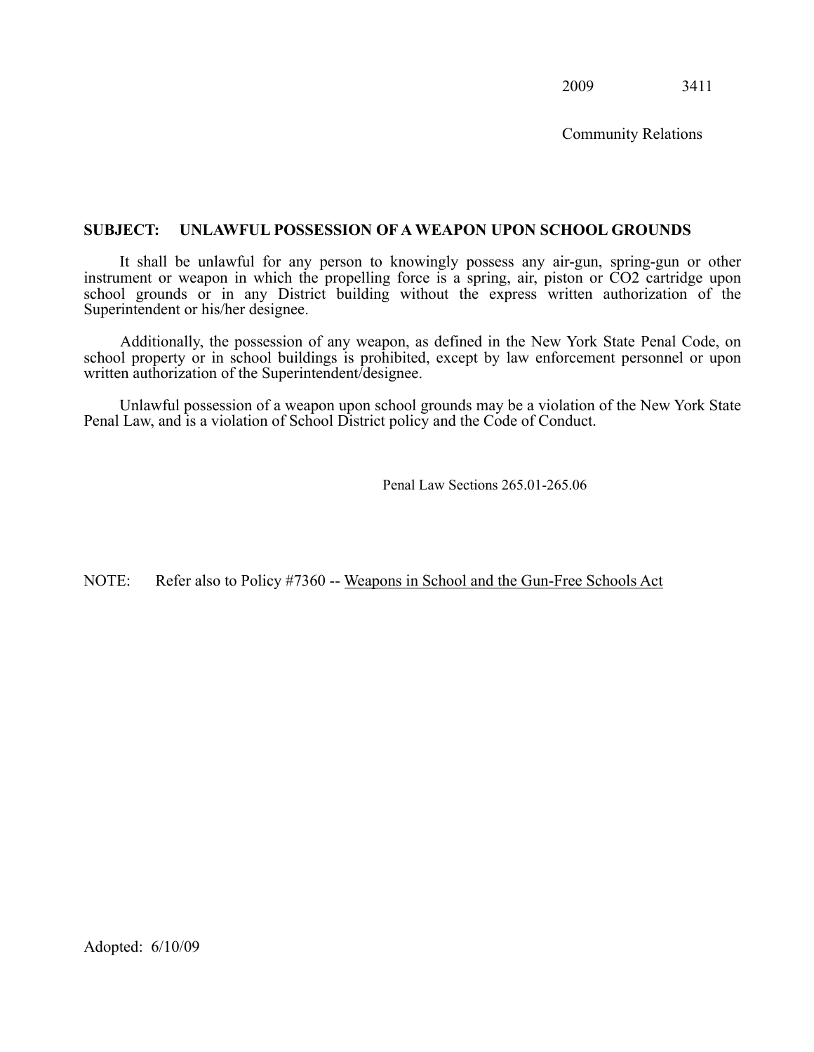2009 3411

Community Relations

**SUBJECT: UNLAWFUL POSSESSION OF A WEAPON UPON SCHOOL GROUNDS**

It shall be unlawful for any person to knowingly possess any air-gun, spring-gun or other instrument or weapon in which the propelling force is a spring, air, piston or $CO_2$ cartridge upon school grounds or in any District building without the express written authorization of the Superintendent or his/her designee.

Additionally, the possession of any weapon, as defined in the New York State Penal Code, on school property or in school buildings is prohibited, except by law enforcement personnel or upon written authorization of the Superintendent/designee.

Unlawful possession of a weapon upon school grounds may be a violation of the New York State Penal Law, and is a violation of School District policy and the Code of Conduct.

Penal Law Sections 265.01-265.06

NOTE: Refer also to Policy #7360 -- Weapons in School and the Gun-Free Schools Act

Adopted: 6/10/09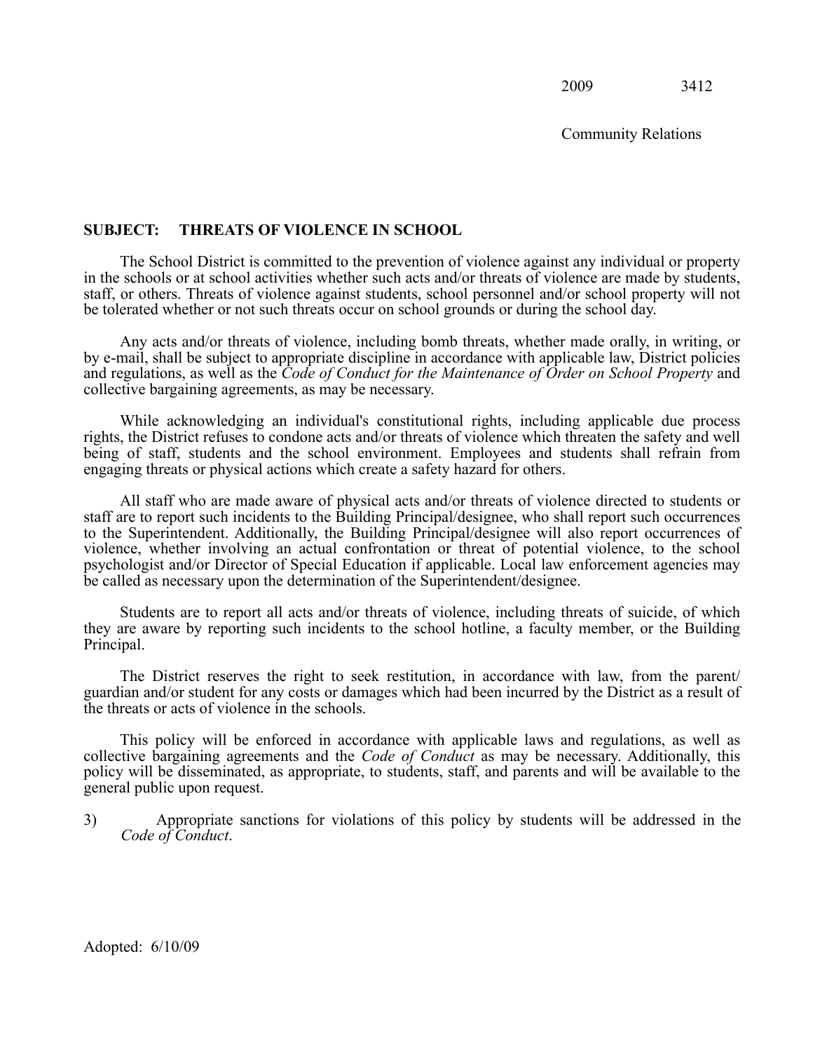2009 3412

Community Relations

**SUBJECT: THREATS OF VIOLENCE IN SCHOOL**

The School District is committed to the prevention of violence against any individual or property in the schools or at school activities whether such acts and/or threats of violence are made by students, staff, or others. Threats of violence against students, school personnel and/or school property will not be tolerated whether or not such threats occur on school grounds or during the school day.

Any acts and/or threats of violence, including bomb threats, whether made orally, in writing, or by e-mail, shall be subject to appropriate discipline in accordance with applicable law, District policies and regulations, as well as the *Code of Conduct for the Maintenance of Order on School Property* and collective bargaining agreements, as may be necessary.

While acknowledging an individual's constitutional rights, including applicable due process rights, the District refuses to condone acts and/or threats of violence which threaten the safety and well being of staff, students and the school environment. Employees and students shall refrain from engaging threats or physical actions which create a safety hazard for others.

All staff who are made aware of physical acts and/or threats of violence directed to students or staff are to report such incidents to the Building Principal/designee, who shall report such occurrences to the Superintendent. Additionally, the Building Principal/designee will also report occurrences of violence, whether involving an actual confrontation or threat of potential violence, to the school psychologist and/or Director of Special Education if applicable. Local law enforcement agencies may be called as necessary upon the determination of the Superintendent/designee.

Students are to report all acts and/or threats of violence, including threats of suicide, of which they are aware by reporting such incidents to the school hotline, a faculty member, or the Building Principal.

The District reserves the right to seek restitution, in accordance with law, from the parent/ guardian and/or student for any costs or damages which had been incurred by the District as a result of the threats or acts of violence in the schools.

This policy will be enforced in accordance with applicable laws and regulations, as well as collective bargaining agreements and the *Code of Conduct* as may be necessary. Additionally, this policy will be disseminated, as appropriate, to students, staff, and parents and will be available to the general public upon request.

3) Appropriate sanctions for violations of this policy by students will be addressed in the *Code of Conduct*.

Adopted: 6/10/09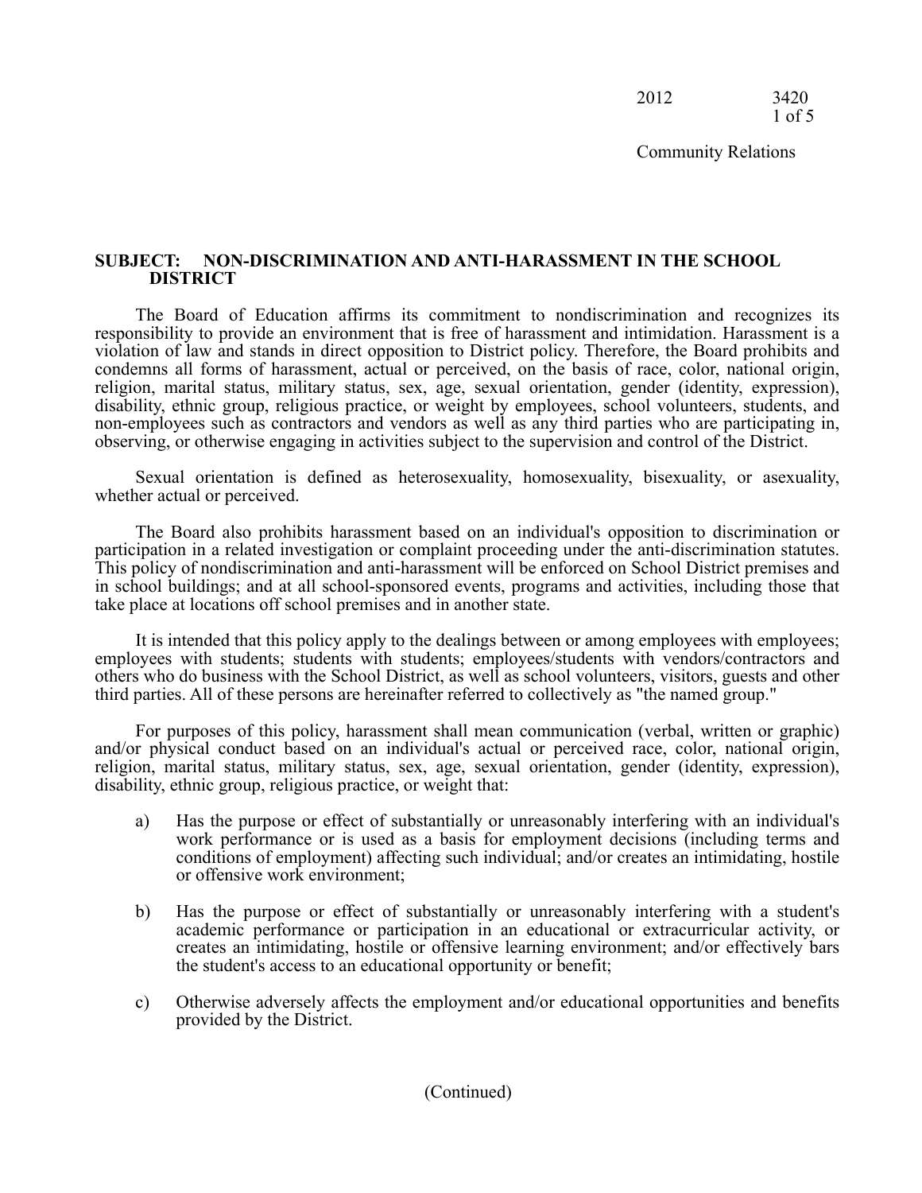Community Relations

## SUBJECT: NON-DISCRIMINATION AND ANTI-HARASSMENT IN THE SCHOOL DISTRICT

The Board of Education affirms its commitment to nondiscrimination and recognizes its responsibility to provide an environment that is free of harassment and intimidation. Harassment is a violation of law and stands in direct opposition to District policy. Therefore, the Board prohibits and condemns all forms of harassment, actual or perceived, on the basis of race, color, national origin, religion, marital status, military status, sex, age, sexual orientation, gender (identity, expression), disability, ethnic group, religious practice, or weight by employees, school volunteers, students, and non-employees such as contractors and vendors as well as any third parties who are participating in, observing, or otherwise engaging in activities subject to the supervision and control of the District.

Sexual orientation is defined as heterosexuality, homosexuality, bisexuality, or asexuality, whether actual or perceived.

The Board also prohibits harassment based on an individual's opposition to discrimination or participation in a related investigation or complaint proceeding under the anti-discrimination statutes. This policy of nondiscrimination and anti-harassment will be enforced on School District premises and in school buildings; and at all school-sponsored events, programs and activities, including those that take place at locations off school premises and in another state.

It is intended that this policy apply to the dealings between or among employees with employees; employees with students; students with students; employees/students with vendors/contractors and others who do business with the School District, as well as school volunteers, visitors, guests and other third parties. All of these persons are hereinafter referred to collectively as "the named group."

For purposes of this policy, harassment shall mean communication (verbal, written or graphic) and/or physical conduct based on an individual's actual or perceived race, color, national origin, religion, marital status, military status, sex, age, sexual orientation, gender (identity, expression), disability, ethnic group, religious practice, or weight that:

a) Has the purpose or effect of substantially or unreasonably interfering with an individual's work performance or is used as a basis for employment decisions (including terms and conditions of employment) affecting such individual; and/or creates an intimidating, hostile or offensive work environment;

b) Has the purpose or effect of substantially or unreasonably interfering with a student's academic performance or participation in an educational or extracurricular activity, or creates an intimidating, hostile or offensive learning environment; and/or effectively bars the student's access to an educational opportunity or benefit;

c) Otherwise adversely affects the employment and/or educational opportunities and benefits provided by the District.

(Continued)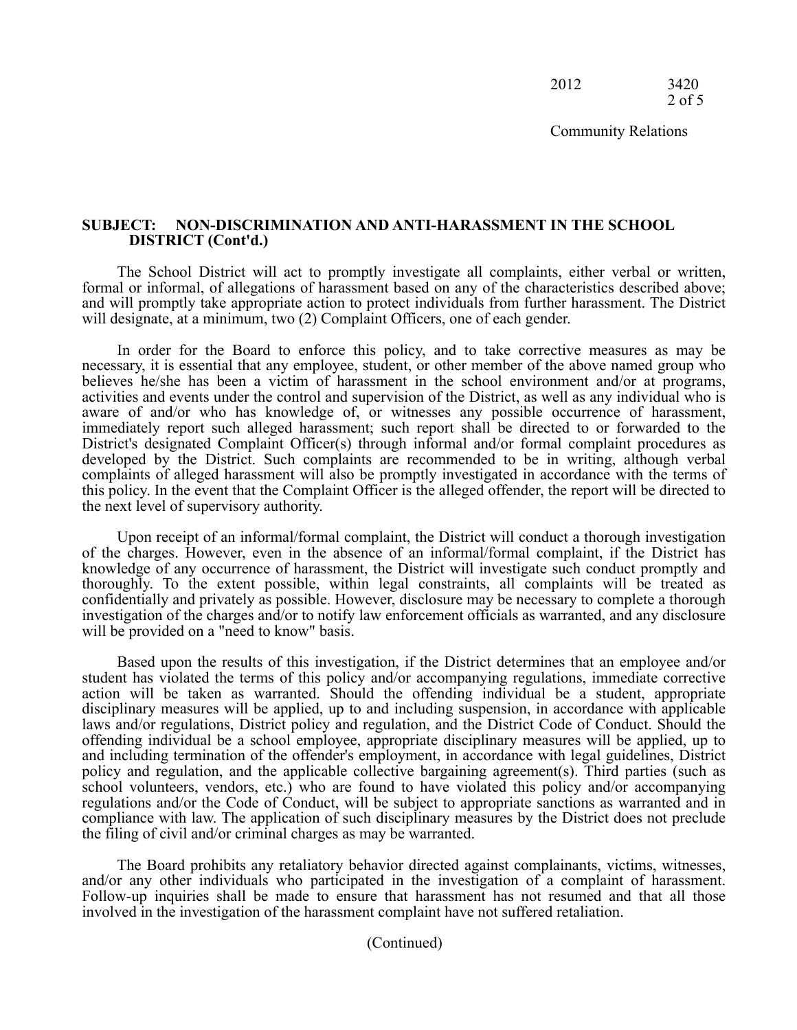**SUBJECT: NON-DISCRIMINATION AND ANTI-HARASSMENT IN THE SCHOOL DISTRICT (Cont'd.)**

The School District will act to promptly investigate all complaints, either verbal or written, formal or informal, of allegations of harassment based on any of the characteristics described above; and will promptly take appropriate action to protect individuals from further harassment. The District will designate, at a minimum, two (2) Complaint Officers, one of each gender.

In order for the Board to enforce this policy, and to take corrective measures as may be necessary, it is essential that any employee, student, or other member of the above named group who believes he/she has been a victim of harassment in the school environment and/or at programs, activities and events under the control and supervision of the District, as well as any individual who is aware of and/or who has knowledge of, or witnesses any possible occurrence of harassment, immediately report such alleged harassment; such report shall be directed to or forwarded to the District's designated Complaint Officer(s) through informal and/or formal complaint procedures as developed by the District. Such complaints are recommended to be in writing, although verbal complaints of alleged harassment will also be promptly investigated in accordance with the terms of this policy. In the event that the Complaint Officer is the alleged offender, the report will be directed to the next level of supervisory authority.

Upon receipt of an informal/formal complaint, the District will conduct a thorough investigation of the charges. However, even in the absence of an informal/formal complaint, if the District has knowledge of any occurrence of harassment, the District will investigate such conduct promptly and thoroughly. To the extent possible, within legal constraints, all complaints will be treated as confidentially and privately as possible. However, disclosure may be necessary to complete a thorough investigation of the charges and/or to notify law enforcement officials as warranted, and any disclosure will be provided on a "need to know" basis.

Based upon the results of this investigation, if the District determines that an employee and/or student has violated the terms of this policy and/or accompanying regulations, immediate corrective action will be taken as warranted. Should the offending individual be a student, appropriate disciplinary measures will be applied, up to and including suspension, in accordance with applicable laws and/or regulations, District policy and regulation, and the District Code of Conduct. Should the offending individual be a school employee, appropriate disciplinary measures will be applied, up to and including termination of the offender's employment, in accordance with legal guidelines, District policy and regulation, and the applicable collective bargaining agreement(s). Third parties (such as school volunteers, vendors, etc.) who are found to have violated this policy and/or accompanying regulations and/or the Code of Conduct, will be subject to appropriate sanctions as warranted and in compliance with law. The application of such disciplinary measures by the District does not preclude the filing of civil and/or criminal charges as may be warranted.

The Board prohibits any retaliatory behavior directed against complainants, victims, witnesses, and/or any other individuals who participated in the investigation of a complaint of harassment. Follow-up inquiries shall be made to ensure that harassment has not resumed and that all those involved in the investigation of the harassment complaint have not suffered retaliation.

(Continued)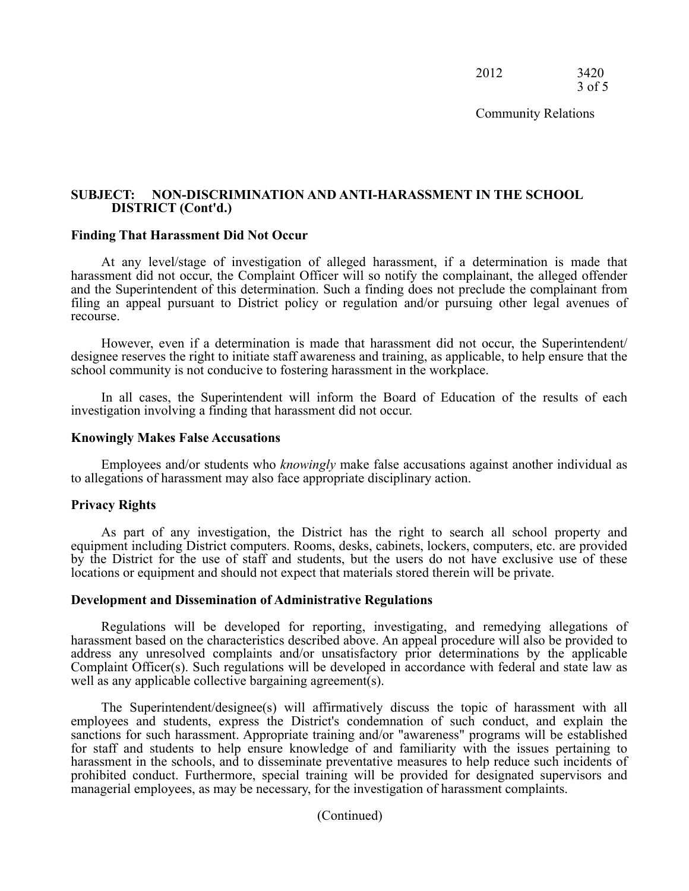**SUBJECT: NON-DISCRIMINATION AND ANTI-HARASSMENT IN THE SCHOOL DISTRICT (Cont'd.)**

### Finding That Harassment Did Not Occur

At any level/stage of investigation of alleged harassment, if a determination is made that harassment did not occur, the Complaint Officer will so notify the complainant, the alleged offender and the Superintendent of this determination. Such a finding does not preclude the complainant from filing an appeal pursuant to District policy or regulation and/or pursuing other legal avenues of recourse.

However, even if a determination is made that harassment did not occur, the Superintendent/designee reserves the right to initiate staff awareness and training, as applicable, to help ensure that the school community is not conducive to fostering harassment in the workplace.

In all cases, the Superintendent will inform the Board of Education of the results of each investigation involving a finding that harassment did not occur.

### Knowingly Makes False Accusations

Employees and/or students who *knowingly* make false accusations against another individual as to allegations of harassment may also face appropriate disciplinary action.

### Privacy Rights

As part of any investigation, the District has the right to search all school property and equipment including District computers. Rooms, desks, cabinets, lockers, computers, etc. are provided by the District for the use of staff and students, but the users do not have exclusive use of these locations or equipment and should not expect that materials stored therein will be private.

### Development and Dissemination of Administrative Regulations

Regulations will be developed for reporting, investigating, and remedying allegations of harassment based on the characteristics described above. An appeal procedure will also be provided to address any unresolved complaints and/or unsatisfactory prior determinations by the applicable Complaint Officer(s). Such regulations will be developed in accordance with federal and state law as well as any applicable collective bargaining agreement(s).

The Superintendent/designee(s) will affirmatively discuss the topic of harassment with all employees and students, express the District's condemnation of such conduct, and explain the sanctions for such harassment. Appropriate training and/or "awareness" programs will be established for staff and students to help ensure knowledge of and familiarity with the issues pertaining to harassment in the schools, and to disseminate preventative measures to help reduce such incidents of prohibited conduct. Furthermore, special training will be provided for designated supervisors and managerial employees, as may be necessary, for the investigation of harassment complaints.

(Continued)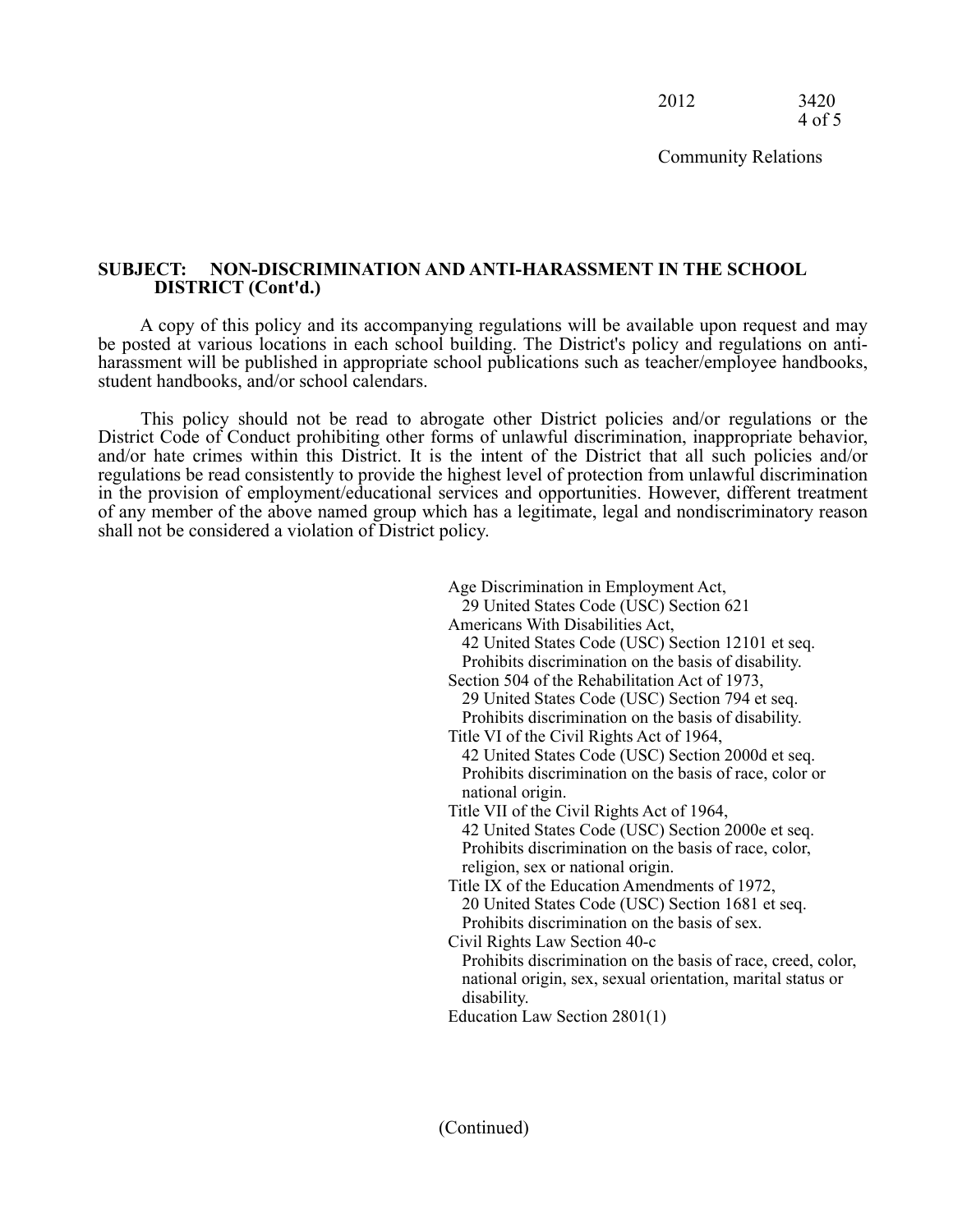**SUBJECT: NON-DISCRIMINATION AND ANTI-HARASSMENT IN THE SCHOOL DISTRICT (Cont'd.)**

A copy of this policy and its accompanying regulations will be available upon request and may be posted at various locations in each school building. The District's policy and regulations on anti-harassment will be published in appropriate school publications such as teacher/employee handbooks, student handbooks, and/or school calendars.

This policy should not be read to abrogate other District policies and/or regulations or the District Code of Conduct prohibiting other forms of unlawful discrimination, inappropriate behavior, and/or hate crimes within this District. It is the intent of the District that all such policies and/or regulations be read consistently to provide the highest level of protection from unlawful discrimination in the provision of employment/educational services and opportunities. However, different treatment of any member of the above named group which has a legitimate, legal and nondiscriminatory reason shall not be considered a violation of District policy.

Age Discrimination in Employment Act,
29 United States Code (USC) Section 621

Americans With Disabilities Act,
42 United States Code (USC) Section 12101 et seq.
Prohibits discrimination on the basis of disability.

Section 504 of the Rehabilitation Act of 1973,
29 United States Code (USC) Section 794 et seq.
Prohibits discrimination on the basis of disability.

Title VI of the Civil Rights Act of 1964,
42 United States Code (USC) Section 2000d et seq.
Prohibits discrimination on the basis of race, color or national origin.

Title VII of the Civil Rights Act of 1964,
42 United States Code (USC) Section 2000e et seq.
Prohibits discrimination on the basis of race, color, religion, sex or national origin.

Title IX of the Education Amendments of 1972,
20 United States Code (USC) Section 1681 et seq.
Prohibits discrimination on the basis of sex.

Civil Rights Law Section 40-c
Prohibits discrimination on the basis of race, creed, color, national origin, sex, sexual orientation, marital status or disability.

Education Law Section 2801(1)

(Continued)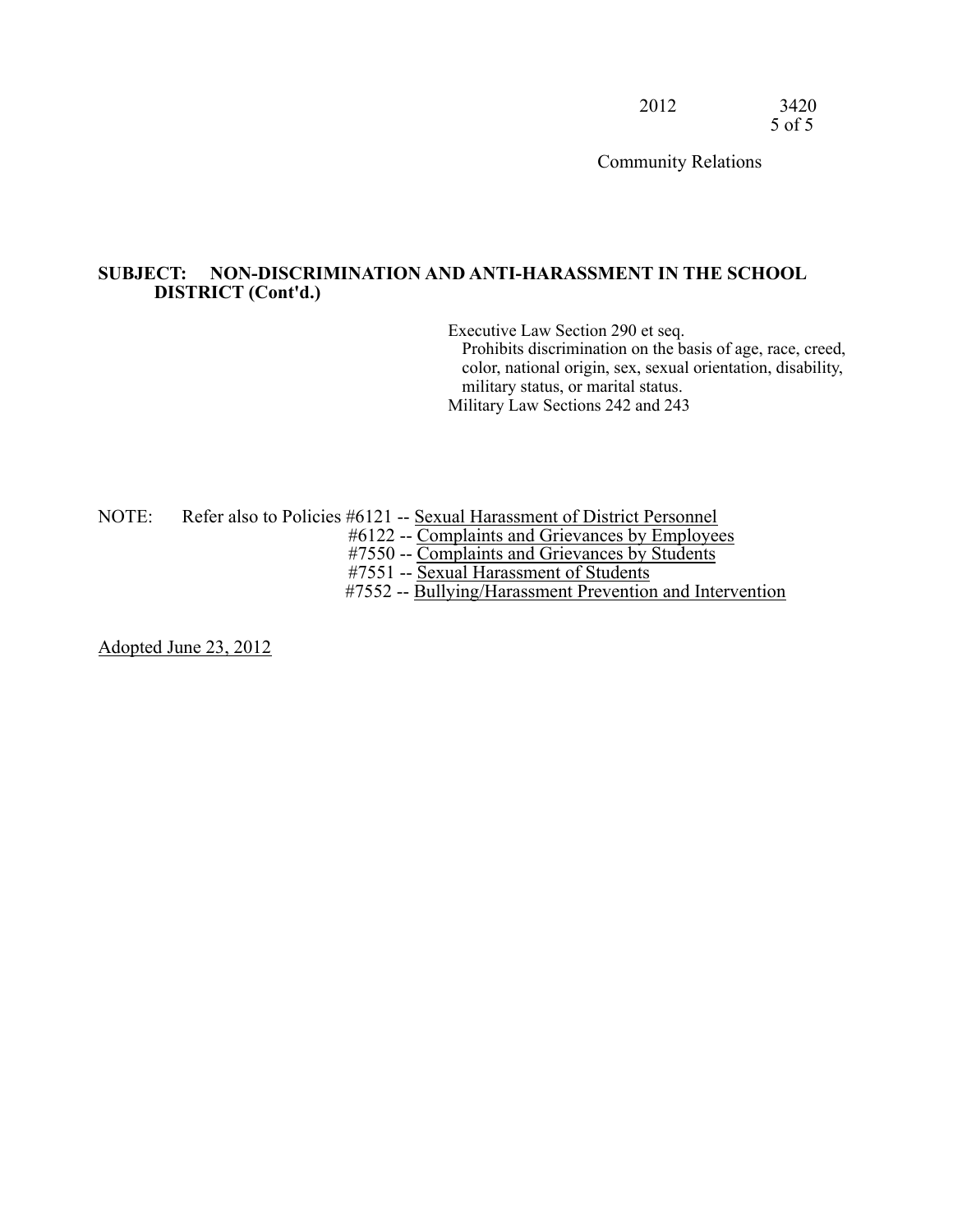**SUBJECT: NON-DISCRIMINATION AND ANTI-HARASSMENT IN THE SCHOOL DISTRICT (Cont'd.)**

Executive Law Section 290 et seq.
Prohibits discrimination on the basis of age, race, creed, color, national origin, sex, sexual orientation, disability, military status, or marital status.
Military Law Sections 242 and 243

NOTE: Refer also to Policies #6121 -- Sexual Harassment of District Personnel
#6122 -- Complaints and Grievances by Employees
#7550 -- Complaints and Grievances by Students
#7551 -- Sexual Harassment of Students
#7552 -- Bullying/Harassment Prevention and Intervention

Adopted June 23, 2012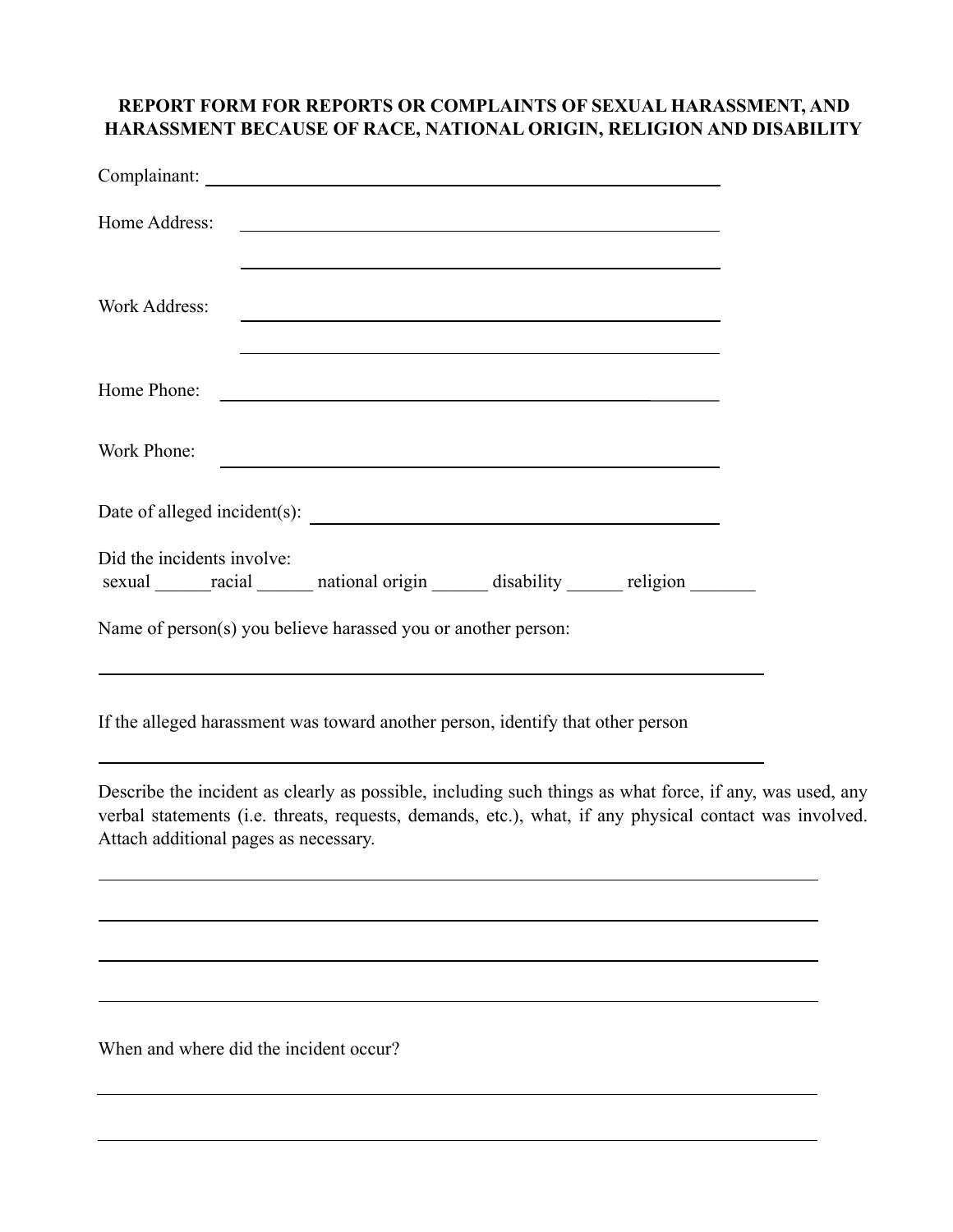**REPORT FORM FOR REPORTS OR COMPLAINTS OF SEXUAL HARASSMENT, AND HARASSMENT BECAUSE OF RACE, NATIONAL ORIGIN, RELIGION AND DISABILITY**

Complainant: ______________________________________________

Home Address: ______________________________________________

______________________________________________

Work Address: ______________________________________________

______________________________________________

Home Phone: ______________________________________________

Work Phone: ______________________________________________

Date of alleged incident(s): ______________________________________________

Did the incidents involve:
sexual ______racial ______ national origin ______ disability ______ religion _______

Name of person(s) you believe harassed you or another person:

______________________________________________

If the alleged harassment was toward another person, identify that other person

______________________________________________

Describe the incident as clearly as possible, including such things as what force, if any, was used, any verbal statements (i.e. threats, requests, demands, etc.), what, if any physical contact was involved. Attach additional pages as necessary.

______________________________________________

______________________________________________

______________________________________________

______________________________________________

When and where did the incident occur?

______________________________________________

______________________________________________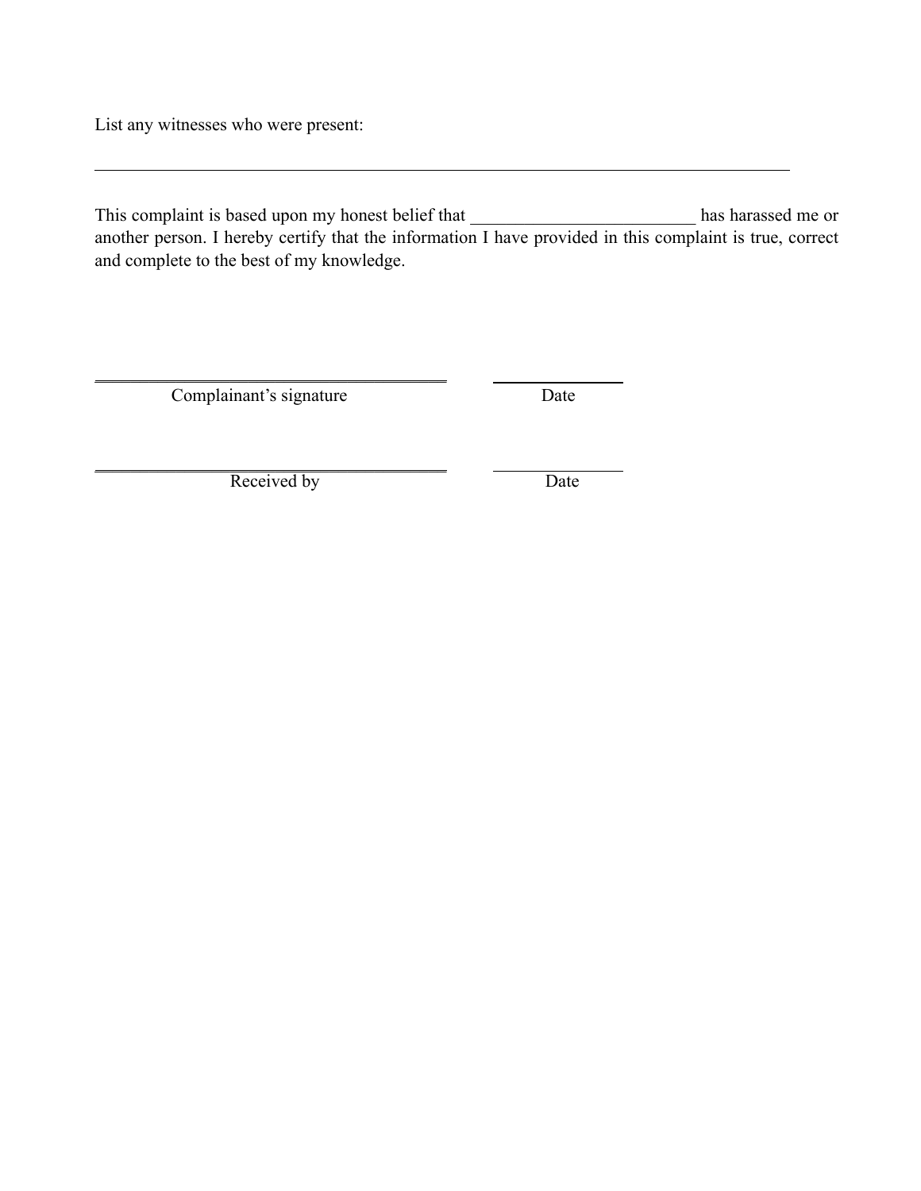List any witnesses who were present:

\_\_\_\_\_\_\_\_\_\_\_\_\_\_\_\_\_\_\_\_\_\_\_\_\_\_\_\_\_\_\_\_\_\_\_\_\_\_\_\_\_\_\_\_\_\_\_\_\_\_\_\_\_\_\_\_\_\_\_\_\_\_\_\_\_\_\_\_\_\_\_\_\_\_

This complaint is based upon my honest belief that \_\_\_\_\_\_\_\_\_\_\_\_\_\_\_\_\_\_\_\_\_\_\_\_\_ has harassed me or another person. I hereby certify that the information I have provided in this complaint is true, correct and complete to the best of my knowledge.

\_\_\_\_\_\_\_\_\_\_\_\_\_\_\_\_\_\_\_\_\_\_\_\_\_\_\_\_\_\_\_\_\_\_\_\_\_\_ \_\_\_\_\_\_\_\_\_\_\_\_\_\_
Complainant's signature Date

\_\_\_\_\_\_\_\_\_\_\_\_\_\_\_\_\_\_\_\_\_\_\_\_\_\_\_\_\_\_\_\_\_\_\_\_\_\_ \_\_\_\_\_\_\_\_\_\_\_\_\_\_
Received by Date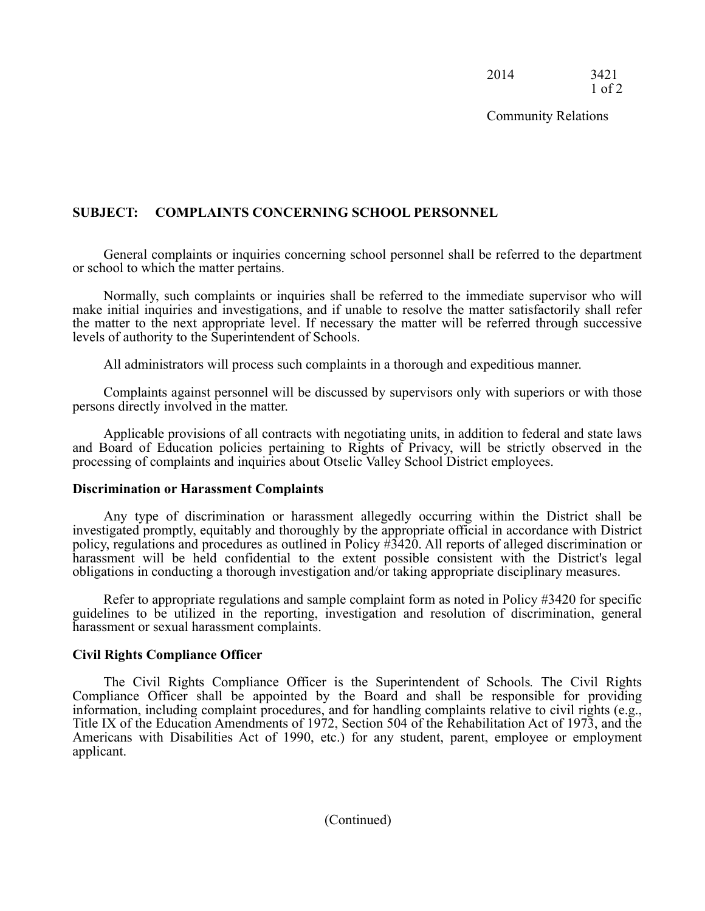Community Relations

**SUBJECT: COMPLAINTS CONCERNING SCHOOL PERSONNEL**

General complaints or inquiries concerning school personnel shall be referred to the department or school to which the matter pertains.

Normally, such complaints or inquiries shall be referred to the immediate supervisor who will make initial inquiries and investigations, and if unable to resolve the matter satisfactorily shall refer the matter to the next appropriate level. If necessary the matter will be referred through successive levels of authority to the Superintendent of Schools.

All administrators will process such complaints in a thorough and expeditious manner.

Complaints against personnel will be discussed by supervisors only with superiors or with those persons directly involved in the matter.

Applicable provisions of all contracts with negotiating units, in addition to federal and state laws and Board of Education policies pertaining to Rights of Privacy, will be strictly observed in the processing of complaints and inquiries about Otselic Valley School District employees.

**Discrimination or Harassment Complaints**

Any type of discrimination or harassment allegedly occurring within the District shall be investigated promptly, equitably and thoroughly by the appropriate official in accordance with District policy, regulations and procedures as outlined in Policy #3420. All reports of alleged discrimination or harassment will be held confidential to the extent possible consistent with the District's legal obligations in conducting a thorough investigation and/or taking appropriate disciplinary measures.

Refer to appropriate regulations and sample complaint form as noted in Policy #3420 for specific guidelines to be utilized in the reporting, investigation and resolution of discrimination, general harassment or sexual harassment complaints.

**Civil Rights Compliance Officer**

The Civil Rights Compliance Officer is the Superintendent of Schools. The Civil Rights Compliance Officer shall be appointed by the Board and shall be responsible for providing information, including complaint procedures, and for handling complaints relative to civil rights (e.g., Title IX of the Education Amendments of 1972, Section 504 of the Rehabilitation Act of 1973, and the Americans with Disabilities Act of 1990, etc.) for any student, parent, employee or employment applicant.

(Continued)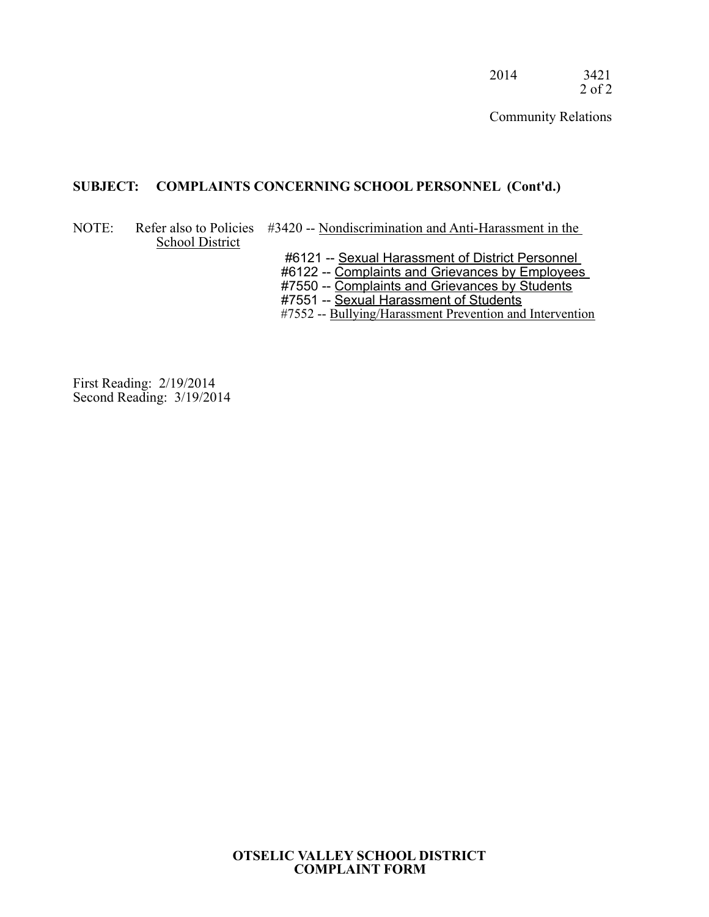**SUBJECT: COMPLAINTS CONCERNING SCHOOL PERSONNEL (Cont'd.)**

NOTE: Refer also to Policies #3420 -- Nondiscrimination and Anti-Harassment in the School District
#6121 -- Sexual Harassment of District Personnel
#6122 -- Complaints and Grievances by Employees
#7550 -- Complaints and Grievances by Students
#7551 -- Sexual Harassment of Students
#7552 -- Bullying/Harassment Prevention and Intervention

First Reading: 2/19/2014
Second Reading: 3/19/2014

**OTSELIC VALLEY SCHOOL DISTRICT**
**COMPLAINT FORM**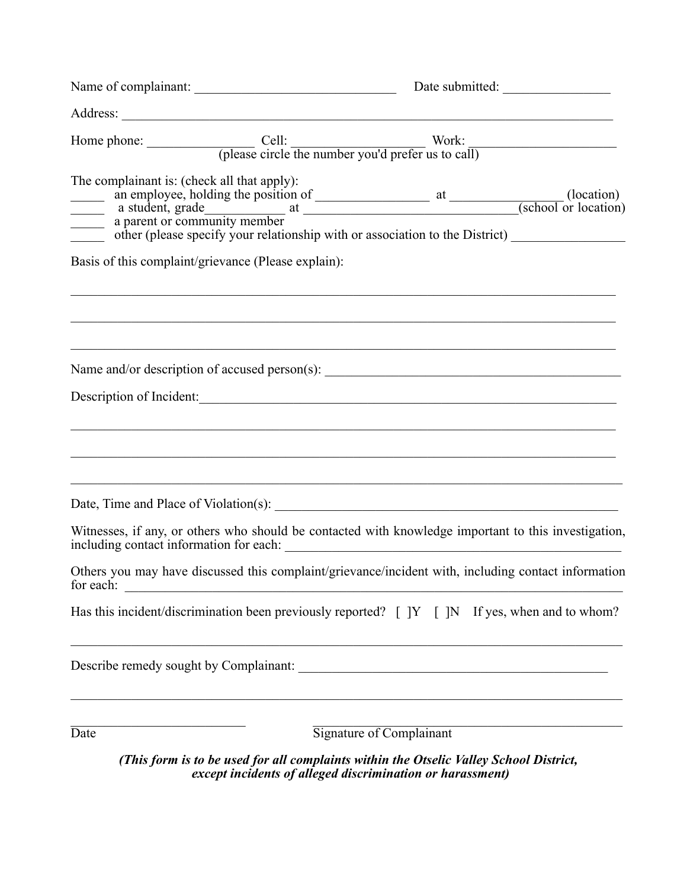Name of complainant: ______________________________ Date submitted: ________________

Address: ______________________________________________________________________________

Home phone: ________________ Cell: ___________________ Work: ______________________
(please circle the number you'd prefer us to call)

The complainant is: (check all that apply):

_____ an employee, holding the position of _________________ at ________________ (location)
_____ a student, grade____________ at ________________________________(school or location)
_____ a parent or community member
_____ other (please specify your relationship with or association to the District) _________________

Basis of this complaint/grievance (Please explain):

_______________________________________________________________________________________

_______________________________________________________________________________________

_______________________________________________________________________________________

Name and/or description of accused person(s): _______________________________________________

Description of Incident:_________________________________________________________________

_______________________________________________________________________________________

_______________________________________________________________________________________

_______________________________________________________________________________________

Date, Time and Place of Violation(s): _____________________________________________________

Witnesses, if any, or others who should be contacted with knowledge important to this investigation, including contact information for each: _____________________________________________________

Others you may have discussed this complaint/grievance/incident with, including contact information for each: _______________________________________________________________________________

Has this incident/discrimination been previously reported? [ ]Y [ ]N If yes, when and to whom?

_______________________________________________________________________________________

Describe remedy sought by Complainant: _______________________________________________

_______________________________________________________________________________________

_________________________ _____________________________________________
Date Signature of Complainant

***(This form is to be used for all complaints within the Otselic Valley School District, except incidents of alleged discrimination or harassment)***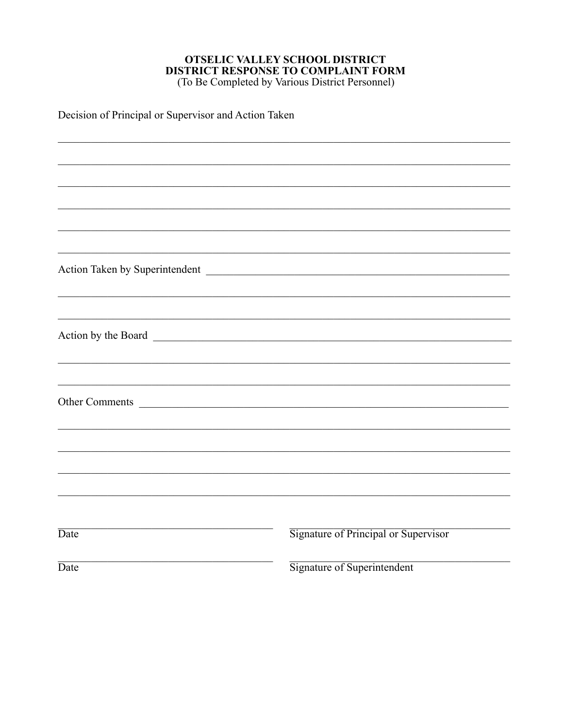**OTSELIC VALLEY SCHOOL DISTRICT**
**DISTRICT RESPONSE TO COMPLAINT FORM**
(To Be Completed by Various District Personnel)

Decision of Principal or Supervisor and Action Taken

______________________________________________________________________________

______________________________________________________________________________

______________________________________________________________________________

______________________________________________________________________________

______________________________________________________________________________

______________________________________________________________________________

Action Taken by Superintendent _______________________________________________

______________________________________________________________________________

______________________________________________________________________________

Action by the Board ___________________________________________________________

______________________________________________________________________________

______________________________________________________________________________

Other Comments ______________________________________________________________

______________________________________________________________________________

______________________________________________________________________________

______________________________________________________________________________

______________________________________________________________________________

_________________________________ &nbsp;&nbsp;&nbsp; _________________________________
Date &nbsp;&nbsp;&nbsp; Signature of Principal or Supervisor

_________________________________ &nbsp;&nbsp;&nbsp; _________________________________
Date &nbsp;&nbsp;&nbsp; Signature of Superintendent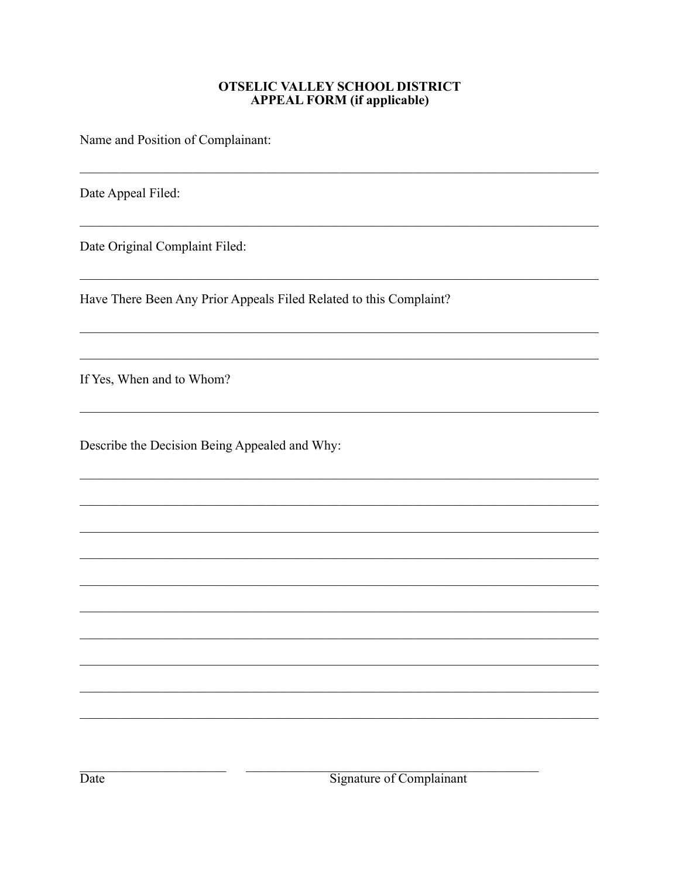**OTSELIC VALLEY SCHOOL DISTRICT**
**APPEAL FORM (if applicable)**

Name and Position of Complainant:

\_\_\_\_\_\_\_\_\_\_\_\_\_\_\_\_\_\_\_\_\_\_\_\_\_\_\_\_\_\_\_\_\_\_\_\_\_\_\_\_\_\_\_\_\_\_\_\_\_\_\_\_\_\_\_\_\_\_\_\_\_\_\_\_\_\_\_\_\_\_\_\_

Date Appeal Filed:

\_\_\_\_\_\_\_\_\_\_\_\_\_\_\_\_\_\_\_\_\_\_\_\_\_\_\_\_\_\_\_\_\_\_\_\_\_\_\_\_\_\_\_\_\_\_\_\_\_\_\_\_\_\_\_\_\_\_\_\_\_\_\_\_\_\_\_\_\_\_\_\_

Date Original Complaint Filed:

\_\_\_\_\_\_\_\_\_\_\_\_\_\_\_\_\_\_\_\_\_\_\_\_\_\_\_\_\_\_\_\_\_\_\_\_\_\_\_\_\_\_\_\_\_\_\_\_\_\_\_\_\_\_\_\_\_\_\_\_\_\_\_\_\_\_\_\_\_\_\_\_

Have There Been Any Prior Appeals Filed Related to this Complaint?

\_\_\_\_\_\_\_\_\_\_\_\_\_\_\_\_\_\_\_\_\_\_\_\_\_\_\_\_\_\_\_\_\_\_\_\_\_\_\_\_\_\_\_\_\_\_\_\_\_\_\_\_\_\_\_\_\_\_\_\_\_\_\_\_\_\_\_\_\_\_\_\_

\_\_\_\_\_\_\_\_\_\_\_\_\_\_\_\_\_\_\_\_\_\_\_\_\_\_\_\_\_\_\_\_\_\_\_\_\_\_\_\_\_\_\_\_\_\_\_\_\_\_\_\_\_\_\_\_\_\_\_\_\_\_\_\_\_\_\_\_\_\_\_\_

If Yes, When and to Whom?

\_\_\_\_\_\_\_\_\_\_\_\_\_\_\_\_\_\_\_\_\_\_\_\_\_\_\_\_\_\_\_\_\_\_\_\_\_\_\_\_\_\_\_\_\_\_\_\_\_\_\_\_\_\_\_\_\_\_\_\_\_\_\_\_\_\_\_\_\_\_\_\_

Describe the Decision Being Appealed and Why:

\_\_\_\_\_\_\_\_\_\_\_\_\_\_\_\_\_\_\_\_\_\_\_\_\_\_\_\_\_\_\_\_\_\_\_\_\_\_\_\_\_\_\_\_\_\_\_\_\_\_\_\_\_\_\_\_\_\_\_\_\_\_\_\_\_\_\_\_\_\_\_\_

\_\_\_\_\_\_\_\_\_\_\_\_\_\_\_\_\_\_\_\_\_\_\_\_\_\_\_\_\_\_\_\_\_\_\_\_\_\_\_\_\_\_\_\_\_\_\_\_\_\_\_\_\_\_\_\_\_\_\_\_\_\_\_\_\_\_\_\_\_\_\_\_

\_\_\_\_\_\_\_\_\_\_\_\_\_\_\_\_\_\_\_\_\_\_\_\_\_\_\_\_\_\_\_\_\_\_\_\_\_\_\_\_\_\_\_\_\_\_\_\_\_\_\_\_\_\_\_\_\_\_\_\_\_\_\_\_\_\_\_\_\_\_\_\_

\_\_\_\_\_\_\_\_\_\_\_\_\_\_\_\_\_\_\_\_\_\_\_\_\_\_\_\_\_\_\_\_\_\_\_\_\_\_\_\_\_\_\_\_\_\_\_\_\_\_\_\_\_\_\_\_\_\_\_\_\_\_\_\_\_\_\_\_\_\_\_\_

\_\_\_\_\_\_\_\_\_\_\_\_\_\_\_\_\_\_\_\_\_\_\_\_\_\_\_\_\_\_\_\_\_\_\_\_\_\_\_\_\_\_\_\_\_\_\_\_\_\_\_\_\_\_\_\_\_\_\_\_\_\_\_\_\_\_\_\_\_\_\_\_

\_\_\_\_\_\_\_\_\_\_\_\_\_\_\_\_\_\_\_\_\_\_\_\_\_\_\_\_\_\_\_\_\_\_\_\_\_\_\_\_\_\_\_\_\_\_\_\_\_\_\_\_\_\_\_\_\_\_\_\_\_\_\_\_\_\_\_\_\_\_\_\_

\_\_\_\_\_\_\_\_\_\_\_\_\_\_\_\_\_\_\_\_\_\_\_\_\_\_\_\_\_\_\_\_\_\_\_\_\_\_\_\_\_\_\_\_\_\_\_\_\_\_\_\_\_\_\_\_\_\_\_\_\_\_\_\_\_\_\_\_\_\_\_\_

\_\_\_\_\_\_\_\_\_\_\_\_\_\_\_\_\_\_\_\_\_\_\_\_\_\_\_\_\_\_\_\_\_\_\_\_\_\_\_\_\_\_\_\_\_\_\_\_\_\_\_\_\_\_\_\_\_\_\_\_\_\_\_\_\_\_\_\_\_\_\_\_

\_\_\_\_\_\_\_\_\_\_\_\_\_\_\_\_\_\_\_\_\_\_\_\_\_\_\_\_\_\_\_\_\_\_\_\_\_\_\_\_\_\_\_\_\_\_\_\_\_\_\_\_\_\_\_\_\_\_\_\_\_\_\_\_\_\_\_\_\_\_\_\_

\_\_\_\_\_\_\_\_\_\_\_\_\_\_\_\_\_\_\_\_\_\_\_\_\_\_\_\_\_\_\_\_\_\_\_\_\_\_\_\_\_\_\_\_\_\_\_\_\_\_\_\_\_\_\_\_\_\_\_\_\_\_\_\_\_\_\_\_\_\_\_\_

\_\_\_\_\_\_\_\_\_\_\_\_\_\_\_\_\_\_\_\_ \_\_\_\_\_\_\_\_\_\_\_\_\_\_\_\_\_\_\_\_\_\_\_\_\_\_\_\_\_\_\_\_\_\_\_\_\_\_\_\_
Date Signature of Complainant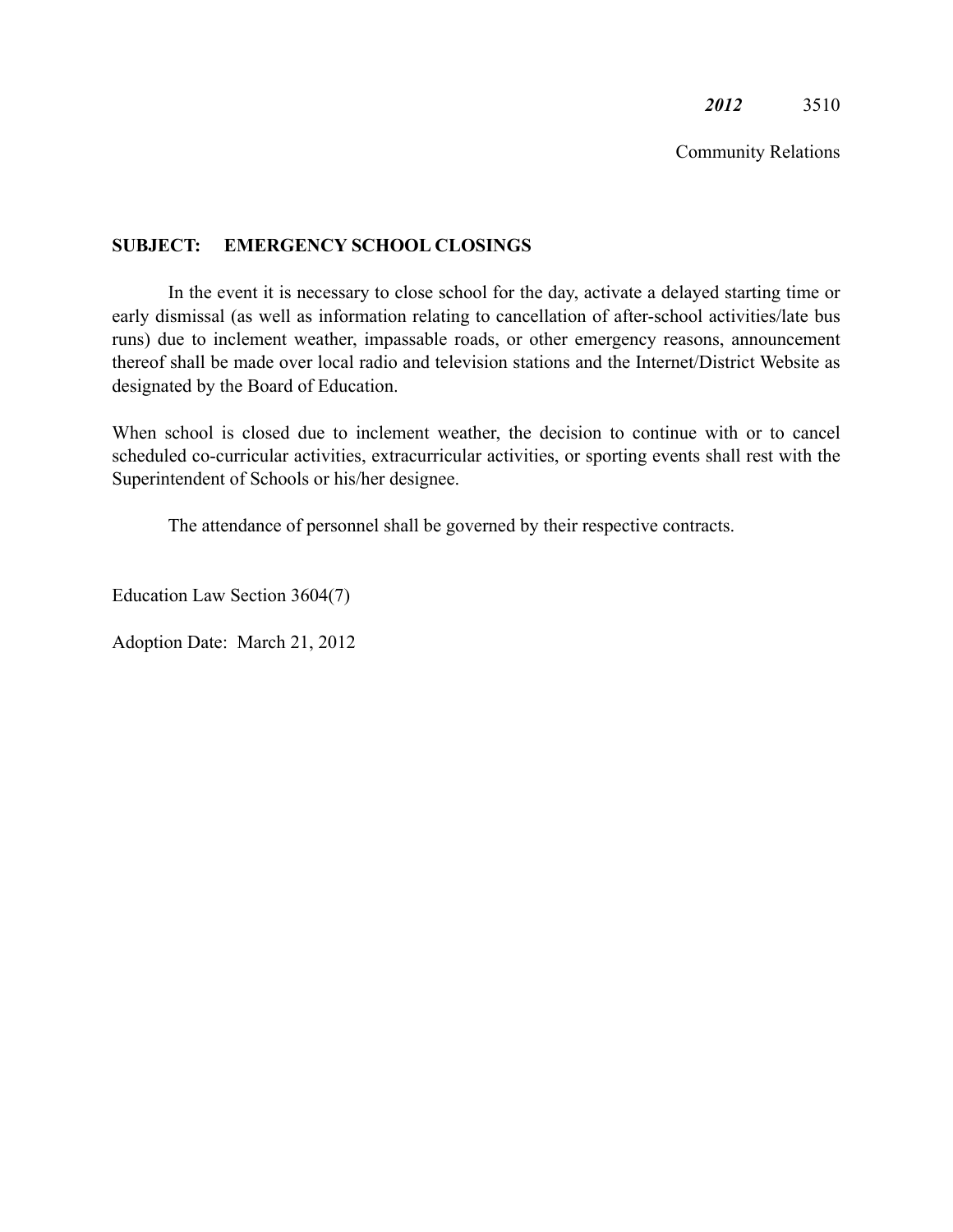***2012*** 3510

Community Relations

**SUBJECT: EMERGENCY SCHOOL CLOSINGS**

In the event it is necessary to close school for the day, activate a delayed starting time or early dismissal (as well as information relating to cancellation of after-school activities/late bus runs) due to inclement weather, impassable roads, or other emergency reasons, announcement thereof shall be made over local radio and television stations and the Internet/District Website as designated by the Board of Education.

When school is closed due to inclement weather, the decision to continue with or to cancel scheduled co-curricular activities, extracurricular activities, or sporting events shall rest with the Superintendent of Schools or his/her designee.

The attendance of personnel shall be governed by their respective contracts.

Education Law Section 3604(7)

Adoption Date: March 21, 2012